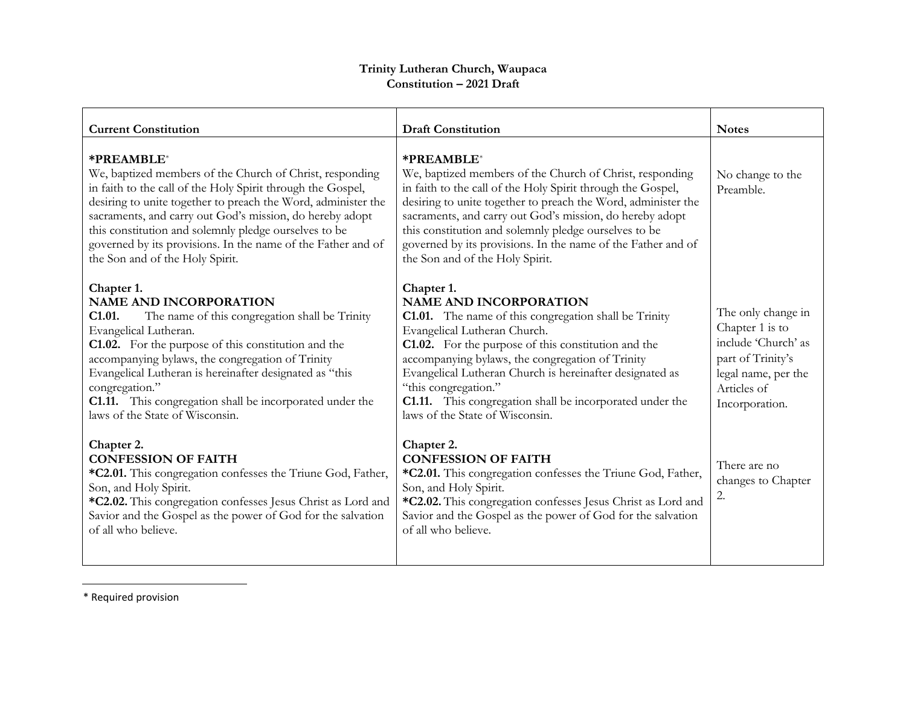**Trinity Lutheran Church, Waupaca**
**Constitution – 2021 Draft**

| **Current Constitution** | **Draft Constitution** | **Notes** |
| --- | --- | --- |
| ***PREAMBLE**[*]<br>We, baptized members of the Church of Christ, responding in faith to the call of the Holy Spirit through the Gospel, desiring to unite together to preach the Word, administer the sacraments, and carry out God's mission, do hereby adopt this constitution and solemnly pledge ourselves to be governed by its provisions. In the name of the Father and of the Son and of the Holy Spirit. | ***PREAMBLE**[*]<br>We, baptized members of the Church of Christ, responding in faith to the call of the Holy Spirit through the Gospel, desiring to unite together to preach the Word, administer the sacraments, and carry out God's mission, do hereby adopt this constitution and solemnly pledge ourselves to be governed by its provisions. In the name of the Father and of the Son and of the Holy Spirit. | No change to the Preamble. |
| **Chapter 1.**<br>**NAME AND INCORPORATION**<br>**C1.01.** The name of this congregation shall be Trinity Evangelical Lutheran.<br>**C1.02.** For the purpose of this constitution and the accompanying bylaws, the congregation of Trinity Evangelical Lutheran is hereinafter designated as "this congregation."<br>**C1.11.** This congregation shall be incorporated under the laws of the State of Wisconsin. | **Chapter 1.**<br>**NAME AND INCORPORATION**<br>**C1.01.** The name of this congregation shall be Trinity Evangelical Lutheran Church.<br>**C1.02.** For the purpose of this constitution and the accompanying bylaws, the congregation of Trinity Evangelical Lutheran Church is hereinafter designated as "this congregation."<br>**C1.11.** This congregation shall be incorporated under the laws of the State of Wisconsin. | The only change in Chapter 1 is to include 'Church' as part of Trinity's legal name, per the Articles of Incorporation. |
| **Chapter 2.**<br>**CONFESSION OF FAITH**<br>***C2.01.** This congregation confesses the Triune God, Father, Son, and Holy Spirit.<br>***C2.02.** This congregation confesses Jesus Christ as Lord and Savior and the Gospel as the power of God for the salvation of all who believe. | **Chapter 2.**<br>**CONFESSION OF FAITH**<br>***C2.01.** This congregation confesses the Triune God, Father, Son, and Holy Spirit.<br>***C2.02.** This congregation confesses Jesus Christ as Lord and Savior and the Gospel as the power of God for the salvation of all who believe. | There are no changes to Chapter 2. |

[*] Required provision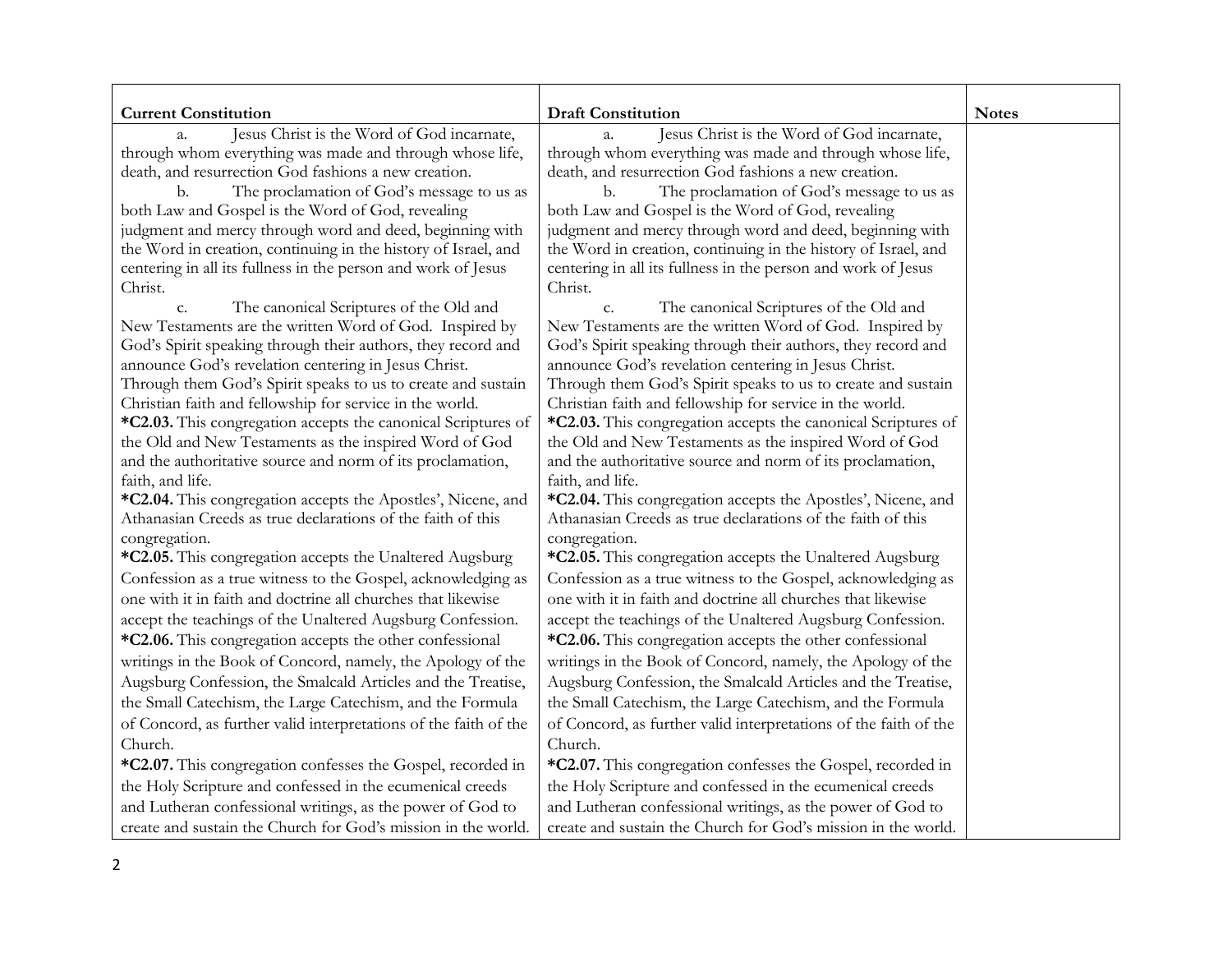| Current Constitution | Draft Constitution | Notes |
|---|---|---|
| a. Jesus Christ is the Word of God incarnate, through whom everything was made and through whose life, death, and resurrection God fashions a new creation.<br>b. The proclamation of God's message to us as both Law and Gospel is the Word of God, revealing judgment and mercy through word and deed, beginning with the Word in creation, continuing in the history of Israel, and centering in all its fullness in the person and work of Jesus Christ.<br>c. The canonical Scriptures of the Old and New Testaments are the written Word of God. Inspired by God's Spirit speaking through their authors, they record and announce God's revelation centering in Jesus Christ. Through them God's Spirit speaks to us to create and sustain Christian faith and fellowship for service in the world.<br>**\*C2.03.** This congregation accepts the canonical Scriptures of the Old and New Testaments as the inspired Word of God and the authoritative source and norm of its proclamation, faith, and life.<br>**\*C2.04.** This congregation accepts the Apostles', Nicene, and Athanasian Creeds as true declarations of the faith of this congregation.<br>**\*C2.05.** This congregation accepts the Unaltered Augsburg Confession as a true witness to the Gospel, acknowledging as one with it in faith and doctrine all churches that likewise accept the teachings of the Unaltered Augsburg Confession.<br>**\*C2.06.** This congregation accepts the other confessional writings in the Book of Concord, namely, the Apology of the Augsburg Confession, the Smalcald Articles and the Treatise, the Small Catechism, the Large Catechism, and the Formula of Concord, as further valid interpretations of the faith of the Church.<br>**\*C2.07.** This congregation confesses the Gospel, recorded in the Holy Scripture and confessed in the ecumenical creeds and Lutheran confessional writings, as the power of God to create and sustain the Church for God's mission in the world. | a. Jesus Christ is the Word of God incarnate, through whom everything was made and through whose life, death, and resurrection God fashions a new creation.<br>b. The proclamation of God's message to us as both Law and Gospel is the Word of God, revealing judgment and mercy through word and deed, beginning with the Word in creation, continuing in the history of Israel, and centering in all its fullness in the person and work of Jesus Christ.<br>c. The canonical Scriptures of the Old and New Testaments are the written Word of God. Inspired by God's Spirit speaking through their authors, they record and announce God's revelation centering in Jesus Christ. Through them God's Spirit speaks to us to create and sustain Christian faith and fellowship for service in the world.<br>**\*C2.03.** This congregation accepts the canonical Scriptures of the Old and New Testaments as the inspired Word of God and the authoritative source and norm of its proclamation, faith, and life.<br>**\*C2.04.** This congregation accepts the Apostles', Nicene, and Athanasian Creeds as true declarations of the faith of this congregation.<br>**\*C2.05.** This congregation accepts the Unaltered Augsburg Confession as a true witness to the Gospel, acknowledging as one with it in faith and doctrine all churches that likewise accept the teachings of the Unaltered Augsburg Confession.<br>**\*C2.06.** This congregation accepts the other confessional writings in the Book of Concord, namely, the Apology of the Augsburg Confession, the Smalcald Articles and the Treatise, the Small Catechism, the Large Catechism, and the Formula of Concord, as further valid interpretations of the faith of the Church.<br>**\*C2.07.** This congregation confesses the Gospel, recorded in the Holy Scripture and confessed in the ecumenical creeds and Lutheran confessional writings, as the power of God to create and sustain the Church for God's mission in the world. | |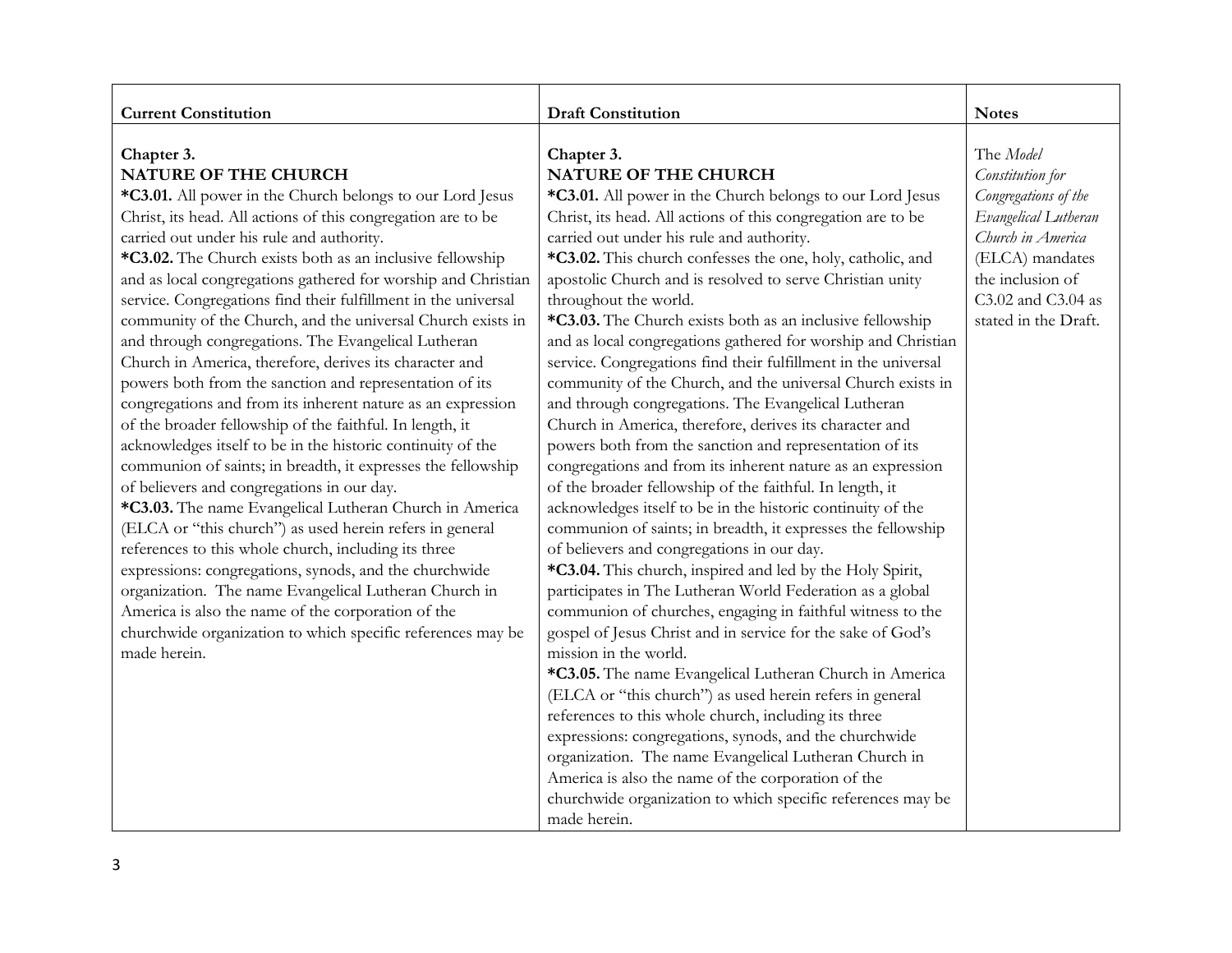| Current Constitution | Draft Constitution | Notes |
|---|---|---|
| **Chapter 3.**<br>**NATURE OF THE CHURCH**<br>**\*C3.01.** All power in the Church belongs to our Lord Jesus Christ, its head. All actions of this congregation are to be carried out under his rule and authority.<br>**\*C3.02.** The Church exists both as an inclusive fellowship and as local congregations gathered for worship and Christian service. Congregations find their fulfillment in the universal community of the Church, and the universal Church exists in and through congregations. The Evangelical Lutheran Church in America, therefore, derives its character and powers both from the sanction and representation of its congregations and from its inherent nature as an expression of the broader fellowship of the faithful. In length, it acknowledges itself to be in the historic continuity of the communion of saints; in breadth, it expresses the fellowship of believers and congregations in our day.<br>**\*C3.03.** The name Evangelical Lutheran Church in America (ELCA or "this church") as used herein refers in general references to this whole church, including its three expressions: congregations, synods, and the churchwide organization. The name Evangelical Lutheran Church in America is also the name of the corporation of the churchwide organization to which specific references may be made herein. | **Chapter 3.**<br>**NATURE OF THE CHURCH**<br>**\*C3.01.** All power in the Church belongs to our Lord Jesus Christ, its head. All actions of this congregation are to be carried out under his rule and authority.<br>**\*C3.02.** This church confesses the one, holy, catholic, and apostolic Church and is resolved to serve Christian unity throughout the world.<br>**\*C3.03.** The Church exists both as an inclusive fellowship and as local congregations gathered for worship and Christian service. Congregations find their fulfillment in the universal community of the Church, and the universal Church exists in and through congregations. The Evangelical Lutheran Church in America, therefore, derives its character and powers both from the sanction and representation of its congregations and from its inherent nature as an expression of the broader fellowship of the faithful. In length, it acknowledges itself to be in the historic continuity of the communion of saints; in breadth, it expresses the fellowship of believers and congregations in our day.<br>**\*C3.04.** This church, inspired and led by the Holy Spirit, participates in The Lutheran World Federation as a global communion of churches, engaging in faithful witness to the gospel of Jesus Christ and in service for the sake of God's mission in the world.<br>**\*C3.05.** The name Evangelical Lutheran Church in America (ELCA or "this church") as used herein refers in general references to this whole church, including its three expressions: congregations, synods, and the churchwide organization. The name Evangelical Lutheran Church in America is also the name of the corporation of the churchwide organization to which specific references may be made herein. | The *Model Constitution for Congregations of the Evangelical Lutheran Church in America* (ELCA) mandates the inclusion of C3.02 and C3.04 as stated in the Draft. |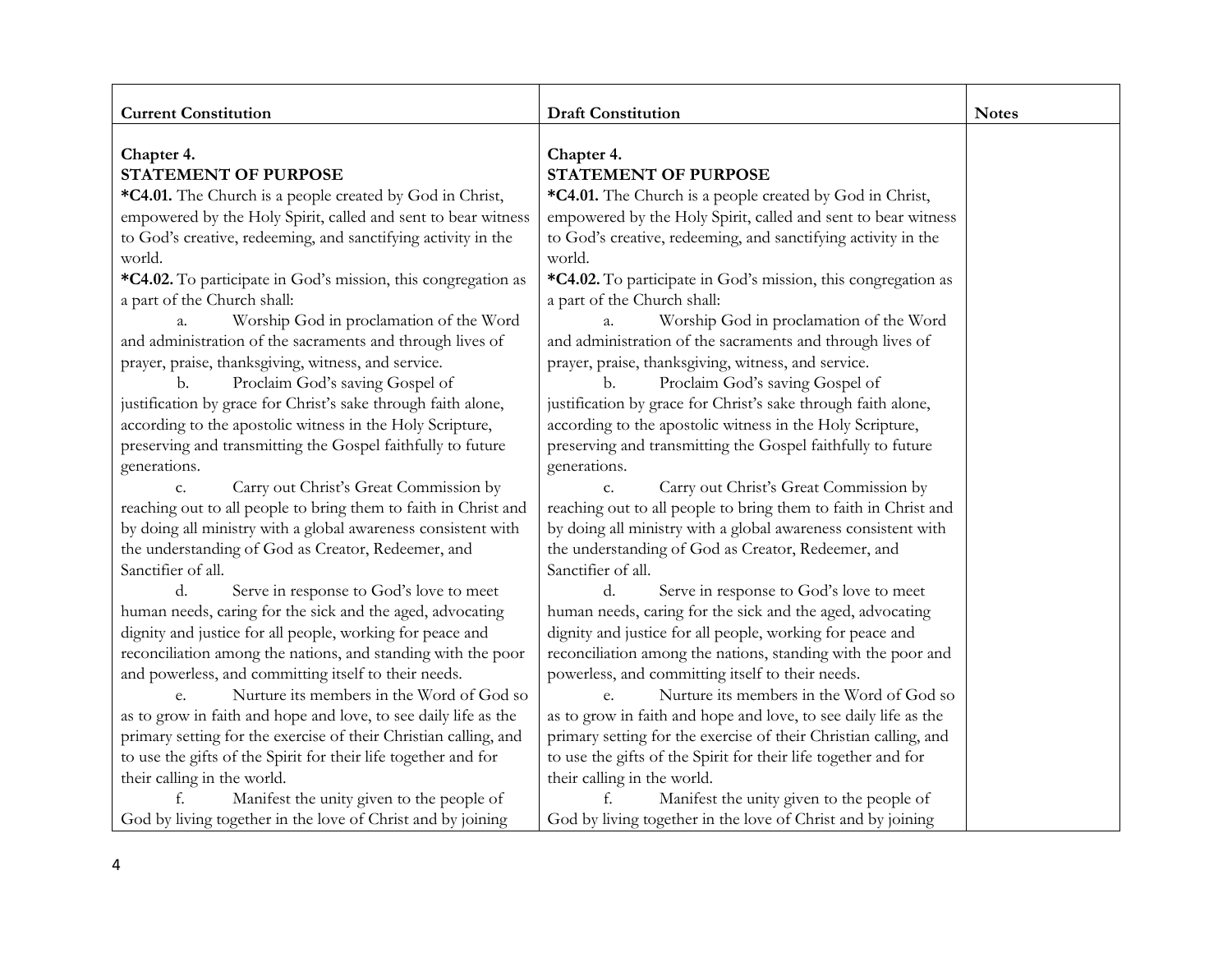| Current Constitution | Draft Constitution | Notes |
|---|---|---|
| Chapter 4.<br>**STATEMENT OF PURPOSE**<br>***C4.01.** The Church is a people created by God in Christ, empowered by the Holy Spirit, called and sent to bear witness to God's creative, redeeming, and sanctifying activity in the world.<br>***C4.02.** To participate in God's mission, this congregation as a part of the Church shall:<br>a. Worship God in proclamation of the Word and administration of the sacraments and through lives of prayer, praise, thanksgiving, witness, and service.<br>b. Proclaim God's saving Gospel of justification by grace for Christ's sake through faith alone, according to the apostolic witness in the Holy Scripture, preserving and transmitting the Gospel faithfully to future generations.<br>c. Carry out Christ's Great Commission by reaching out to all people to bring them to faith in Christ and by doing all ministry with a global awareness consistent with the understanding of God as Creator, Redeemer, and Sanctifier of all.<br>d. Serve in response to God's love to meet human needs, caring for the sick and the aged, advocating dignity and justice for all people, working for peace and reconciliation among the nations, and standing with the poor and powerless, and committing itself to their needs.<br>e. Nurture its members in the Word of God so as to grow in faith and hope and love, to see daily life as the primary setting for the exercise of their Christian calling, and to use the gifts of the Spirit for their life together and for their calling in the world.<br>f. Manifest the unity given to the people of God by living together in the love of Christ and by joining | Chapter 4.<br>**STATEMENT OF PURPOSE**<br>***C4.01.** The Church is a people created by God in Christ, empowered by the Holy Spirit, called and sent to bear witness to God's creative, redeeming, and sanctifying activity in the world.<br>***C4.02.** To participate in God's mission, this congregation as a part of the Church shall:<br>a. Worship God in proclamation of the Word and administration of the sacraments and through lives of prayer, praise, thanksgiving, witness, and service.<br>b. Proclaim God's saving Gospel of justification by grace for Christ's sake through faith alone, according to the apostolic witness in the Holy Scripture, preserving and transmitting the Gospel faithfully to future generations.<br>c. Carry out Christ's Great Commission by reaching out to all people to bring them to faith in Christ and by doing all ministry with a global awareness consistent with the understanding of God as Creator, Redeemer, and Sanctifier of all.<br>d. Serve in response to God's love to meet human needs, caring for the sick and the aged, advocating dignity and justice for all people, working for peace and reconciliation among the nations, standing with the poor and powerless, and committing itself to their needs.<br>e. Nurture its members in the Word of God so as to grow in faith and hope and love, to see daily life as the primary setting for the exercise of their Christian calling, and to use the gifts of the Spirit for their life together and for their calling in the world.<br>f. Manifest the unity given to the people of God by living together in the love of Christ and by joining | |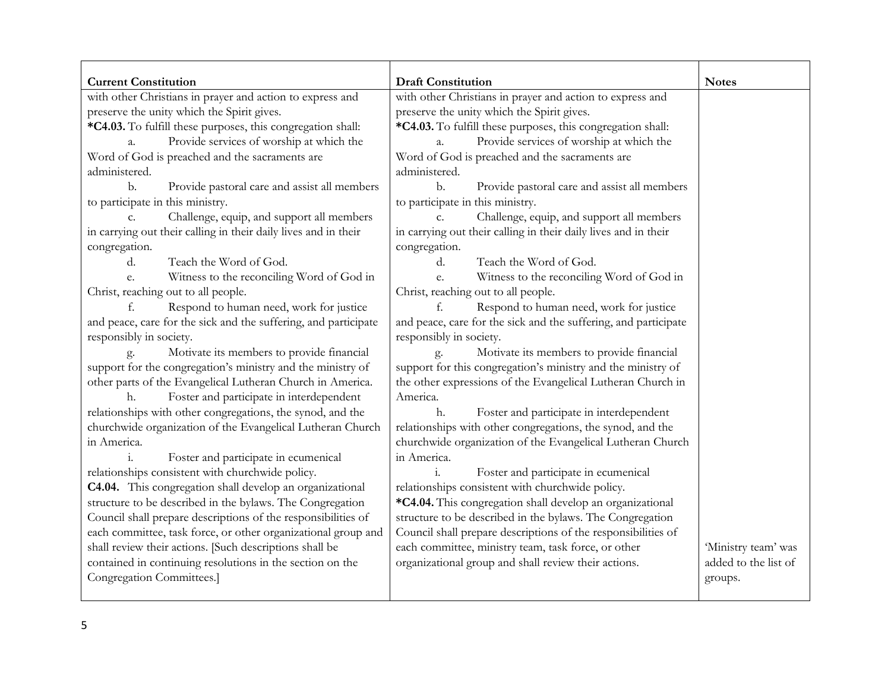| Current Constitution | Draft Constitution | Notes |
| --- | --- | --- |
| with other Christians in prayer and action to express and preserve the unity which the Spirit gives.<br>**\*C4.03.** To fulfill these purposes, this congregation shall:<br>a. Provide services of worship at which the Word of God is preached and the sacraments are administered.<br>b. Provide pastoral care and assist all members to participate in this ministry.<br>c. Challenge, equip, and support all members in carrying out their calling in their daily lives and in their congregation.<br>d. Teach the Word of God.<br>e. Witness to the reconciling Word of God in Christ, reaching out to all people.<br>f. Respond to human need, work for justice and peace, care for the sick and the suffering, and participate responsibly in society.<br>g. Motivate its members to provide financial support for the congregation's ministry and the ministry of other parts of the Evangelical Lutheran Church in America.<br>h. Foster and participate in interdependent relationships with other congregations, the synod, and the churchwide organization of the Evangelical Lutheran Church in America.<br>i. Foster and participate in ecumenical relationships consistent with churchwide policy.<br>**C4.04.** This congregation shall develop an organizational structure to be described in the bylaws. The Congregation Council shall prepare descriptions of the responsibilities of each committee, task force, or other organizational group and shall review their actions. [Such descriptions shall be contained in continuing resolutions in the section on the Congregation Committees.] | with other Christians in prayer and action to express and preserve the unity which the Spirit gives.<br>**\*C4.03.** To fulfill these purposes, this congregation shall:<br>a. Provide services of worship at which the Word of God is preached and the sacraments are administered.<br>b. Provide pastoral care and assist all members to participate in this ministry.<br>c. Challenge, equip, and support all members in carrying out their calling in their daily lives and in their congregation.<br>d. Teach the Word of God.<br>e. Witness to the reconciling Word of God in Christ, reaching out to all people.<br>f. Respond to human need, work for justice and peace, care for the sick and the suffering, and participate responsibly in society.<br>g. Motivate its members to provide financial support for this congregation's ministry and the ministry of the other expressions of the Evangelical Lutheran Church in America.<br>h. Foster and participate in interdependent relationships with other congregations, the synod, and the churchwide organization of the Evangelical Lutheran Church in America.<br>i. Foster and participate in ecumenical relationships consistent with churchwide policy.<br>**\*C4.04.** This congregation shall develop an organizational structure to be described in the bylaws. The Congregation Council shall prepare descriptions of the responsibilities of each committee, ministry team, task force, or other organizational group and shall review their actions. | 'Ministry team' was added to the list of groups. |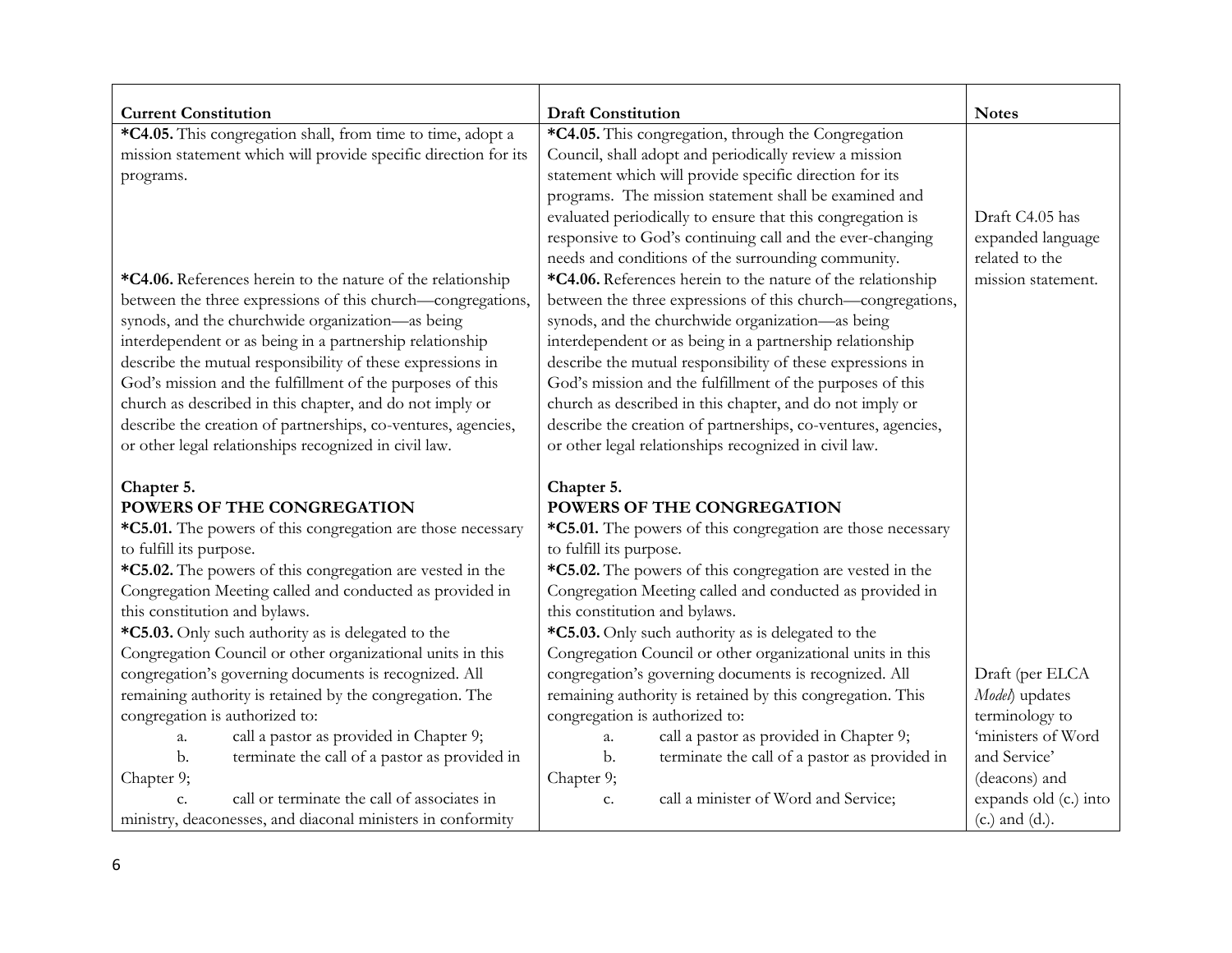| Current Constitution | Draft Constitution | Notes |
|---|---|---|
| **\*C4.05.** This congregation shall, from time to time, adopt a mission statement which will provide specific direction for its programs. | **\*C4.05.** This congregation, through the Congregation Council, shall adopt and periodically review a mission statement which will provide specific direction for its programs. The mission statement shall be examined and evaluated periodically to ensure that this congregation is responsive to God's continuing call and the ever-changing needs and conditions of the surrounding community. | Draft C4.05 has expanded language related to the mission statement. |
| **\*C4.06.** References herein to the nature of the relationship between the three expressions of this church—congregations, synods, and the churchwide organization—as being interdependent or as being in a partnership relationship describe the mutual responsibility of these expressions in God's mission and the fulfillment of the purposes of this church as described in this chapter, and do not imply or describe the creation of partnerships, co-ventures, agencies, or other legal relationships recognized in civil law. | **\*C4.06.** References herein to the nature of the relationship between the three expressions of this church—congregations, synods, and the churchwide organization—as being interdependent or as being in a partnership relationship describe the mutual responsibility of these expressions in God's mission and the fulfillment of the purposes of this church as described in this chapter, and do not imply or describe the creation of partnerships, co-ventures, agencies, or other legal relationships recognized in civil law. | |
| **Chapter 5.**<br>**POWERS OF THE CONGREGATION** | **Chapter 5.**<br>**POWERS OF THE CONGREGATION** | |
| **\*C5.01.** The powers of this congregation are those necessary to fulfill its purpose. | **\*C5.01.** The powers of this congregation are those necessary to fulfill its purpose. | |
| **\*C5.02.** The powers of this congregation are vested in the Congregation Meeting called and conducted as provided in this constitution and bylaws. | **\*C5.02.** The powers of this congregation are vested in the Congregation Meeting called and conducted as provided in this constitution and bylaws. | |
| **\*C5.03.** Only such authority as is delegated to the Congregation Council or other organizational units in this congregation's governing documents is recognized. All remaining authority is retained by the congregation. The congregation is authorized to:<br>a. call a pastor as provided in Chapter 9;<br>b. terminate the call of a pastor as provided in Chapter 9;<br>c. call or terminate the call of associates in ministry, deaconesses, and diaconal ministers in conformity | **\*C5.03.** Only such authority as is delegated to the Congregation Council or other organizational units in this congregation's governing documents is recognized. All remaining authority is retained by this congregation. This congregation is authorized to:<br>a. call a pastor as provided in Chapter 9;<br>b. terminate the call of a pastor as provided in Chapter 9;<br>c. call a minister of Word and Service; | Draft (per ELCA *Model*) updates terminology to 'ministers of Word and Service' (deacons) and expands old (c.) into (c.) and (d.). |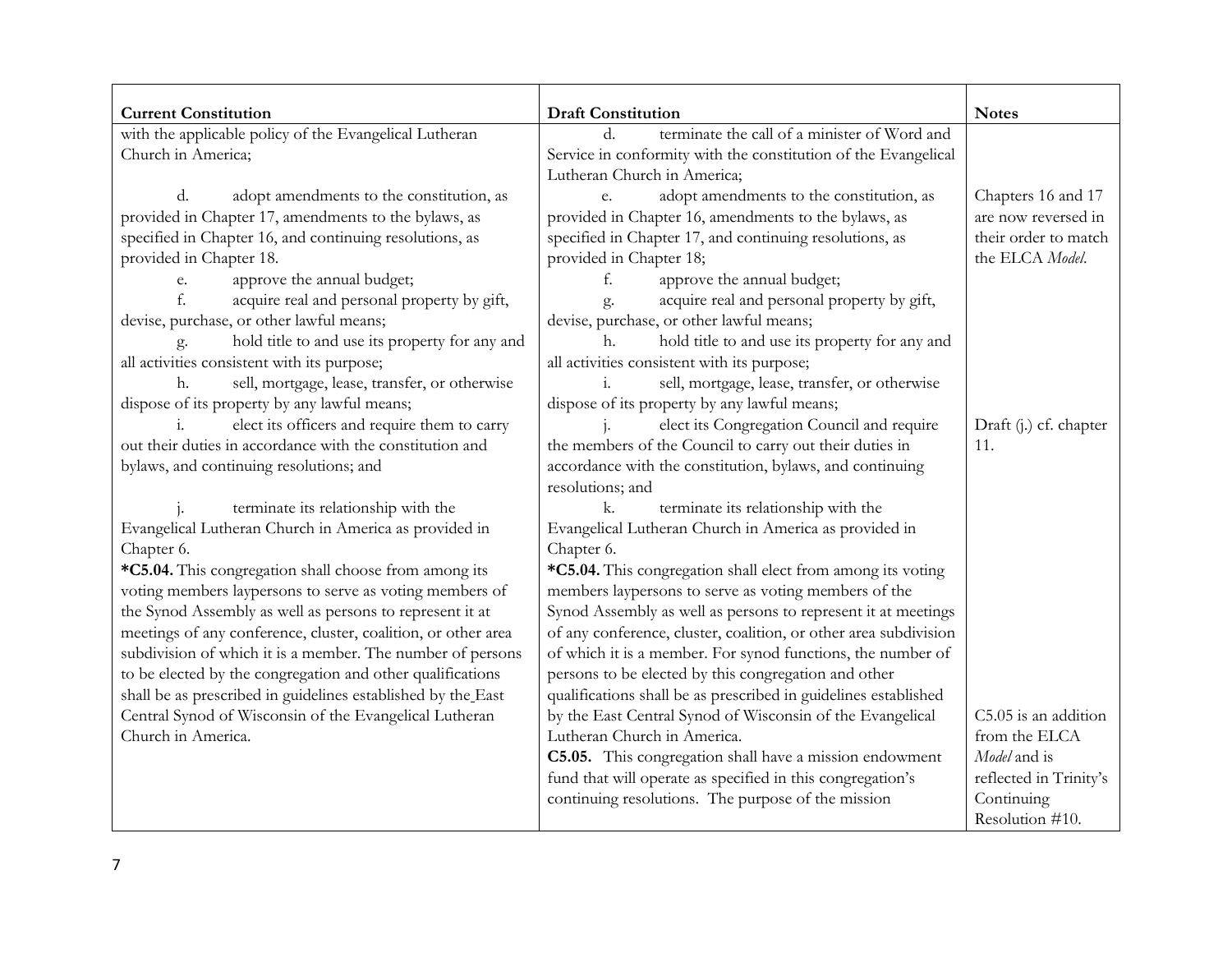| Current Constitution | Draft Constitution | Notes |
|---|---|---|
| with the applicable policy of the Evangelical Lutheran Church in America; | d. terminate the call of a minister of Word and Service in conformity with the constitution of the Evangelical Lutheran Church in America; | |
| d. adopt amendments to the constitution, as provided in Chapter 17, amendments to the bylaws, as specified in Chapter 16, and continuing resolutions, as provided in Chapter 18. | e. adopt amendments to the constitution, as provided in Chapter 16, amendments to the bylaws, as specified in Chapter 17, and continuing resolutions, as provided in Chapter 18; | Chapters 16 and 17 are now reversed in their order to match the ELCA *Model.* |
| e. approve the annual budget; | f. approve the annual budget; | |
| f. acquire real and personal property by gift, devise, purchase, or other lawful means; | g. acquire real and personal property by gift, devise, purchase, or other lawful means; | |
| g. hold title to and use its property for any and all activities consistent with its purpose; | h. hold title to and use its property for any and all activities consistent with its purpose; | |
| h. sell, mortgage, lease, transfer, or otherwise dispose of its property by any lawful means; | i. sell, mortgage, lease, transfer, or otherwise dispose of its property by any lawful means; | |
| i. elect its officers and require them to carry out their duties in accordance with the constitution and bylaws, and continuing resolutions; and | j. elect its Congregation Council and require the members of the Council to carry out their duties in accordance with the constitution, bylaws, and continuing resolutions; and | Draft (j.) cf. chapter 11. |
| j. terminate its relationship with the Evangelical Lutheran Church in America as provided in Chapter 6. | k. terminate its relationship with the Evangelical Lutheran Church in America as provided in Chapter 6. | |
| ***C5.04.** This congregation shall choose from among its voting members laypersons to serve as voting members of the Synod Assembly as well as persons to represent it at meetings of any conference, cluster, coalition, or other area subdivision of which it is a member. The number of persons to be elected by the congregation and other qualifications shall be as prescribed in guidelines established by the East Central Synod of Wisconsin of the Evangelical Lutheran Church in America. | ***C5.04.** This congregation shall elect from among its voting members laypersons to serve as voting members of the Synod Assembly as well as persons to represent it at meetings of any conference, cluster, coalition, or other area subdivision of which it is a member. For synod functions, the number of persons to be elected by this congregation and other qualifications shall be as prescribed in guidelines established by the East Central Synod of Wisconsin of the Evangelical Lutheran Church in America. | |
| | **C5.05.** This congregation shall have a mission endowment fund that will operate as specified in this congregation's continuing resolutions. The purpose of the mission | C5.05 is an addition from the ELCA *Model* and is reflected in Trinity's Continuing Resolution #10. |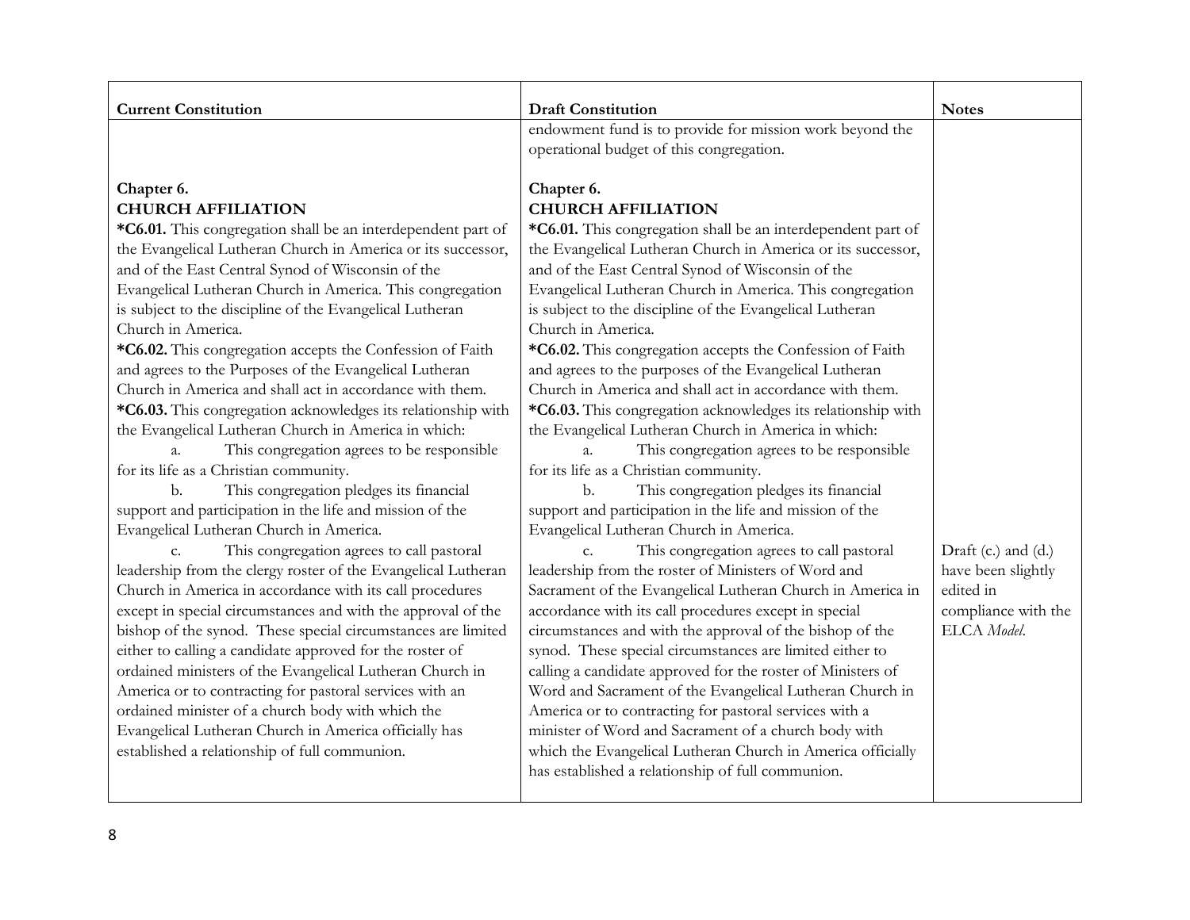| Current Constitution | Draft Constitution | Notes |
|---|---|---|
| | endowment fund is to provide for mission work beyond the operational budget of this congregation. | |
| **Chapter 6.**<br>**CHURCH AFFILIATION**<br>***C6.01.** This congregation shall be an interdependent part of the Evangelical Lutheran Church in America or its successor, and of the East Central Synod of Wisconsin of the Evangelical Lutheran Church in America. This congregation is subject to the discipline of the Evangelical Lutheran Church in America.<br>***C6.02.** This congregation accepts the Confession of Faith and agrees to the Purposes of the Evangelical Lutheran Church in America and shall act in accordance with them.<br>***C6.03.** This congregation acknowledges its relationship with the Evangelical Lutheran Church in America in which:<br>a. This congregation agrees to be responsible for its life as a Christian community.<br>b. This congregation pledges its financial support and participation in the life and mission of the Evangelical Lutheran Church in America. | **Chapter 6.**<br>**CHURCH AFFILIATION**<br>***C6.01.** This congregation shall be an interdependent part of the Evangelical Lutheran Church in America or its successor, and of the East Central Synod of Wisconsin of the Evangelical Lutheran Church in America. This congregation is subject to the discipline of the Evangelical Lutheran Church in America.<br>***C6.02.** This congregation accepts the Confession of Faith and agrees to the purposes of the Evangelical Lutheran Church in America and shall act in accordance with them.<br>***C6.03.** This congregation acknowledges its relationship with the Evangelical Lutheran Church in America in which:<br>a. This congregation agrees to be responsible for its life as a Christian community.<br>b. This congregation pledges its financial support and participation in the life and mission of the Evangelical Lutheran Church in America. | |
| c. This congregation agrees to call pastoral leadership from the clergy roster of the Evangelical Lutheran Church in America in accordance with its call procedures except in special circumstances and with the approval of the bishop of the synod. These special circumstances are limited either to calling a candidate approved for the roster of ordained ministers of the Evangelical Lutheran Church in America or to contracting for pastoral services with an ordained minister of a church body with which the Evangelical Lutheran Church in America officially has established a relationship of full communion. | c. This congregation agrees to call pastoral leadership from the roster of Ministers of Word and Sacrament of the Evangelical Lutheran Church in America in accordance with its call procedures except in special circumstances and with the approval of the bishop of the synod. These special circumstances are limited either to calling a candidate approved for the roster of Ministers of Word and Sacrament of the Evangelical Lutheran Church in America or to contracting for pastoral services with a minister of Word and Sacrament of a church body with which the Evangelical Lutheran Church in America officially has established a relationship of full communion. | Draft (c.) and (d.) have been slightly edited in compliance with the ELCA *Model*. |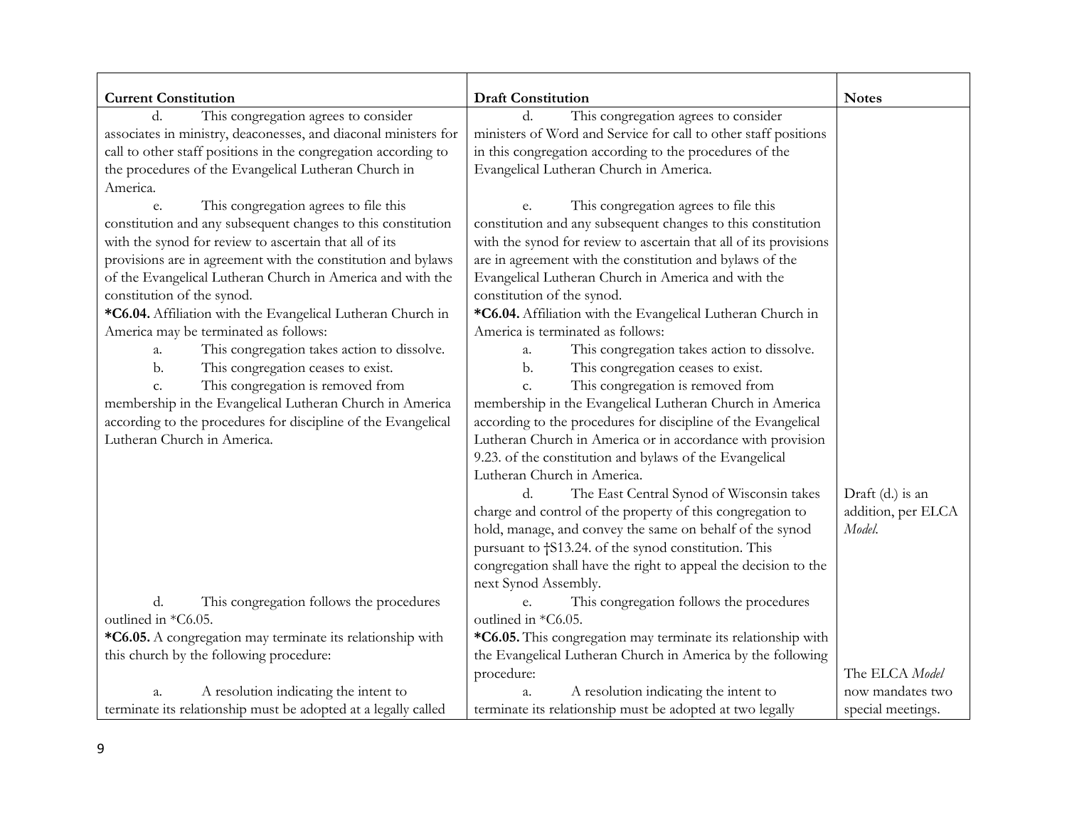| Current Constitution | Draft Constitution | Notes |
|---|---|---|
| d. This congregation agrees to consider associates in ministry, deaconesses, and diaconal ministers for call to other staff positions in the congregation according to the procedures of the Evangelical Lutheran Church in America. | d. This congregation agrees to consider ministers of Word and Service for call to other staff positions in this congregation according to the procedures of the Evangelical Lutheran Church in America. | |
| e. This congregation agrees to file this constitution and any subsequent changes to this constitution with the synod for review to ascertain that all of its provisions are in agreement with the constitution and bylaws of the Evangelical Lutheran Church in America and with the constitution of the synod. | e. This congregation agrees to file this constitution and any subsequent changes to this constitution with the synod for review to ascertain that all of its provisions are in agreement with the constitution and bylaws of the Evangelical Lutheran Church in America and with the constitution of the synod. | |
| **\*C6.04.** Affiliation with the Evangelical Lutheran Church in America may be terminated as follows: | **\*C6.04.** Affiliation with the Evangelical Lutheran Church in America is terminated as follows: | |
| a. This congregation takes action to dissolve. | a. This congregation takes action to dissolve. | |
| b. This congregation ceases to exist. | b. This congregation ceases to exist. | |
| c. This congregation is removed from membership in the Evangelical Lutheran Church in America according to the procedures for discipline of the Evangelical Lutheran Church in America. | c. This congregation is removed from membership in the Evangelical Lutheran Church in America according to the procedures for discipline of the Evangelical Lutheran Church in America or in accordance with provision 9.23. of the constitution and bylaws of the Evangelical Lutheran Church in America. | |
| | d. The East Central Synod of Wisconsin takes charge and control of the property of this congregation to hold, manage, and convey the same on behalf of the synod pursuant to †S13.24. of the synod constitution. This congregation shall have the right to appeal the decision to the next Synod Assembly. | Draft (d.) is an addition, per ELCA *Model*. |
| d. This congregation follows the procedures outlined in \*C6.05. | e. This congregation follows the procedures outlined in \*C6.05. | |
| **\*C6.05.** A congregation may terminate its relationship with this church by the following procedure: | **\*C6.05.** This congregation may terminate its relationship with the Evangelical Lutheran Church in America by the following procedure: | |
| a. A resolution indicating the intent to terminate its relationship must be adopted at a legally called | a. A resolution indicating the intent to terminate its relationship must be adopted at two legally | The ELCA *Model* now mandates two special meetings. |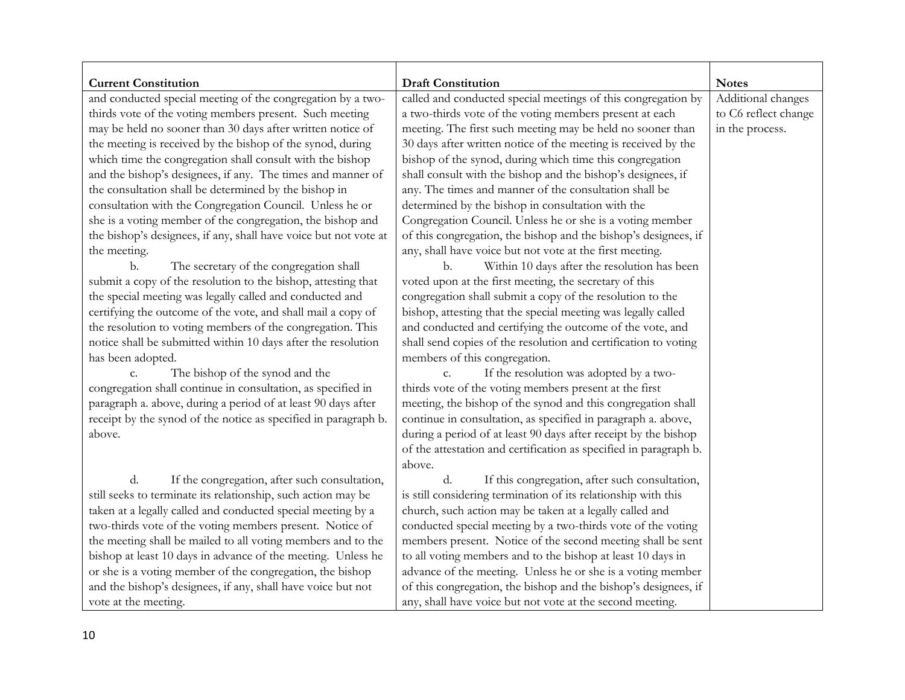| Current Constitution | Draft Constitution | Notes |
|---|---|---|
| and conducted special meeting of the congregation by a two-thirds vote of the voting members present. Such meeting may be held no sooner than 30 days after written notice of the meeting is received by the bishop of the synod, during which time the congregation shall consult with the bishop and the bishop's designees, if any. The times and manner of the consultation shall be determined by the bishop in consultation with the Congregation Council. Unless he or she is a voting member of the congregation, the bishop and the bishop's designees, if any, shall have voice but not vote at the meeting. | called and conducted special meetings of this congregation by a two-thirds vote of the voting members present at each meeting. The first such meeting may be held no sooner than 30 days after written notice of the meeting is received by the bishop of the synod, during which time this congregation shall consult with the bishop and the bishop's designees, if any. The times and manner of the consultation shall be determined by the bishop in consultation with the Congregation Council. Unless he or she is a voting member of this congregation, the bishop and the bishop's designees, if any, shall have voice but not vote at the first meeting. | Additional changes to C6 reflect change in the process. |
| b. The secretary of the congregation shall submit a copy of the resolution to the bishop, attesting that the special meeting was legally called and conducted and certifying the outcome of the vote, and shall mail a copy of the resolution to voting members of the congregation. This notice shall be submitted within 10 days after the resolution has been adopted. | b. Within 10 days after the resolution has been voted upon at the first meeting, the secretary of this congregation shall submit a copy of the resolution to the bishop, attesting that the special meeting was legally called and conducted and certifying the outcome of the vote, and shall send copies of the resolution and certification to voting members of this congregation. | |
| c. The bishop of the synod and the congregation shall continue in consultation, as specified in paragraph a. above, during a period of at least 90 days after receipt by the synod of the notice as specified in paragraph b. above. | c. If the resolution was adopted by a two-thirds vote of the voting members present at the first meeting, the bishop of the synod and this congregation shall continue in consultation, as specified in paragraph a. above, during a period of at least 90 days after receipt by the bishop of the attestation and certification as specified in paragraph b. above. | |
| d. If the congregation, after such consultation, still seeks to terminate its relationship, such action may be taken at a legally called and conducted special meeting by a two-thirds vote of the voting members present. Notice of the meeting shall be mailed to all voting members and to the bishop at least 10 days in advance of the meeting. Unless he or she is a voting member of the congregation, the bishop and the bishop's designees, if any, shall have voice but not vote at the meeting. | d. If this congregation, after such consultation, is still considering termination of its relationship with this church, such action may be taken at a legally called and conducted special meeting by a two-thirds vote of the voting members present. Notice of the second meeting shall be sent to all voting members and to the bishop at least 10 days in advance of the meeting. Unless he or she is a voting member of this congregation, the bishop and the bishop's designees, if any, shall have voice but not vote at the second meeting. | |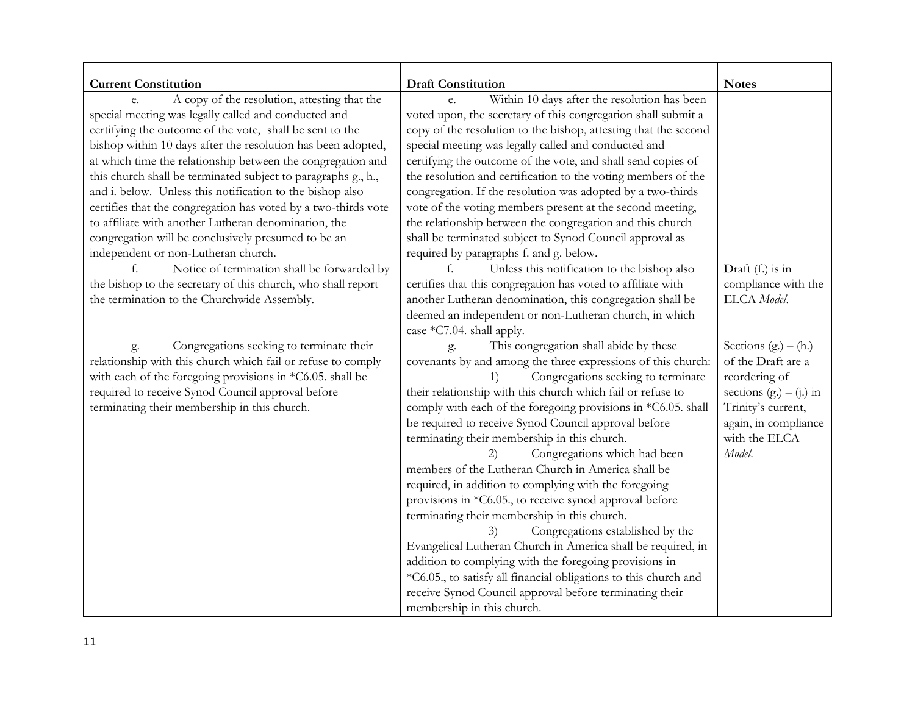| Current Constitution | Draft Constitution | Notes |
|---|---|---|
| e. A copy of the resolution, attesting that the special meeting was legally called and conducted and certifying the outcome of the vote, shall be sent to the bishop within 10 days after the resolution has been adopted, at which time the relationship between the congregation and this church shall be terminated subject to paragraphs g., h., and i. below. Unless this notification to the bishop also certifies that the congregation has voted by a two-thirds vote to affiliate with another Lutheran denomination, the congregation will be conclusively presumed to be an independent or non-Lutheran church. | e. Within 10 days after the resolution has been voted upon, the secretary of this congregation shall submit a copy of the resolution to the bishop, attesting that the second special meeting was legally called and conducted and certifying the outcome of the vote, and shall send copies of the resolution and certification to the voting members of the congregation. If the resolution was adopted by a two-thirds vote of the voting members present at the second meeting, the relationship between the congregation and this church shall be terminated subject to Synod Council approval as required by paragraphs f. and g. below. | |
| f. Notice of termination shall be forwarded by the bishop to the secretary of this church, who shall report the termination to the Churchwide Assembly. | f. Unless this notification to the bishop also certifies that this congregation has voted to affiliate with another Lutheran denomination, this congregation shall be deemed an independent or non-Lutheran church, in which case *C7.04. shall apply. | Draft (f.) is in compliance with the ELCA *Model*. |
| g. Congregations seeking to terminate their relationship with this church which fail or refuse to comply with each of the foregoing provisions in *C6.05. shall be required to receive Synod Council approval before terminating their membership in this church. | g. This congregation shall abide by these covenants by and among the three expressions of this church:<br>1) Congregations seeking to terminate their relationship with this church which fail or refuse to comply with each of the foregoing provisions in *C6.05. shall be required to receive Synod Council approval before terminating their membership in this church.<br>2) Congregations which had been members of the Lutheran Church in America shall be required, in addition to complying with the foregoing provisions in *C6.05., to receive synod approval before terminating their membership in this church.<br>3) Congregations established by the Evangelical Lutheran Church in America shall be required, in addition to complying with the foregoing provisions in *C6.05., to satisfy all financial obligations to this church and receive Synod Council approval before terminating their membership in this church. | Sections (g.) – (h.) of the Draft are a reordering of sections (g.) – (j.) in Trinity's current, again, in compliance with the ELCA *Model*. |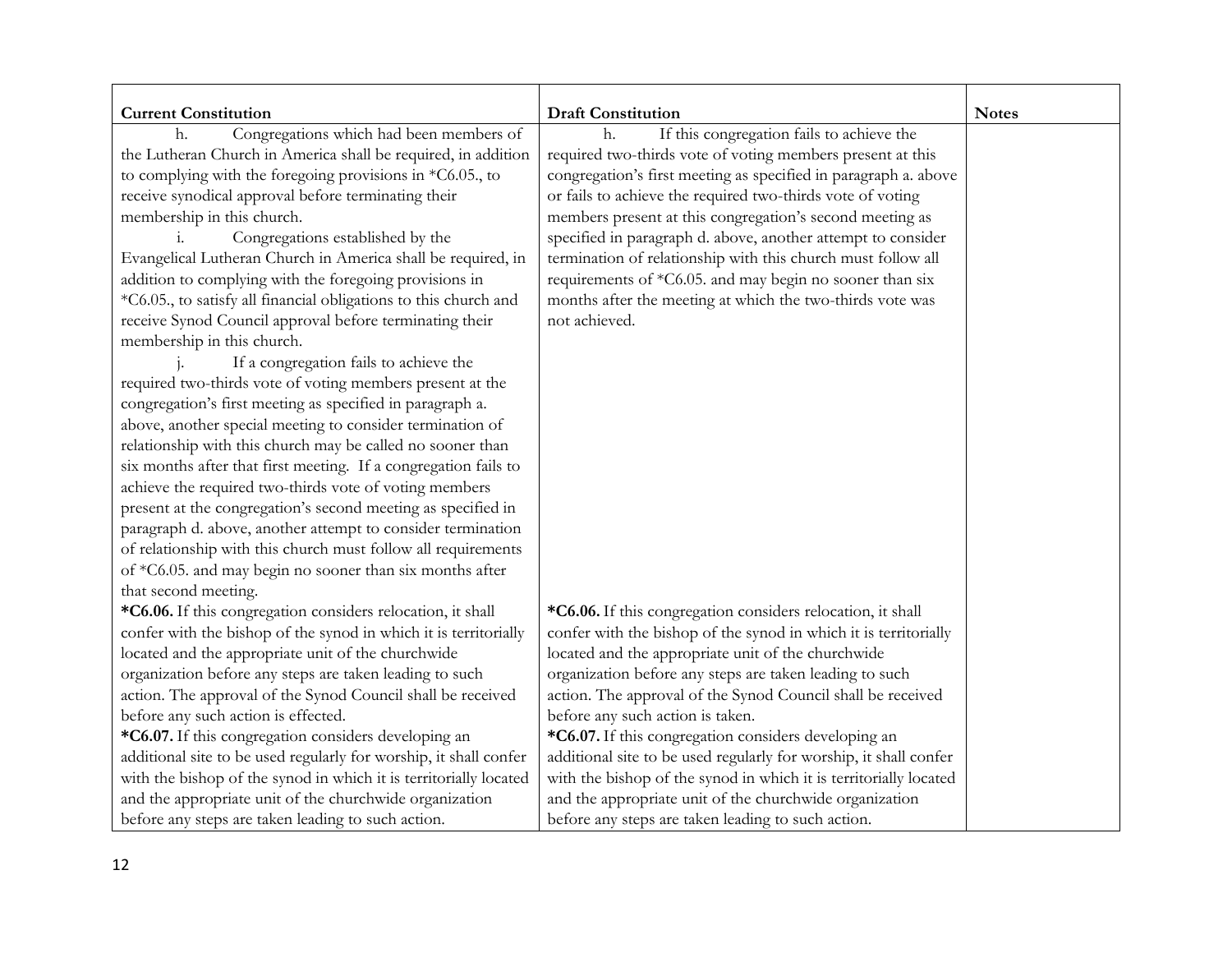| Current Constitution | Draft Constitution | Notes |
|---|---|---|
| h. Congregations which had been members of the Lutheran Church in America shall be required, in addition to complying with the foregoing provisions in *C6.05., to receive synodical approval before terminating their membership in this church.<br>i. Congregations established by the Evangelical Lutheran Church in America shall be required, in addition to complying with the foregoing provisions in *C6.05., to satisfy all financial obligations to this church and receive Synod Council approval before terminating their membership in this church.<br>j. If a congregation fails to achieve the required two-thirds vote of voting members present at the congregation's first meeting as specified in paragraph a. above, another special meeting to consider termination of relationship with this church may be called no sooner than six months after that first meeting. If a congregation fails to achieve the required two-thirds vote of voting members present at the congregation's second meeting as specified in paragraph d. above, another attempt to consider termination of relationship with this church must follow all requirements of *C6.05. and may begin no sooner than six months after that second meeting. | h. If this congregation fails to achieve the required two-thirds vote of voting members present at this congregation's first meeting as specified in paragraph a. above or fails to achieve the required two-thirds vote of voting members present at this congregation's second meeting as specified in paragraph d. above, another attempt to consider termination of relationship with this church must follow all requirements of *C6.05. and may begin no sooner than six months after the meeting at which the two-thirds vote was not achieved. | |
| **\*C6.06.** If this congregation considers relocation, it shall confer with the bishop of the synod in which it is territorially located and the appropriate unit of the churchwide organization before any steps are taken leading to such action. The approval of the Synod Council shall be received before any such action is effected. | **\*C6.06.** If this congregation considers relocation, it shall confer with the bishop of the synod in which it is territorially located and the appropriate unit of the churchwide organization before any steps are taken leading to such action. The approval of the Synod Council shall be received before any such action is taken. | |
| **\*C6.07.** If this congregation considers developing an additional site to be used regularly for worship, it shall confer with the bishop of the synod in which it is territorially located and the appropriate unit of the churchwide organization before any steps are taken leading to such action. | **\*C6.07.** If this congregation considers developing an additional site to be used regularly for worship, it shall confer with the bishop of the synod in which it is territorially located and the appropriate unit of the churchwide organization before any steps are taken leading to such action. | |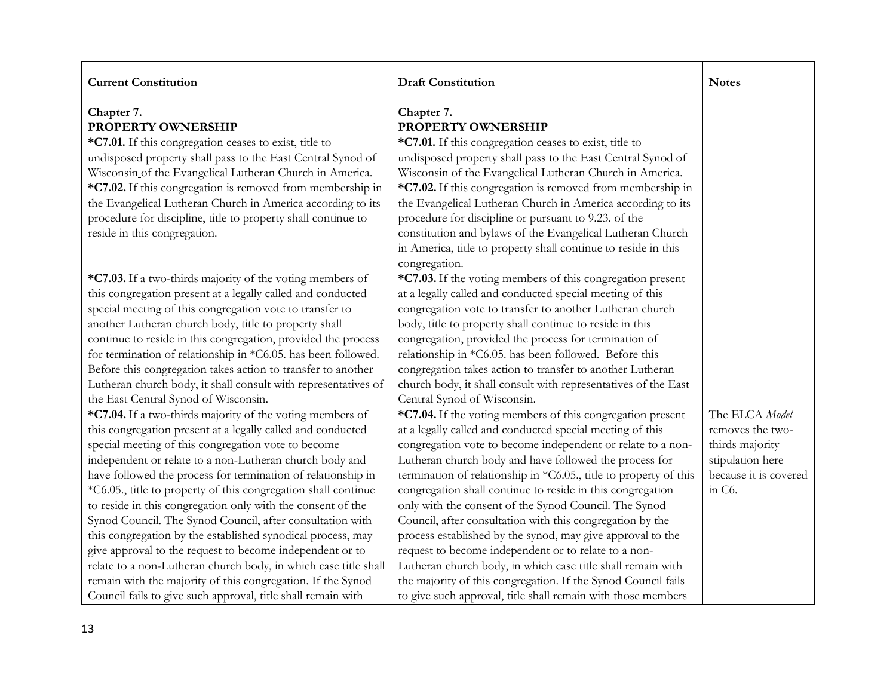| Current Constitution | Draft Constitution | Notes |
|---|---|---|
| **Chapter 7.**<br>**PROPERTY OWNERSHIP**<br>**\*C7.01.** If this congregation ceases to exist, title to undisposed property shall pass to the East Central Synod of Wisconsin of the Evangelical Lutheran Church in America.<br>**\*C7.02.** If this congregation is removed from membership in the Evangelical Lutheran Church in America according to its procedure for discipline, title to property shall continue to reside in this congregation. | **Chapter 7.**<br>**PROPERTY OWNERSHIP**<br>**\*C7.01.** If this congregation ceases to exist, title to undisposed property shall pass to the East Central Synod of Wisconsin of the Evangelical Lutheran Church in America.<br>**\*C7.02.** If this congregation is removed from membership in the Evangelical Lutheran Church in America according to its procedure for discipline or pursuant to 9.23. of the constitution and bylaws of the Evangelical Lutheran Church in America, title to property shall continue to reside in this congregation. | |
| **\*C7.03.** If a two-thirds majority of the voting members of this congregation present at a legally called and conducted special meeting of this congregation vote to transfer to another Lutheran church body, title to property shall continue to reside in this congregation, provided the process for termination of relationship in \*C6.05. has been followed. Before this congregation takes action to transfer to another Lutheran church body, it shall consult with representatives of the East Central Synod of Wisconsin. | **\*C7.03.** If the voting members of this congregation present at a legally called and conducted special meeting of this congregation vote to transfer to another Lutheran church body, title to property shall continue to reside in this congregation, provided the process for termination of relationship in \*C6.05. has been followed. Before this congregation takes action to transfer to another Lutheran church body, it shall consult with representatives of the East Central Synod of Wisconsin. | |
| **\*C7.04.** If a two-thirds majority of the voting members of this congregation present at a legally called and conducted special meeting of this congregation vote to become independent or relate to a non-Lutheran church body and have followed the process for termination of relationship in \*C6.05., title to property of this congregation shall continue to reside in this congregation only with the consent of the Synod Council. The Synod Council, after consultation with this congregation by the established synodical process, may give approval to the request to become independent or to relate to a non-Lutheran church body, in which case title shall remain with the majority of this congregation. If the Synod Council fails to give such approval, title shall remain with | **\*C7.04.** If the voting members of this congregation present at a legally called and conducted special meeting of this congregation vote to become independent or relate to a non-Lutheran church body and have followed the process for termination of relationship in \*C6.05., title to property of this congregation shall continue to reside in this congregation only with the consent of the Synod Council. The Synod Council, after consultation with this congregation by the process established by the synod, may give approval to the request to become independent or to relate to a non-Lutheran church body, in which case title shall remain with the majority of this congregation. If the Synod Council fails to give such approval, title shall remain with those members | The ELCA *Model* removes the two-thirds majority stipulation here because it is covered in C6. |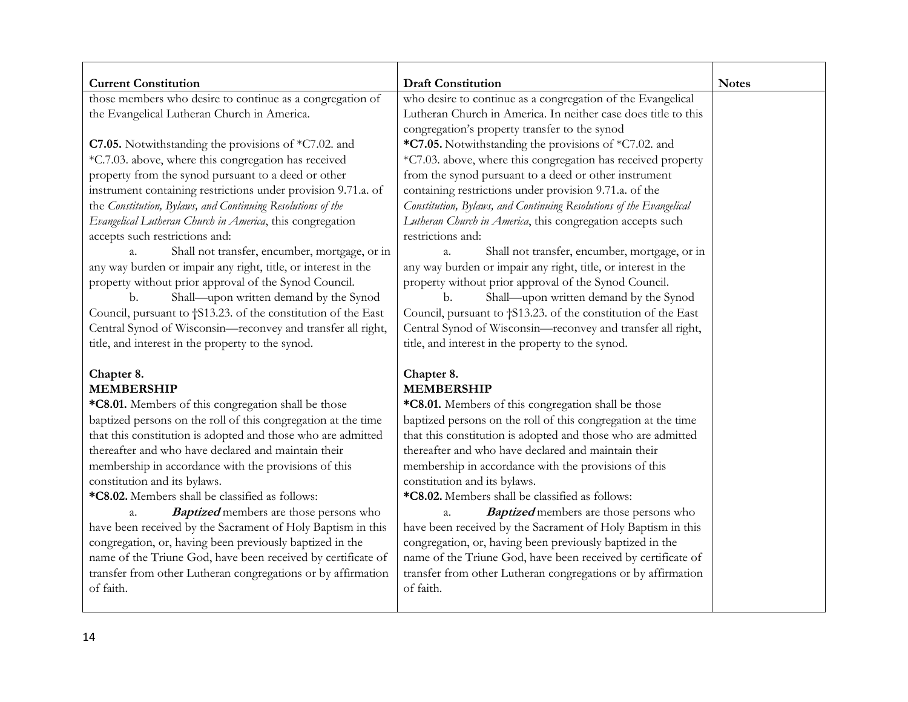| Current Constitution | Draft Constitution | Notes |
|---|---|---|
| those members who desire to continue as a congregation of the Evangelical Lutheran Church in America.<br><br>**C7.05.** Notwithstanding the provisions of *C7.02. and *C.7.03. above, where this congregation has received property from the synod pursuant to a deed or other instrument containing restrictions under provision 9.71.a. of the *Constitution, Bylaws, and Continuing Resolutions of the Evangelical Lutheran Church in America*, this congregation accepts such restrictions and:<br>a. Shall not transfer, encumber, mortgage, or in any way burden or impair any right, title, or interest in the property without prior approval of the Synod Council.<br>b. Shall—upon written demand by the Synod Council, pursuant to †S13.23. of the constitution of the East Central Synod of Wisconsin—reconvey and transfer all right, title, and interest in the property to the synod.<br><br>**Chapter 8.**<br>**MEMBERSHIP**<br>**\*C8.01.** Members of this congregation shall be those baptized persons on the roll of this congregation at the time that this constitution is adopted and those who are admitted thereafter and who have declared and maintain their membership in accordance with the provisions of this constitution and its bylaws.<br>**\*C8.02.** Members shall be classified as follows:<br>a. ***Baptized*** members are those persons who have been received by the Sacrament of Holy Baptism in this congregation, or, having been previously baptized in the name of the Triune God, have been received by certificate of transfer from other Lutheran congregations or by affirmation of faith. | who desire to continue as a congregation of the Evangelical Lutheran Church in America. In neither case does title to this congregation's property transfer to the synod<br>**\*C7.05.** Notwithstanding the provisions of *C7.02. and *C7.03. above, where this congregation has received property from the synod pursuant to a deed or other instrument containing restrictions under provision 9.71.a. of the *Constitution, Bylaws, and Continuing Resolutions of the Evangelical Lutheran Church in America*, this congregation accepts such restrictions and:<br>a. Shall not transfer, encumber, mortgage, or in any way burden or impair any right, title, or interest in the property without prior approval of the Synod Council.<br>b. Shall—upon written demand by the Synod Council, pursuant to †S13.23. of the constitution of the East Central Synod of Wisconsin—reconvey and transfer all right, title, and interest in the property to the synod.<br><br>**Chapter 8.**<br>**MEMBERSHIP**<br>**\*C8.01.** Members of this congregation shall be those baptized persons on the roll of this congregation at the time that this constitution is adopted and those who are admitted thereafter and who have declared and maintain their membership in accordance with the provisions of this constitution and its bylaws.<br>**\*C8.02.** Members shall be classified as follows:<br>a. ***Baptized*** members are those persons who have been received by the Sacrament of Holy Baptism in this congregation, or, having been previously baptized in the name of the Triune God, have been received by certificate of transfer from other Lutheran congregations or by affirmation of faith. | |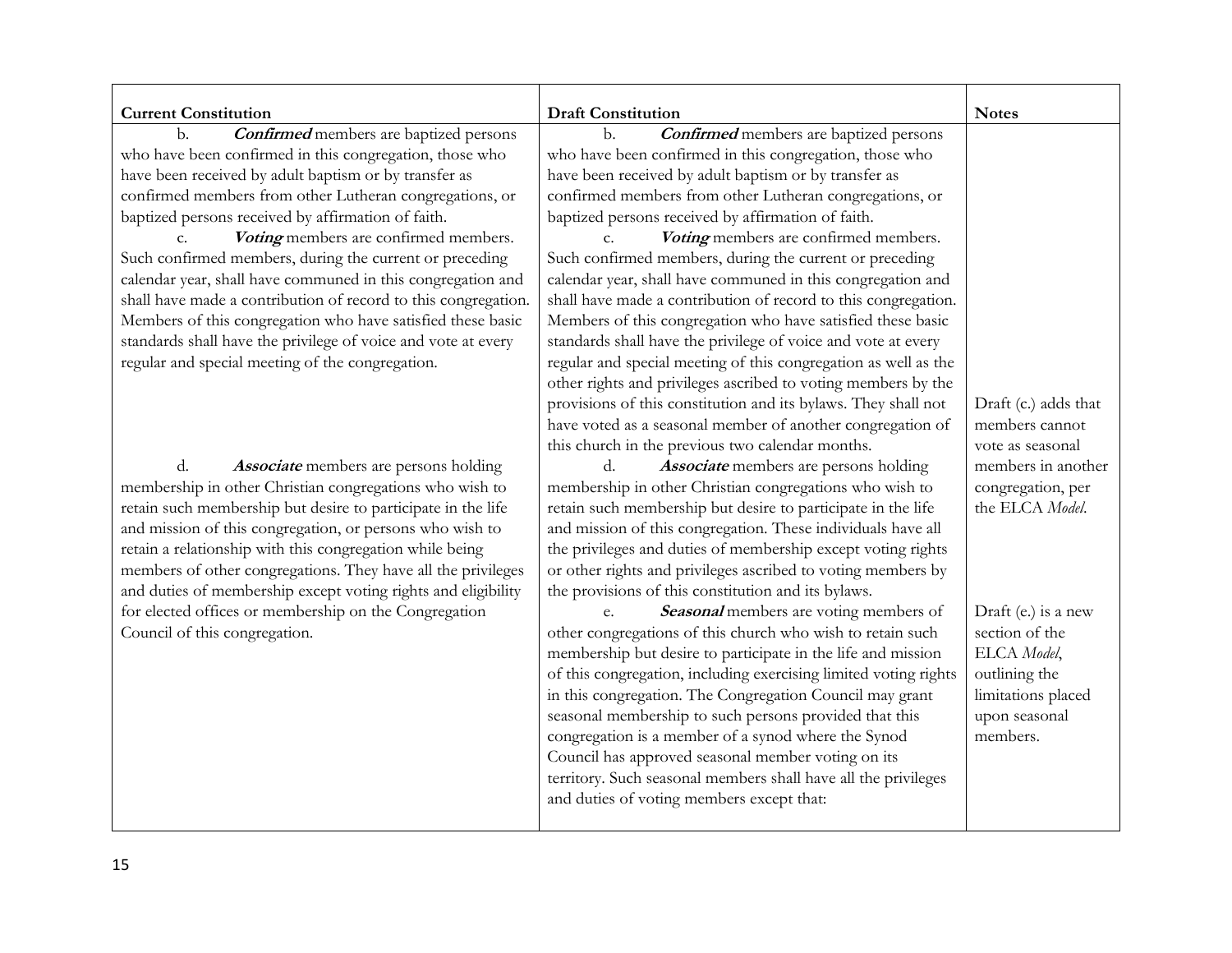| Current Constitution | Draft Constitution | Notes |
|---|---|---|
| b. ***Confirmed*** members are baptized persons who have been confirmed in this congregation, those who have been received by adult baptism or by transfer as confirmed members from other Lutheran congregations, or baptized persons received by affirmation of faith. | b. ***Confirmed*** members are baptized persons who have been confirmed in this congregation, those who have been received by adult baptism or by transfer as confirmed members from other Lutheran congregations, or baptized persons received by affirmation of faith. | |
| c. ***Voting*** members are confirmed members. Such confirmed members, during the current or preceding calendar year, shall have communed in this congregation and shall have made a contribution of record to this congregation. Members of this congregation who have satisfied these basic standards shall have the privilege of voice and vote at every regular and special meeting of the congregation. | c. ***Voting*** members are confirmed members. Such confirmed members, during the current or preceding calendar year, shall have communed in this congregation and shall have made a contribution of record to this congregation. Members of this congregation who have satisfied these basic standards shall have the privilege of voice and vote at every regular and special meeting of this congregation as well as the other rights and privileges ascribed to voting members by the provisions of this constitution and its bylaws. They shall not have voted as a seasonal member of another congregation of this church in the previous two calendar months. | Draft (c.) adds that members cannot vote as seasonal members in another congregation, per the ELCA *Model*. |
| d. ***Associate*** members are persons holding membership in other Christian congregations who wish to retain such membership but desire to participate in the life and mission of this congregation, or persons who wish to retain a relationship with this congregation while being members of other congregations. They have all the privileges and duties of membership except voting rights and eligibility for elected offices or membership on the Congregation Council of this congregation. | d. ***Associate*** members are persons holding membership in other Christian congregations who wish to retain such membership but desire to participate in the life and mission of this congregation. These individuals have all the privileges and duties of membership except voting rights or other rights and privileges ascribed to voting members by the provisions of this constitution and its bylaws. | |
| | e. ***Seasonal*** members are voting members of other congregations of this church who wish to retain such membership but desire to participate in the life and mission of this congregation, including exercising limited voting rights in this congregation. The Congregation Council may grant seasonal membership to such persons provided that this congregation is a member of a synod where the Synod Council has approved seasonal member voting on its territory. Such seasonal members shall have all the privileges and duties of voting members except that: | Draft (e.) is a new section of the ELCA *Model*, outlining the limitations placed upon seasonal members. |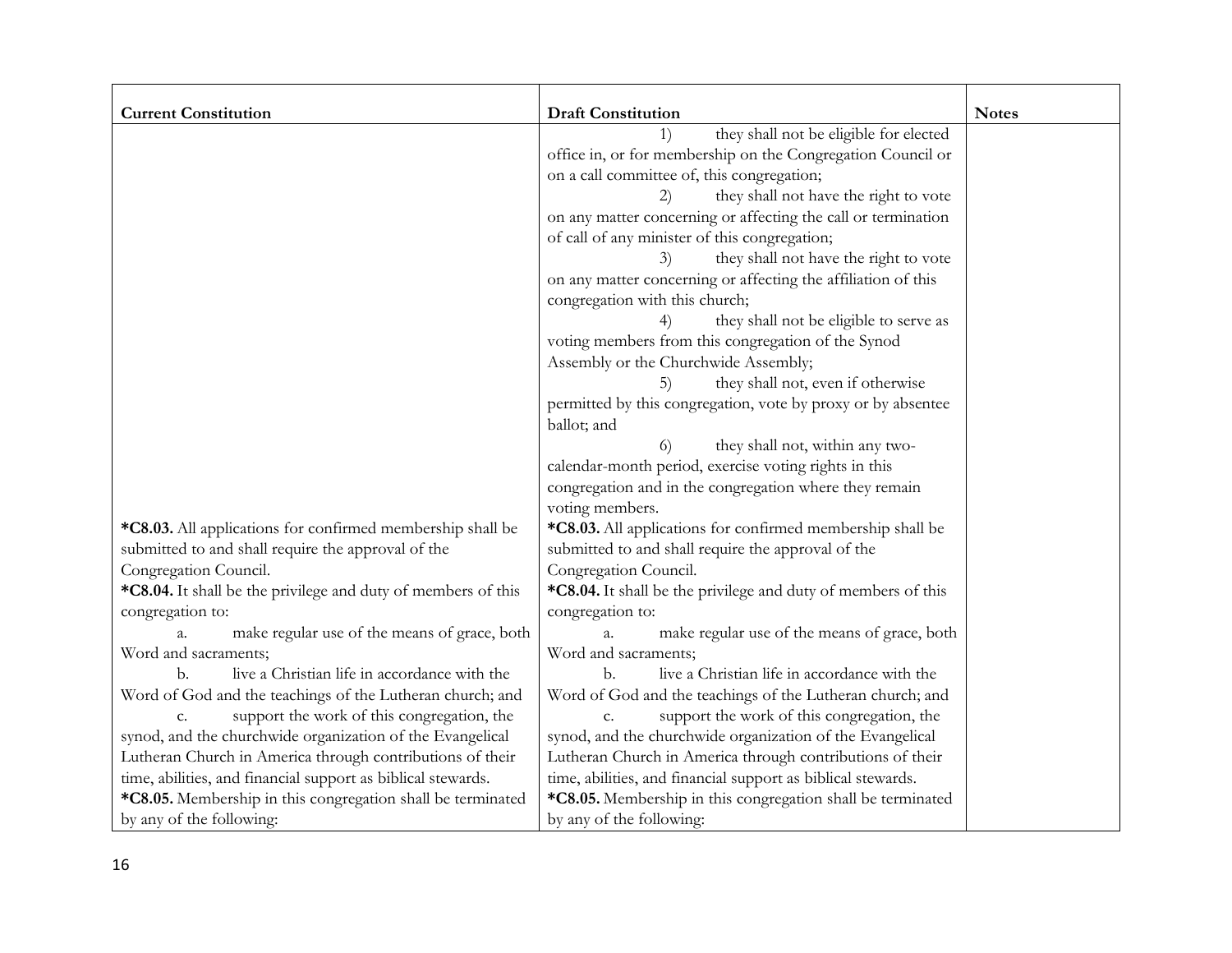| Current Constitution | Draft Constitution | Notes |
|---|---|---|
| | 1) they shall not be eligible for elected office in, or for membership on the Congregation Council or on a call committee of, this congregation;<br>2) they shall not have the right to vote on any matter concerning or affecting the call or termination of call of any minister of this congregation;<br>3) they shall not have the right to vote on any matter concerning or affecting the affiliation of this congregation with this church;<br>4) they shall not be eligible to serve as voting members from this congregation of the Synod Assembly or the Churchwide Assembly;<br>5) they shall not, even if otherwise permitted by this congregation, vote by proxy or by absentee ballot; and<br>6) they shall not, within any two-calendar-month period, exercise voting rights in this congregation and in the congregation where they remain voting members. | |
| ***C8.03.** All applications for confirmed membership shall be submitted to and shall require the approval of the Congregation Council. | ***C8.03.** All applications for confirmed membership shall be submitted to and shall require the approval of the Congregation Council. | |
| ***C8.04.** It shall be the privilege and duty of members of this congregation to:<br>a. make regular use of the means of grace, both Word and sacraments;<br>b. live a Christian life in accordance with the Word of God and the teachings of the Lutheran church; and<br>c. support the work of this congregation, the synod, and the churchwide organization of the Evangelical Lutheran Church in America through contributions of their time, abilities, and financial support as biblical stewards. | ***C8.04.** It shall be the privilege and duty of members of this congregation to:<br>a. make regular use of the means of grace, both Word and sacraments;<br>b. live a Christian life in accordance with the Word of God and the teachings of the Lutheran church; and<br>c. support the work of this congregation, the synod, and the churchwide organization of the Evangelical Lutheran Church in America through contributions of their time, abilities, and financial support as biblical stewards. | |
| ***C8.05.** Membership in this congregation shall be terminated by any of the following: | ***C8.05.** Membership in this congregation shall be terminated by any of the following: | |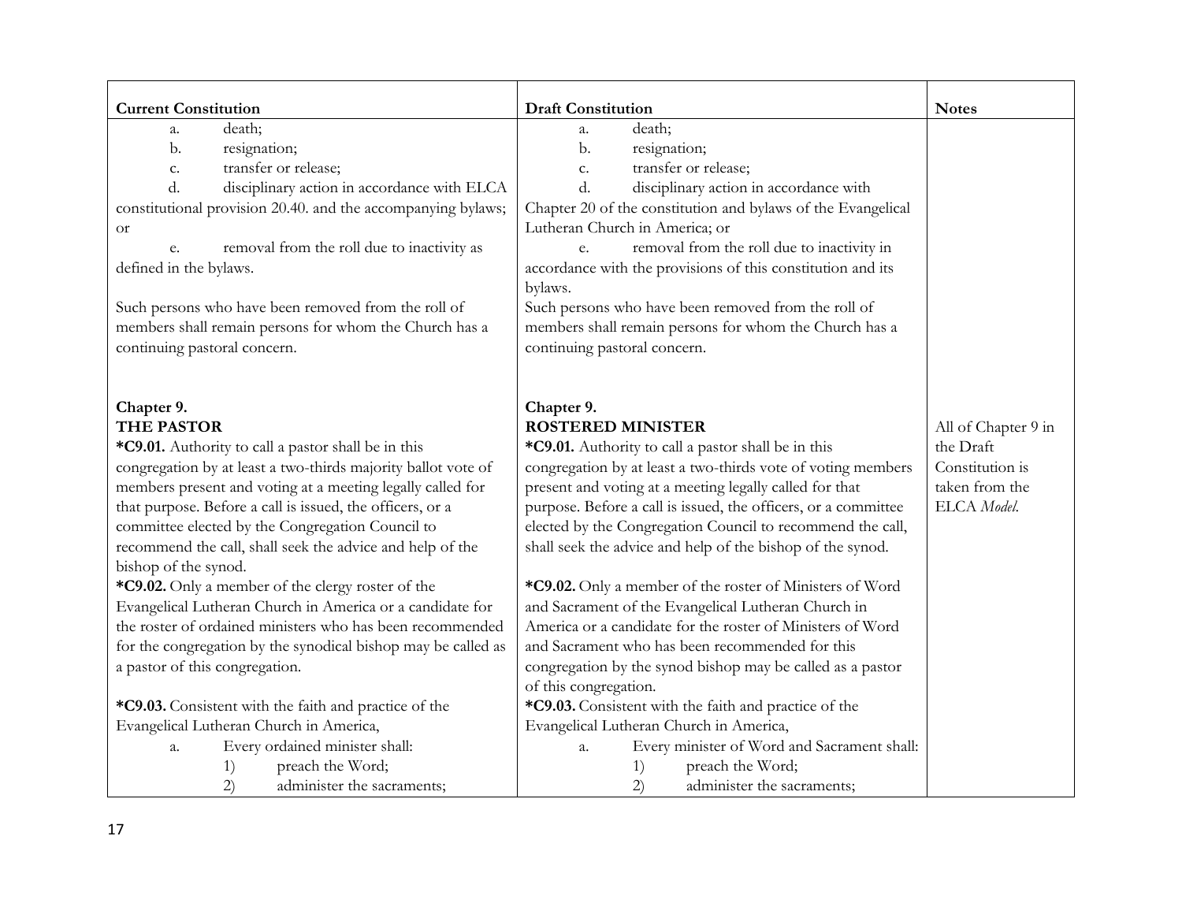| Current Constitution | Draft Constitution | Notes |
| --- | --- | --- |
| a. death;<br>b. resignation;<br>c. transfer or release;<br>d. disciplinary action in accordance with ELCA constitutional provision 20.40. and the accompanying bylaws; or<br>e. removal from the roll due to inactivity as defined in the bylaws.<br><br>Such persons who have been removed from the roll of members shall remain persons for whom the Church has a continuing pastoral concern. | a. death;<br>b. resignation;<br>c. transfer or release;<br>d. disciplinary action in accordance with Chapter 20 of the constitution and bylaws of the Evangelical Lutheran Church in America; or<br>e. removal from the roll due to inactivity in accordance with the provisions of this constitution and its bylaws.<br>Such persons who have been removed from the roll of members shall remain persons for whom the Church has a continuing pastoral concern. | |
| **Chapter 9.**<br>**THE PASTOR**<br>***C9.01.** Authority to call a pastor shall be in this congregation by at least a two-thirds majority ballot vote of members present and voting at a meeting legally called for that purpose. Before a call is issued, the officers, or a committee elected by the Congregation Council to recommend the call, shall seek the advice and help of the bishop of the synod.<br>***C9.02.** Only a member of the clergy roster of the Evangelical Lutheran Church in America or a candidate for the roster of ordained ministers who has been recommended for the congregation by the synodical bishop may be called as a pastor of this congregation.<br><br>***C9.03.** Consistent with the faith and practice of the Evangelical Lutheran Church in America,<br>a. Every ordained minister shall:<br>1) preach the Word;<br>2) administer the sacraments; | **Chapter 9.**<br>**ROSTERED MINISTER**<br>***C9.01.** Authority to call a pastor shall be in this congregation by at least a two-thirds vote of voting members present and voting at a meeting legally called for that purpose. Before a call is issued, the officers, or a committee elected by the Congregation Council to recommend the call, shall seek the advice and help of the bishop of the synod.<br><br>***C9.02.** Only a member of the roster of Ministers of Word and Sacrament of the Evangelical Lutheran Church in America or a candidate for the roster of Ministers of Word and Sacrament who has been recommended for this congregation by the synod bishop may be called as a pastor of this congregation.<br>***C9.03.** Consistent with the faith and practice of the Evangelical Lutheran Church in America,<br>a. Every minister of Word and Sacrament shall:<br>1) preach the Word;<br>2) administer the sacraments; | All of Chapter 9 in the Draft Constitution is taken from the ELCA *Model*. |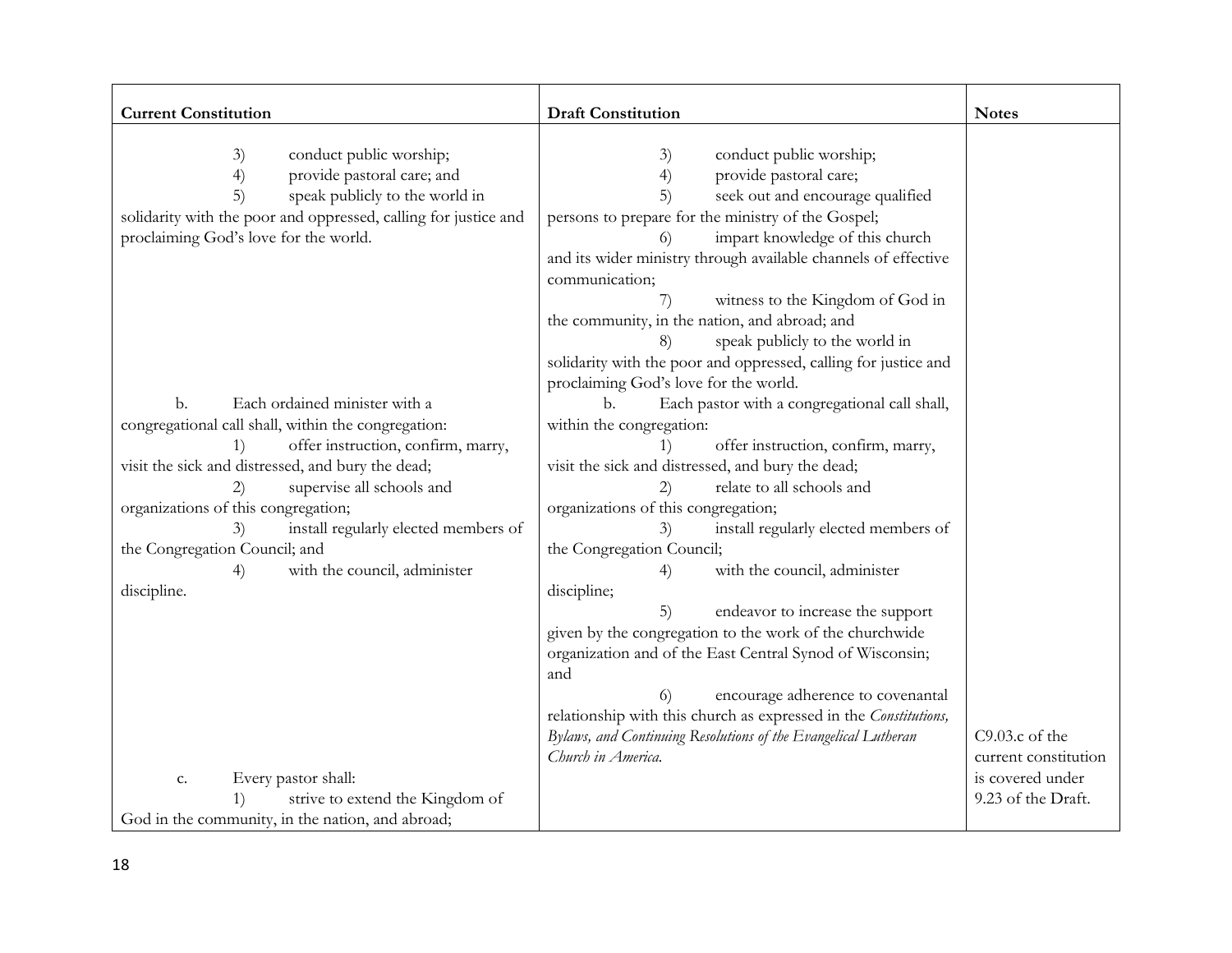| Current Constitution | Draft Constitution | Notes |
|---|---|---|
| 3) conduct public worship;<br>4) provide pastoral care; and<br>5) speak publicly to the world in solidarity with the poor and oppressed, calling for justice and proclaiming God's love for the world. | 3) conduct public worship;<br>4) provide pastoral care;<br>5) seek out and encourage qualified persons to prepare for the ministry of the Gospel;<br>6) impart knowledge of this church and its wider ministry through available channels of effective communication;<br>7) witness to the Kingdom of God in the community, in the nation, and abroad; and<br>8) speak publicly to the world in solidarity with the poor and oppressed, calling for justice and proclaiming God's love for the world. | |
| b. Each ordained minister with a congregational call shall, within the congregation:<br>1) offer instruction, confirm, marry, visit the sick and distressed, and bury the dead;<br>2) supervise all schools and organizations of this congregation;<br>3) install regularly elected members of the Congregation Council; and<br>4) with the council, administer discipline. | b. Each pastor with a congregational call shall, within the congregation:<br>1) offer instruction, confirm, marry, visit the sick and distressed, and bury the dead;<br>2) relate to all schools and organizations of this congregation;<br>3) install regularly elected members of the Congregation Council;<br>4) with the council, administer discipline;<br>5) endeavor to increase the support given by the congregation to the work of the churchwide organization and of the East Central Synod of Wisconsin; and<br>6) encourage adherence to covenantal relationship with this church as expressed in the *Constitutions, Bylaws, and Continuing Resolutions of the Evangelical Lutheran Church in America.* | |
| c. Every pastor shall:<br>1) strive to extend the Kingdom of God in the community, in the nation, and abroad; | | C9.03.c of the current constitution is covered under 9.23 of the Draft. |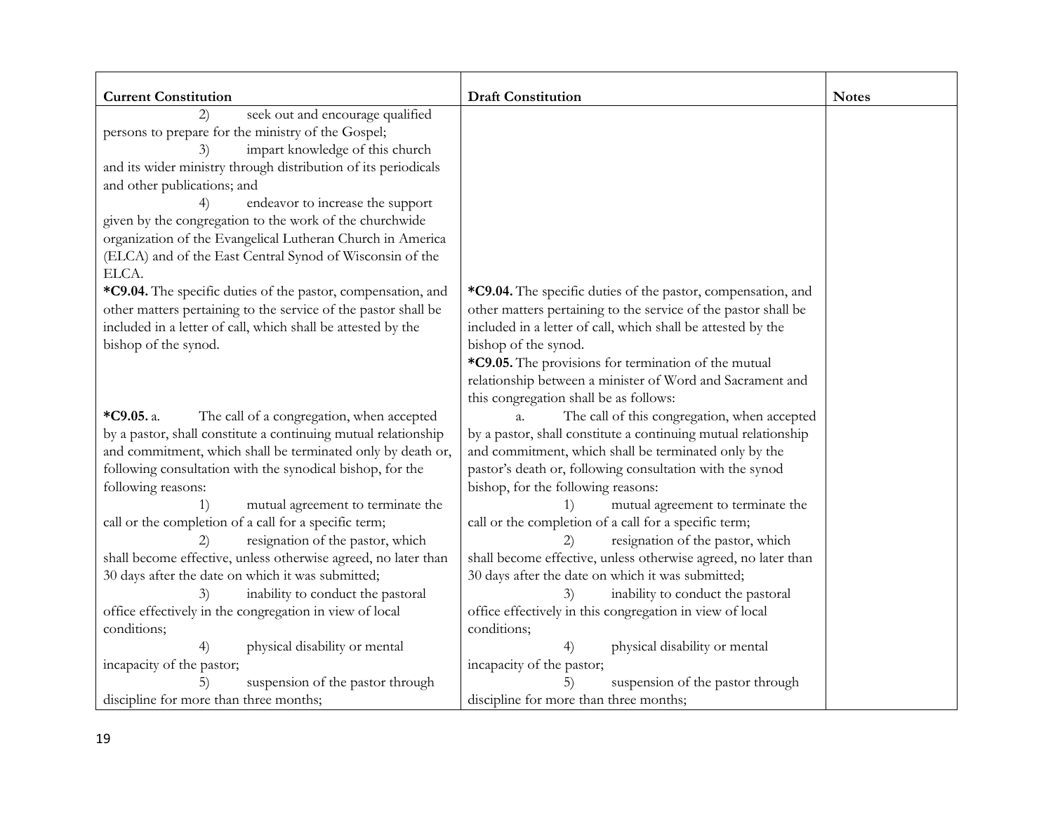| Current Constitution | Draft Constitution | Notes |
|---|---|---|
| 2) seek out and encourage qualified persons to prepare for the ministry of the Gospel;<br>3) impart knowledge of this church and its wider ministry through distribution of its periodicals and other publications; and<br>4) endeavor to increase the support given by the congregation to the work of the churchwide organization of the Evangelical Lutheran Church in America (ELCA) and of the East Central Synod of Wisconsin of the ELCA. | | |
| **\*C9.04.** The specific duties of the pastor, compensation, and other matters pertaining to the service of the pastor shall be included in a letter of call, which shall be attested by the bishop of the synod. | **\*C9.04.** The specific duties of the pastor, compensation, and other matters pertaining to the service of the pastor shall be included in a letter of call, which shall be attested by the bishop of the synod. | |
| | **\*C9.05.** The provisions for termination of the mutual relationship between a minister of Word and Sacrament and this congregation shall be as follows: | |
| **\*C9.05.** a. The call of a congregation, when accepted by a pastor, shall constitute a continuing mutual relationship and commitment, which shall be terminated only by death or, following consultation with the synodical bishop, for the following reasons:<br>1) mutual agreement to terminate the call or the completion of a call for a specific term;<br>2) resignation of the pastor, which shall become effective, unless otherwise agreed, no later than 30 days after the date on which it was submitted;<br>3) inability to conduct the pastoral office effectively in the congregation in view of local conditions;<br>4) physical disability or mental incapacity of the pastor;<br>5) suspension of the pastor through discipline for more than three months; | a. The call of this congregation, when accepted by a pastor, shall constitute a continuing mutual relationship and commitment, which shall be terminated only by the pastor's death or, following consultation with the synod bishop, for the following reasons:<br>1) mutual agreement to terminate the call or the completion of a call for a specific term;<br>2) resignation of the pastor, which shall become effective, unless otherwise agreed, no later than 30 days after the date on which it was submitted;<br>3) inability to conduct the pastoral office effectively in this congregation in view of local conditions;<br>4) physical disability or mental incapacity of the pastor;<br>5) suspension of the pastor through discipline for more than three months; | |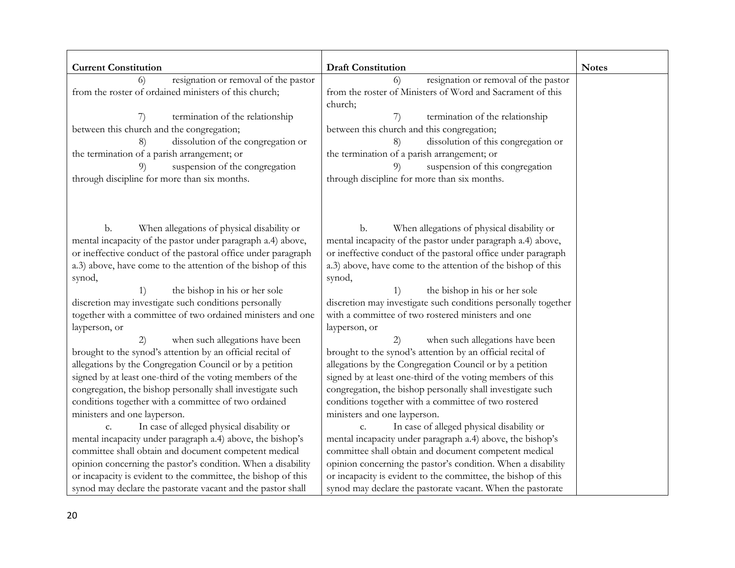| Current Constitution | Draft Constitution | Notes |
|---|---|---|
| 6) resignation or removal of the pastor from the roster of ordained ministers of this church; | 6) resignation or removal of the pastor from the roster of Ministers of Word and Sacrament of this church; | |
| 7) termination of the relationship between this church and the congregation; | 7) termination of the relationship between this church and this congregation; | |
| 8) dissolution of the congregation or the termination of a parish arrangement; or | 8) dissolution of this congregation or the termination of a parish arrangement; or | |
| 9) suspension of the congregation through discipline for more than six months. | 9) suspension of this congregation through discipline for more than six months. | |
| b. When allegations of physical disability or mental incapacity of the pastor under paragraph a.4) above, or ineffective conduct of the pastoral office under paragraph a.3) above, have come to the attention of the bishop of this synod, | b. When allegations of physical disability or mental incapacity of the pastor under paragraph a.4) above, or ineffective conduct of the pastoral office under paragraph a.3) above, have come to the attention of the bishop of this synod, | |
| 1) the bishop in his or her sole discretion may investigate such conditions personally together with a committee of two ordained ministers and one layperson, or | 1) the bishop in his or her sole discretion may investigate such conditions personally together with a committee of two rostered ministers and one layperson, or | |
| 2) when such allegations have been brought to the synod's attention by an official recital of allegations by the Congregation Council or by a petition signed by at least one-third of the voting members of the congregation, the bishop personally shall investigate such conditions together with a committee of two ordained ministers and one layperson. | 2) when such allegations have been brought to the synod's attention by an official recital of allegations by the Congregation Council or by a petition signed by at least one-third of the voting members of this congregation, the bishop personally shall investigate such conditions together with a committee of two rostered ministers and one layperson. | |
| c. In case of alleged physical disability or mental incapacity under paragraph a.4) above, the bishop's committee shall obtain and document competent medical opinion concerning the pastor's condition. When a disability or incapacity is evident to the committee, the bishop of this synod may declare the pastorate vacant and the pastor shall | c. In case of alleged physical disability or mental incapacity under paragraph a.4) above, the bishop's committee shall obtain and document competent medical opinion concerning the pastor's condition. When a disability or incapacity is evident to the committee, the bishop of this synod may declare the pastorate vacant. When the pastorate | |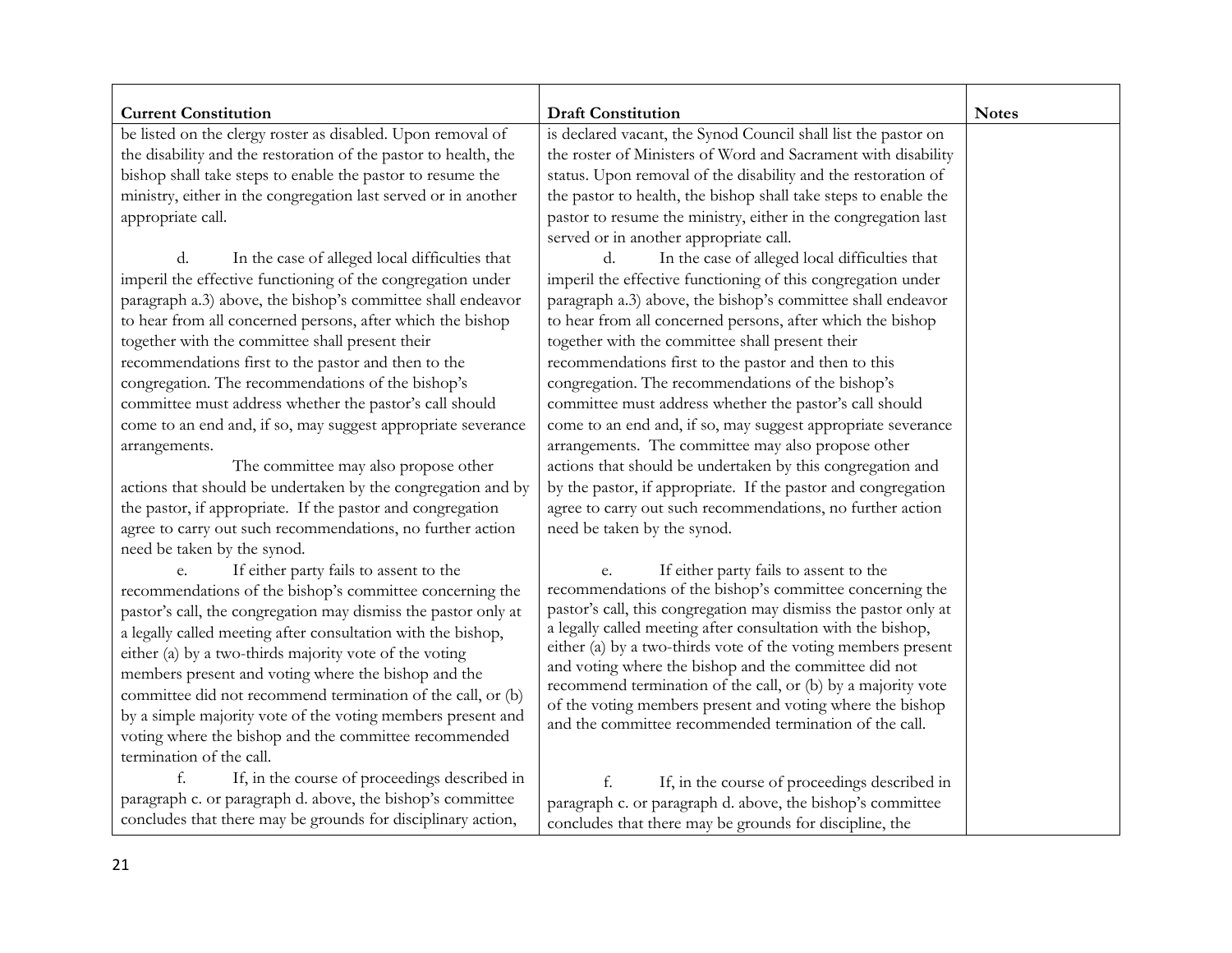| Current Constitution | Draft Constitution | Notes |
|---|---|---|
| be listed on the clergy roster as disabled. Upon removal of the disability and the restoration of the pastor to health, the bishop shall take steps to enable the pastor to resume the ministry, either in the congregation last served or in another appropriate call. | is declared vacant, the Synod Council shall list the pastor on the roster of Ministers of Word and Sacrament with disability status. Upon removal of the disability and the restoration of the pastor to health, the bishop shall take steps to enable the pastor to resume the ministry, either in the congregation last served or in another appropriate call. | |
| d. In the case of alleged local difficulties that imperil the effective functioning of the congregation under paragraph a.3) above, the bishop's committee shall endeavor to hear from all concerned persons, after which the bishop together with the committee shall present their recommendations first to the pastor and then to the congregation. The recommendations of the bishop's committee must address whether the pastor's call should come to an end and, if so, may suggest appropriate severance arrangements.<br><br>The committee may also propose other actions that should be undertaken by the congregation and by the pastor, if appropriate. If the pastor and congregation agree to carry out such recommendations, no further action need be taken by the synod. | d. In the case of alleged local difficulties that imperil the effective functioning of this congregation under paragraph a.3) above, the bishop's committee shall endeavor to hear from all concerned persons, after which the bishop together with the committee shall present their recommendations first to the pastor and then to this congregation. The recommendations of the bishop's committee must address whether the pastor's call should come to an end and, if so, may suggest appropriate severance arrangements. The committee may also propose other actions that should be undertaken by this congregation and by the pastor, if appropriate. If the pastor and congregation agree to carry out such recommendations, no further action need be taken by the synod. | |
| e. If either party fails to assent to the recommendations of the bishop's committee concerning the pastor's call, the congregation may dismiss the pastor only at a legally called meeting after consultation with the bishop, either (a) by a two-thirds majority vote of the voting members present and voting where the bishop and the committee did not recommend termination of the call, or (b) by a simple majority vote of the voting members present and voting where the bishop and the committee recommended termination of the call. | e. If either party fails to assent to the recommendations of the bishop's committee concerning the pastor's call, this congregation may dismiss the pastor only at a legally called meeting after consultation with the bishop, either (a) by a two-thirds vote of the voting members present and voting where the bishop and the committee did not recommend termination of the call, or (b) by a majority vote of the voting members present and voting where the bishop and the committee recommended termination of the call. | |
| f. If, in the course of proceedings described in paragraph c. or paragraph d. above, the bishop's committee concludes that there may be grounds for disciplinary action, | f. If, in the course of proceedings described in paragraph c. or paragraph d. above, the bishop's committee concludes that there may be grounds for discipline, the | |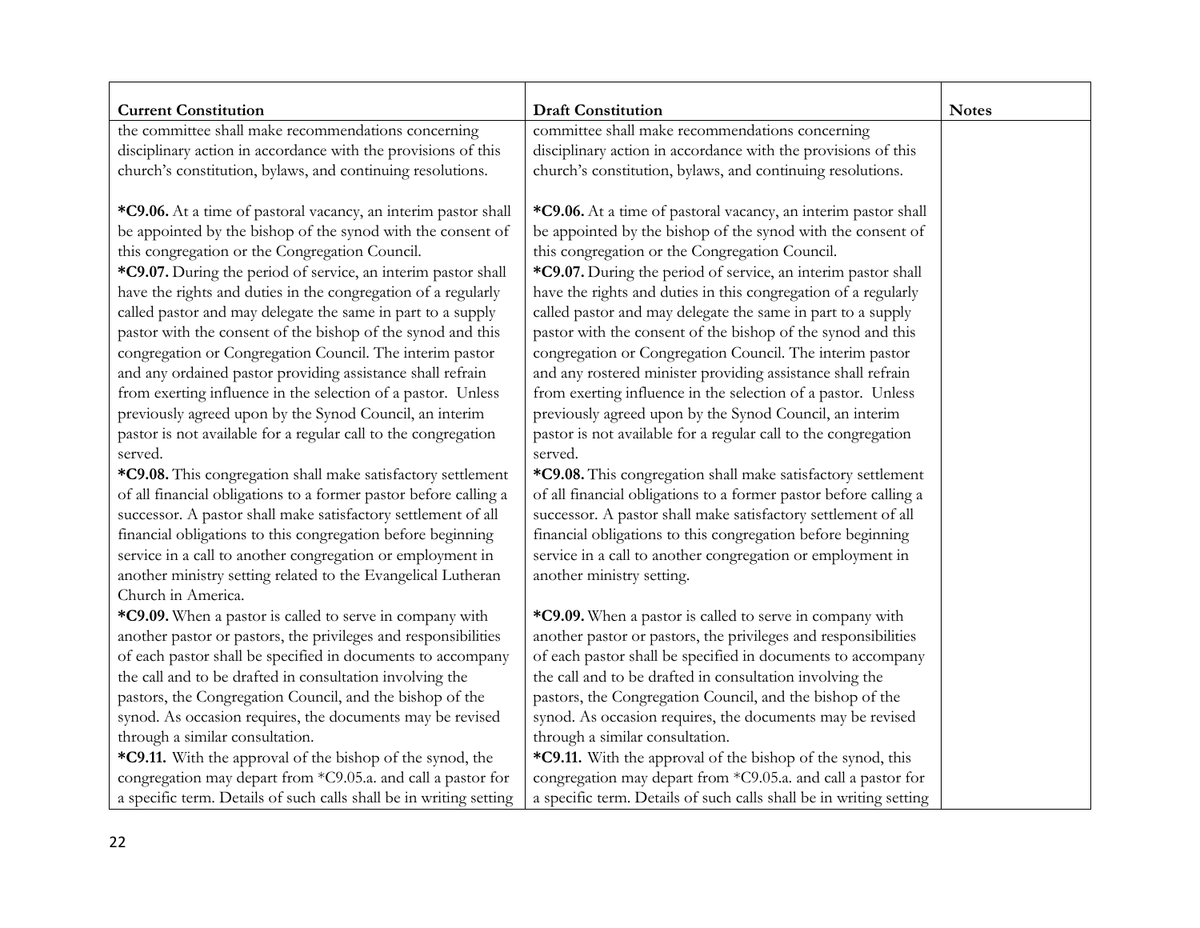| Current Constitution | Draft Constitution | Notes |
| --- | --- | --- |
| the committee shall make recommendations concerning disciplinary action in accordance with the provisions of this church's constitution, bylaws, and continuing resolutions. | committee shall make recommendations concerning disciplinary action in accordance with the provisions of this church's constitution, bylaws, and continuing resolutions. | |
| ***C9.06.** At a time of pastoral vacancy, an interim pastor shall be appointed by the bishop of the synod with the consent of this congregation or the Congregation Council. | ***C9.06.** At a time of pastoral vacancy, an interim pastor shall be appointed by the bishop of the synod with the consent of this congregation or the Congregation Council. | |
| ***C9.07.** During the period of service, an interim pastor shall have the rights and duties in the congregation of a regularly called pastor and may delegate the same in part to a supply pastor with the consent of the bishop of the synod and this congregation or Congregation Council. The interim pastor and any ordained pastor providing assistance shall refrain from exerting influence in the selection of a pastor. Unless previously agreed upon by the Synod Council, an interim pastor is not available for a regular call to the congregation served. | ***C9.07.** During the period of service, an interim pastor shall have the rights and duties in this congregation of a regularly called pastor and may delegate the same in part to a supply pastor with the consent of the bishop of the synod and this congregation or Congregation Council. The interim pastor and any rostered minister providing assistance shall refrain from exerting influence in the selection of a pastor. Unless previously agreed upon by the Synod Council, an interim pastor is not available for a regular call to the congregation served. | |
| ***C9.08.** This congregation shall make satisfactory settlement of all financial obligations to a former pastor before calling a successor. A pastor shall make satisfactory settlement of all financial obligations to this congregation before beginning service in a call to another congregation or employment in another ministry setting related to the Evangelical Lutheran Church in America. | ***C9.08.** This congregation shall make satisfactory settlement of all financial obligations to a former pastor before calling a successor. A pastor shall make satisfactory settlement of all financial obligations to this congregation before beginning service in a call to another congregation or employment in another ministry setting. | |
| ***C9.09.** When a pastor is called to serve in company with another pastor or pastors, the privileges and responsibilities of each pastor shall be specified in documents to accompany the call and to be drafted in consultation involving the pastors, the Congregation Council, and the bishop of the synod. As occasion requires, the documents may be revised through a similar consultation. | ***C9.09.** When a pastor is called to serve in company with another pastor or pastors, the privileges and responsibilities of each pastor shall be specified in documents to accompany the call and to be drafted in consultation involving the pastors, the Congregation Council, and the bishop of the synod. As occasion requires, the documents may be revised through a similar consultation. | |
| ***C9.11.** With the approval of the bishop of the synod, the congregation may depart from *C9.05.a. and call a pastor for a specific term. Details of such calls shall be in writing setting | ***C9.11.** With the approval of the bishop of the synod, this congregation may depart from *C9.05.a. and call a pastor for a specific term. Details of such calls shall be in writing setting | |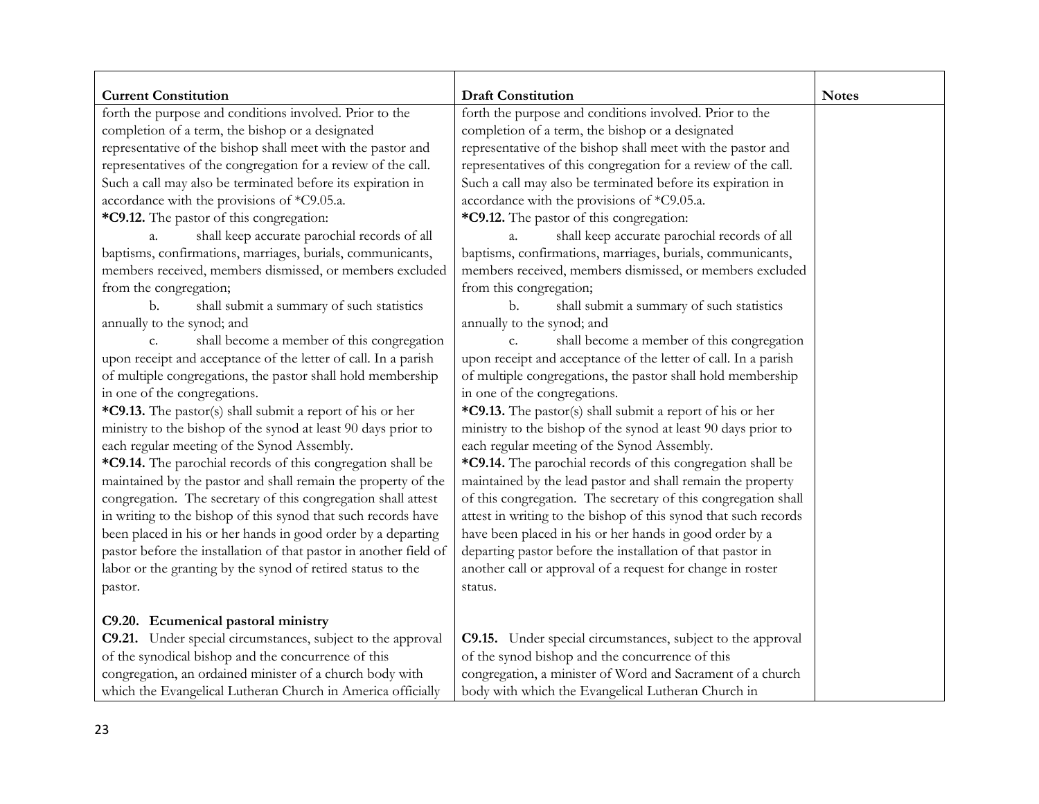| Current Constitution | Draft Constitution | Notes |
|---|---|---|
| forth the purpose and conditions involved. Prior to the completion of a term, the bishop or a designated representative of the bishop shall meet with the pastor and representatives of the congregation for a review of the call. Such a call may also be terminated before its expiration in accordance with the provisions of *C9.05.a. | forth the purpose and conditions involved. Prior to the completion of a term, the bishop or a designated representative of the bishop shall meet with the pastor and representatives of this congregation for a review of the call. Such a call may also be terminated before its expiration in accordance with the provisions of *C9.05.a. | |
| **\*C9.12.** The pastor of this congregation:<br>a. shall keep accurate parochial records of all baptisms, confirmations, marriages, burials, communicants, members received, members dismissed, or members excluded from the congregation;<br>b. shall submit a summary of such statistics annually to the synod; and<br>c. shall become a member of this congregation upon receipt and acceptance of the letter of call. In a parish of multiple congregations, the pastor shall hold membership in one of the congregations. | **\*C9.12.** The pastor of this congregation:<br>a. shall keep accurate parochial records of all baptisms, confirmations, marriages, burials, communicants, members received, members dismissed, or members excluded from this congregation;<br>b. shall submit a summary of such statistics annually to the synod; and<br>c. shall become a member of this congregation upon receipt and acceptance of the letter of call. In a parish of multiple congregations, the pastor shall hold membership in one of the congregations. | |
| **\*C9.13.** The pastor(s) shall submit a report of his or her ministry to the bishop of the synod at least 90 days prior to each regular meeting of the Synod Assembly. | **\*C9.13.** The pastor(s) shall submit a report of his or her ministry to the bishop of the synod at least 90 days prior to each regular meeting of the Synod Assembly. | |
| **\*C9.14.** The parochial records of this congregation shall be maintained by the pastor and shall remain the property of the congregation. The secretary of this congregation shall attest in writing to the bishop of this synod that such records have been placed in his or her hands in good order by a departing pastor before the installation of that pastor in another field of labor or the granting by the synod of retired status to the pastor. | **\*C9.14.** The parochial records of this congregation shall be maintained by the lead pastor and shall remain the property of this congregation. The secretary of this congregation shall attest in writing to the bishop of this synod that such records have been placed in his or her hands in good order by a departing pastor before the installation of that pastor in another call or approval of a request for change in roster status. | |
| **C9.20. Ecumenical pastoral ministry** | | |
| **C9.21.** Under special circumstances, subject to the approval of the synodical bishop and the concurrence of this congregation, an ordained minister of a church body with which the Evangelical Lutheran Church in America officially | **C9.15.** Under special circumstances, subject to the approval of the synod bishop and the concurrence of this congregation, a minister of Word and Sacrament of a church body with which the Evangelical Lutheran Church in | |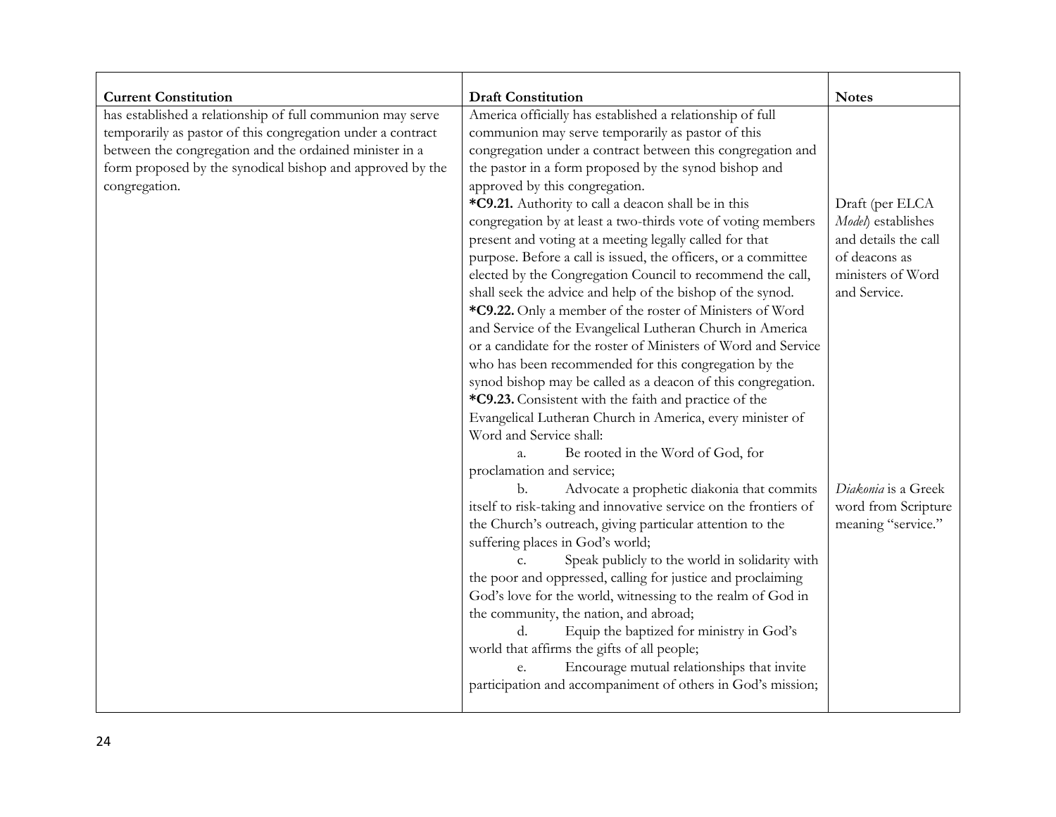| Current Constitution | Draft Constitution | Notes |
|---|---|---|
| has established a relationship of full communion may serve temporarily as pastor of this congregation under a contract between the congregation and the ordained minister in a form proposed by the synodical bishop and approved by the congregation. | America officially has established a relationship of full communion may serve temporarily as pastor of this congregation under a contract between this congregation and the pastor in a form proposed by the synod bishop and approved by this congregation. | |
| | **\*C9.21.** Authority to call a deacon shall be in this congregation by at least a two-thirds vote of voting members present and voting at a meeting legally called for that purpose. Before a call is issued, the officers, or a committee elected by the Congregation Council to recommend the call, shall seek the advice and help of the bishop of the synod. | Draft (per ELCA *Model*) establishes and details the call of deacons as ministers of Word and Service. |
| | **\*C9.22.** Only a member of the roster of Ministers of Word and Service of the Evangelical Lutheran Church in America or a candidate for the roster of Ministers of Word and Service who has been recommended for this congregation by the synod bishop may be called as a deacon of this congregation. | |
| | **\*C9.23.** Consistent with the faith and practice of the Evangelical Lutheran Church in America, every minister of Word and Service shall:<br>a. Be rooted in the Word of God, for proclamation and service; | |
| | b. Advocate a prophetic diakonia that commits itself to risk-taking and innovative service on the frontiers of the Church's outreach, giving particular attention to the suffering places in God's world;<br>c. Speak publicly to the world in solidarity with the poor and oppressed, calling for justice and proclaiming God's love for the world, witnessing to the realm of God in the community, the nation, and abroad;<br>d. Equip the baptized for ministry in God's world that affirms the gifts of all people;<br>e. Encourage mutual relationships that invite participation and accompaniment of others in God's mission; | *Diakonia* is a Greek word from Scripture meaning "service." |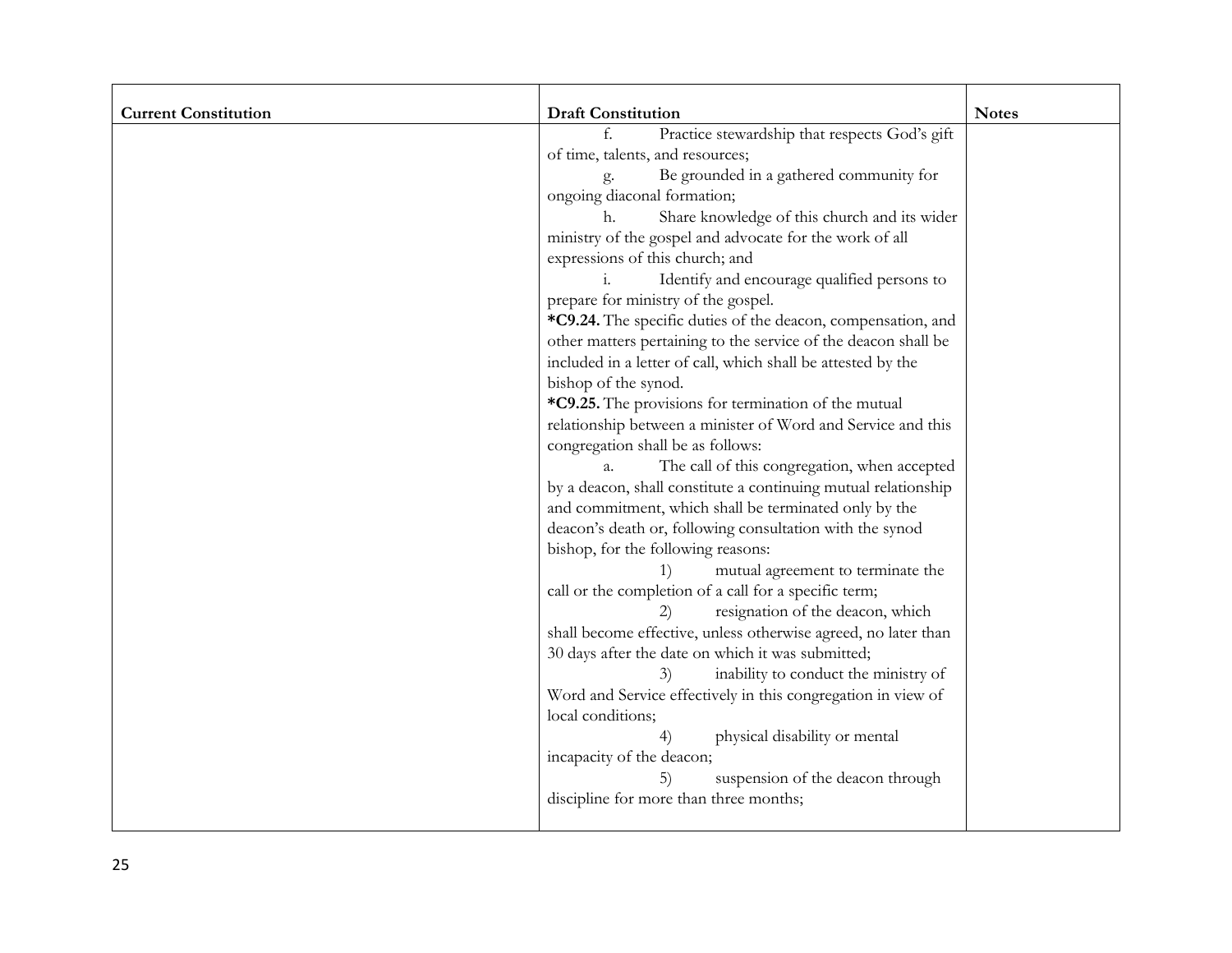| Current Constitution | Draft Constitution | Notes |
|---|---|---|
| | f. Practice stewardship that respects God's gift of time, talents, and resources;<br>g. Be grounded in a gathered community for ongoing diaconal formation;<br>h. Share knowledge of this church and its wider ministry of the gospel and advocate for the work of all expressions of this church; and<br>i. Identify and encourage qualified persons to prepare for ministry of the gospel.<br>**\*C9.24.** The specific duties of the deacon, compensation, and other matters pertaining to the service of the deacon shall be included in a letter of call, which shall be attested by the bishop of the synod.<br>**\*C9.25.** The provisions for termination of the mutual relationship between a minister of Word and Service and this congregation shall be as follows:<br>a. The call of this congregation, when accepted by a deacon, shall constitute a continuing mutual relationship and commitment, which shall be terminated only by the deacon's death or, following consultation with the synod bishop, for the following reasons:<br>1) mutual agreement to terminate the call or the completion of a call for a specific term;<br>2) resignation of the deacon, which shall become effective, unless otherwise agreed, no later than 30 days after the date on which it was submitted;<br>3) inability to conduct the ministry of Word and Service effectively in this congregation in view of local conditions;<br>4) physical disability or mental incapacity of the deacon;<br>5) suspension of the deacon through discipline for more than three months; | |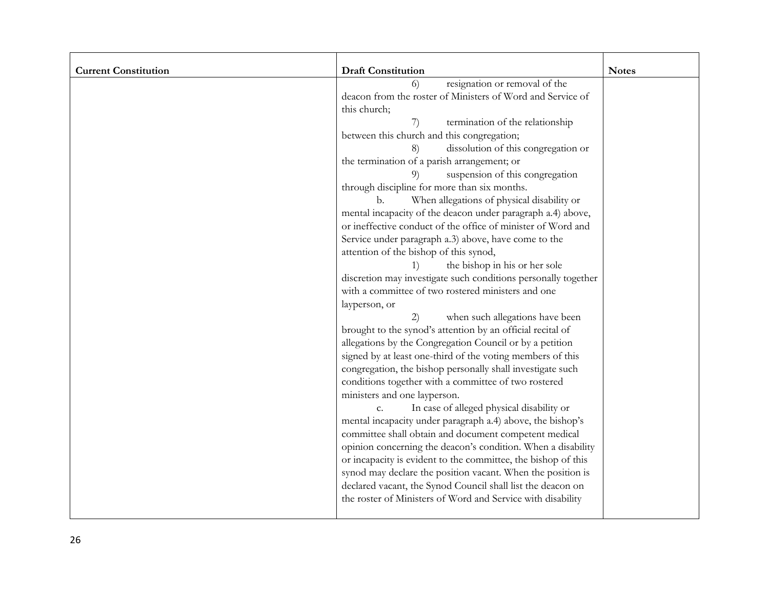| Current Constitution | Draft Constitution | Notes |
|---|---|---|
| | 6) resignation or removal of the deacon from the roster of Ministers of Word and Service of this church;<br>7) termination of the relationship between this church and this congregation;<br>8) dissolution of this congregation or the termination of a parish arrangement; or<br>9) suspension of this congregation through discipline for more than six months.<br>b. When allegations of physical disability or mental incapacity of the deacon under paragraph a.4) above, or ineffective conduct of the office of minister of Word and Service under paragraph a.3) above, have come to the attention of the bishop of this synod,<br>1) the bishop in his or her sole discretion may investigate such conditions personally together with a committee of two rostered ministers and one layperson, or<br>2) when such allegations have been brought to the synod's attention by an official recital of allegations by the Congregation Council or by a petition signed by at least one-third of the voting members of this congregation, the bishop personally shall investigate such conditions together with a committee of two rostered ministers and one layperson.<br>c. In case of alleged physical disability or mental incapacity under paragraph a.4) above, the bishop's committee shall obtain and document competent medical opinion concerning the deacon's condition. When a disability or incapacity is evident to the committee, the bishop of this synod may declare the position vacant. When the position is declared vacant, the Synod Council shall list the deacon on the roster of Ministers of Word and Service with disability | |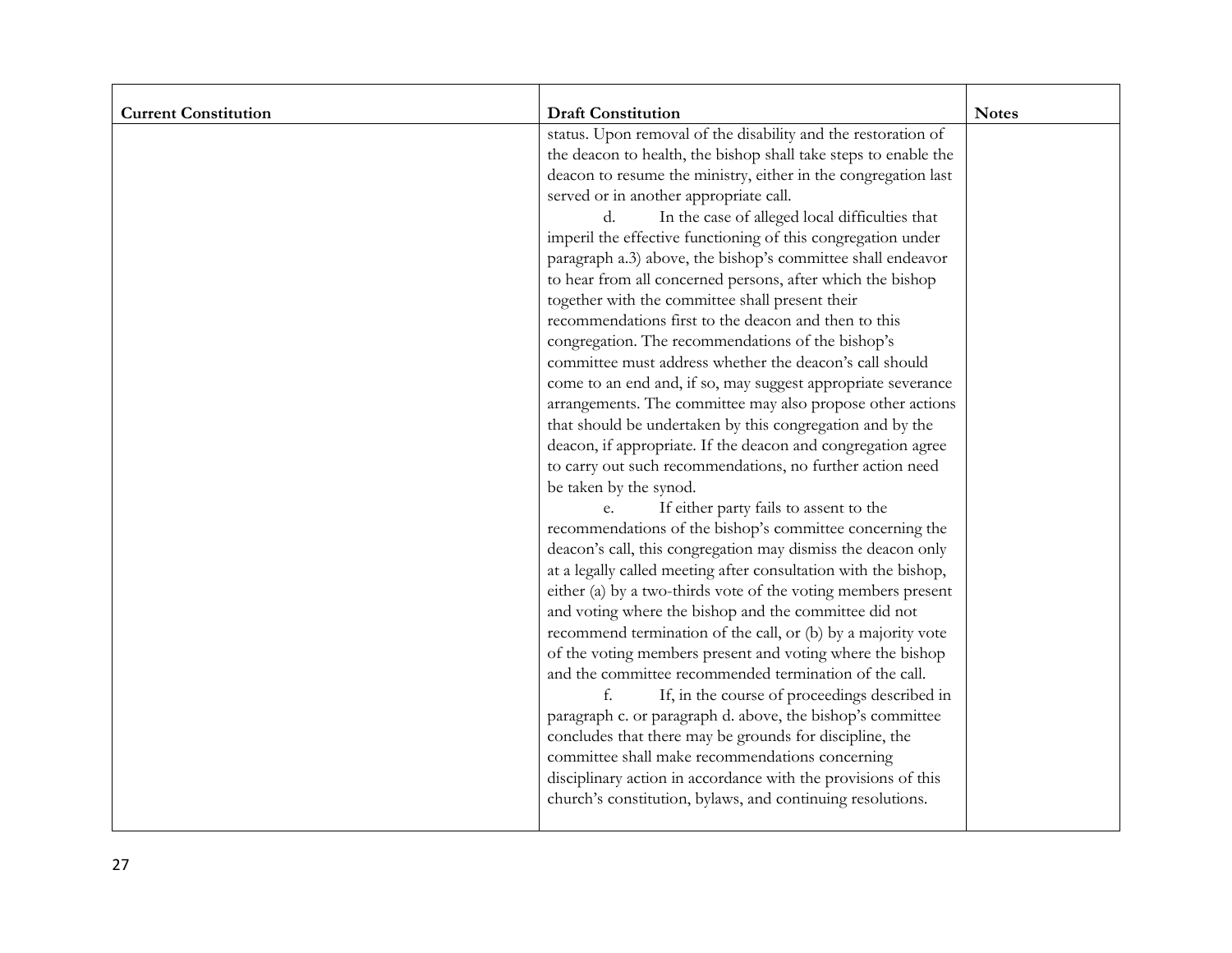| Current Constitution | Draft Constitution | Notes |
|---|---|---|
| | status. Upon removal of the disability and the restoration of the deacon to health, the bishop shall take steps to enable the deacon to resume the ministry, either in the congregation last served or in another appropriate call.<br>d. In the case of alleged local difficulties that imperil the effective functioning of this congregation under paragraph a.3) above, the bishop's committee shall endeavor to hear from all concerned persons, after which the bishop together with the committee shall present their recommendations first to the deacon and then to this congregation. The recommendations of the bishop's committee must address whether the deacon's call should come to an end and, if so, may suggest appropriate severance arrangements. The committee may also propose other actions that should be undertaken by this congregation and by the deacon, if appropriate. If the deacon and congregation agree to carry out such recommendations, no further action need be taken by the synod.<br>e. If either party fails to assent to the recommendations of the bishop's committee concerning the deacon's call, this congregation may dismiss the deacon only at a legally called meeting after consultation with the bishop, either (a) by a two-thirds vote of the voting members present and voting where the bishop and the committee did not recommend termination of the call, or (b) by a majority vote of the voting members present and voting where the bishop and the committee recommended termination of the call.<br>f. If, in the course of proceedings described in paragraph c. or paragraph d. above, the bishop's committee concludes that there may be grounds for discipline, the committee shall make recommendations concerning disciplinary action in accordance with the provisions of this church's constitution, bylaws, and continuing resolutions. | |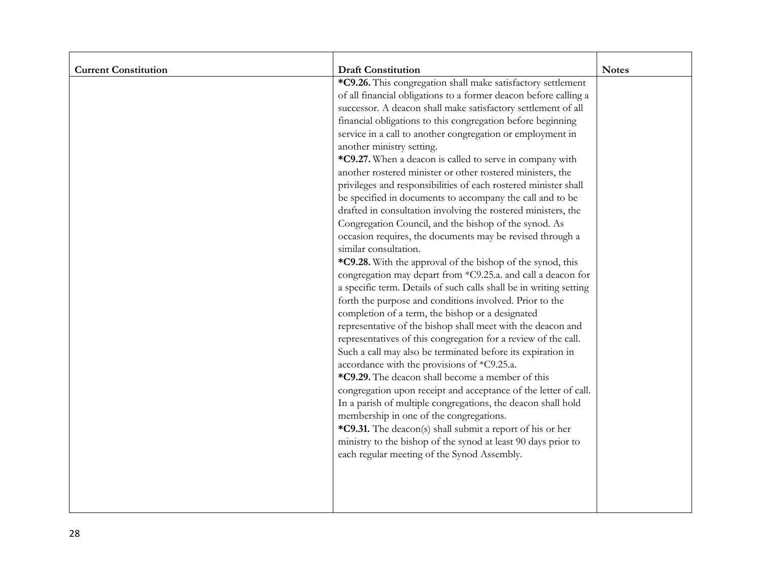| Current Constitution | Draft Constitution | Notes |
|---|---|---|
| | **\*C9.26.** This congregation shall make satisfactory settlement of all financial obligations to a former deacon before calling a successor. A deacon shall make satisfactory settlement of all financial obligations to this congregation before beginning service in a call to another congregation or employment in another ministry setting.<br>**\*C9.27.** When a deacon is called to serve in company with another rostered minister or other rostered ministers, the privileges and responsibilities of each rostered minister shall be specified in documents to accompany the call and to be drafted in consultation involving the rostered ministers, the Congregation Council, and the bishop of the synod. As occasion requires, the documents may be revised through a similar consultation.<br>**\*C9.28.** With the approval of the bishop of the synod, this congregation may depart from \*C9.25.a. and call a deacon for a specific term. Details of such calls shall be in writing setting forth the purpose and conditions involved. Prior to the completion of a term, the bishop or a designated representative of the bishop shall meet with the deacon and representatives of this congregation for a review of the call. Such a call may also be terminated before its expiration in accordance with the provisions of \*C9.25.a.<br>**\*C9.29.** The deacon shall become a member of this congregation upon receipt and acceptance of the letter of call. In a parish of multiple congregations, the deacon shall hold membership in one of the congregations.<br>**\*C9.31.** The deacon(s) shall submit a report of his or her ministry to the bishop of the synod at least 90 days prior to each regular meeting of the Synod Assembly. | |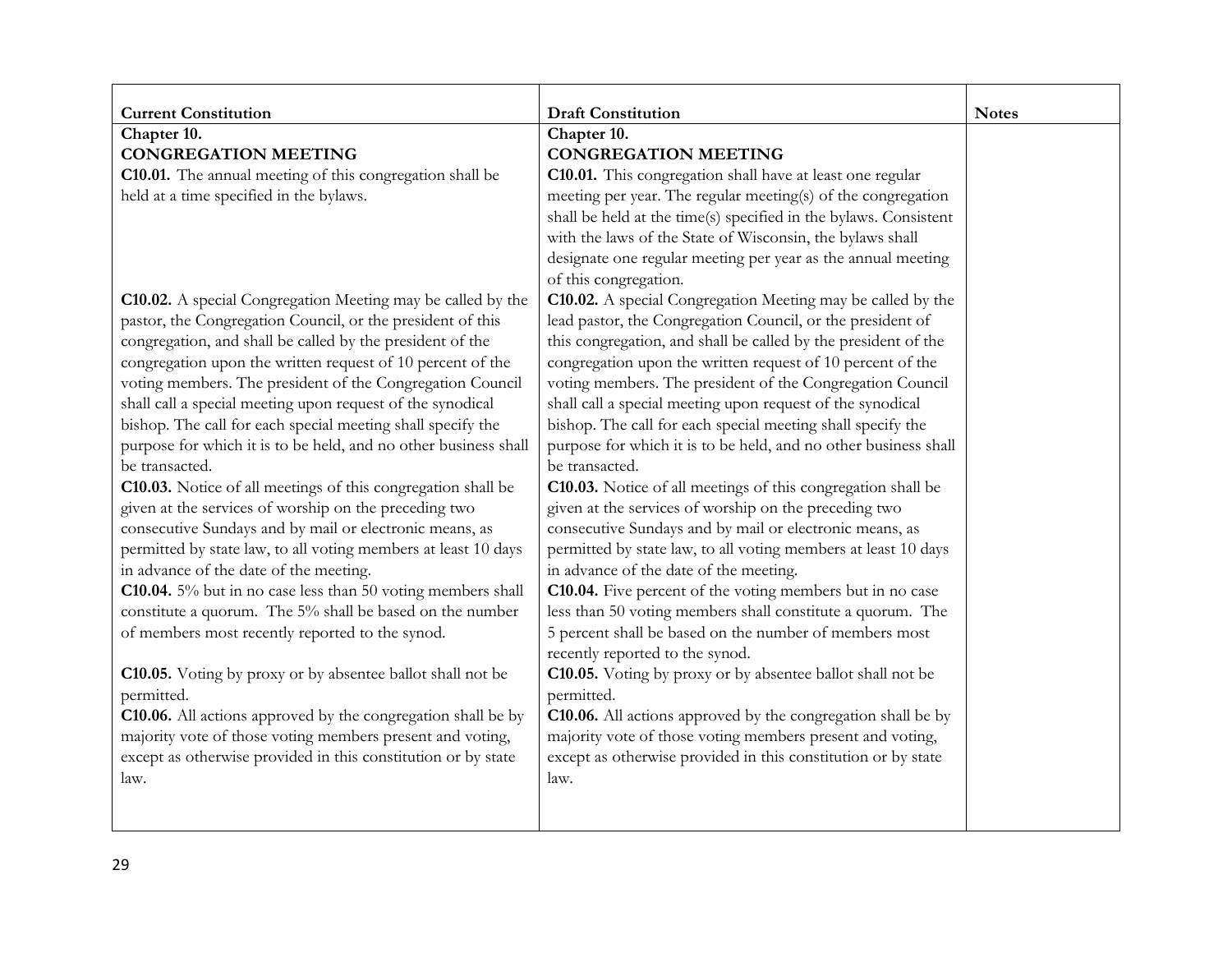| Current Constitution | Draft Constitution | Notes |
|---|---|---|
| **Chapter 10.**<br>**CONGREGATION MEETING** | **Chapter 10.**<br>**CONGREGATION MEETING** | |
| **C10.01.** The annual meeting of this congregation shall be held at a time specified in the bylaws. | **C10.01.** This congregation shall have at least one regular meeting per year. The regular meeting(s) of the congregation shall be held at the time(s) specified in the bylaws. Consistent with the laws of the State of Wisconsin, the bylaws shall designate one regular meeting per year as the annual meeting of this congregation. | |
| **C10.02.** A special Congregation Meeting may be called by the pastor, the Congregation Council, or the president of this congregation, and shall be called by the president of the congregation upon the written request of 10 percent of the voting members. The president of the Congregation Council shall call a special meeting upon request of the synodical bishop. The call for each special meeting shall specify the purpose for which it is to be held, and no other business shall be transacted. | **C10.02.** A special Congregation Meeting may be called by the lead pastor, the Congregation Council, or the president of this congregation, and shall be called by the president of the congregation upon the written request of 10 percent of the voting members. The president of the Congregation Council shall call a special meeting upon request of the synodical bishop. The call for each special meeting shall specify the purpose for which it is to be held, and no other business shall be transacted. | |
| **C10.03.** Notice of all meetings of this congregation shall be given at the services of worship on the preceding two consecutive Sundays and by mail or electronic means, as permitted by state law, to all voting members at least 10 days in advance of the date of the meeting. | **C10.03.** Notice of all meetings of this congregation shall be given at the services of worship on the preceding two consecutive Sundays and by mail or electronic means, as permitted by state law, to all voting members at least 10 days in advance of the date of the meeting. | |
| **C10.04.** 5% but in no case less than 50 voting members shall constitute a quorum. The 5% shall be based on the number of members most recently reported to the synod. | **C10.04.** Five percent of the voting members but in no case less than 50 voting members shall constitute a quorum. The 5 percent shall be based on the number of members most recently reported to the synod. | |
| **C10.05.** Voting by proxy or by absentee ballot shall not be permitted. | **C10.05.** Voting by proxy or by absentee ballot shall not be permitted. | |
| **C10.06.** All actions approved by the congregation shall be by majority vote of those voting members present and voting, except as otherwise provided in this constitution or by state law. | **C10.06.** All actions approved by the congregation shall be by majority vote of those voting members present and voting, except as otherwise provided in this constitution or by state law. | |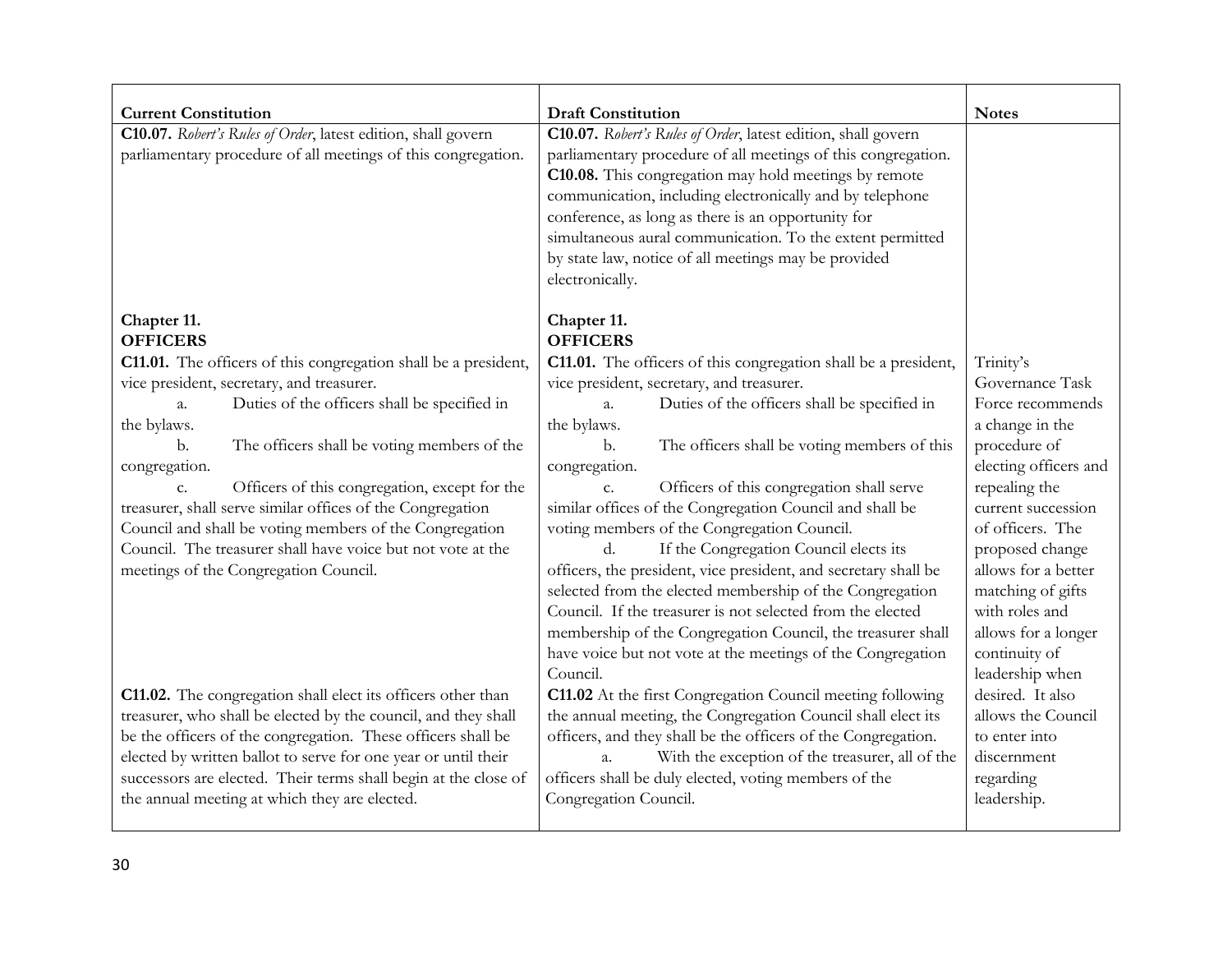| Current Constitution | Draft Constitution | Notes |
|---|---|---|
| **C10.07.** *Robert's Rules of Order*, latest edition, shall govern parliamentary procedure of all meetings of this congregation. | **C10.07.** *Robert's Rules of Order*, latest edition, shall govern parliamentary procedure of all meetings of this congregation.<br>**C10.08.** This congregation may hold meetings by remote communication, including electronically and by telephone conference, as long as there is an opportunity for simultaneous aural communication. To the extent permitted by state law, notice of all meetings may be provided electronically. | |
| **Chapter 11.**<br>**OFFICERS**<br>**C11.01.** The officers of this congregation shall be a president, vice president, secretary, and treasurer.<br>a. Duties of the officers shall be specified in the bylaws.<br>b. The officers shall be voting members of the congregation.<br>c. Officers of this congregation, except for the treasurer, shall serve similar offices of the Congregation Council and shall be voting members of the Congregation Council. The treasurer shall have voice but not vote at the meetings of the Congregation Council. | **Chapter 11.**<br>**OFFICERS**<br>**C11.01.** The officers of this congregation shall be a president, vice president, secretary, and treasurer.<br>a. Duties of the officers shall be specified in the bylaws.<br>b. The officers shall be voting members of this congregation.<br>c. Officers of this congregation shall serve similar offices of the Congregation Council and shall be voting members of the Congregation Council.<br>d. If the Congregation Council elects its officers, the president, vice president, and secretary shall be selected from the elected membership of the Congregation Council. If the treasurer is not selected from the elected membership of the Congregation Council, the treasurer shall have voice but not vote at the meetings of the Congregation Council. | Trinity's Governance Task Force recommends a change in the procedure of electing officers and repealing the current succession of officers. The proposed change allows for a better matching of gifts with roles and allows for a longer continuity of leadership when desired. It also allows the Council to enter into discernment regarding leadership. |
| **C11.02.** The congregation shall elect its officers other than treasurer, who shall be elected by the council, and they shall be the officers of the congregation. These officers shall be elected by written ballot to serve for one year or until their successors are elected. Their terms shall begin at the close of the annual meeting at which they are elected. | **C11.02** At the first Congregation Council meeting following the annual meeting, the Congregation Council shall elect its officers, and they shall be the officers of the Congregation.<br>a. With the exception of the treasurer, all of the officers shall be duly elected, voting members of the Congregation Council. | |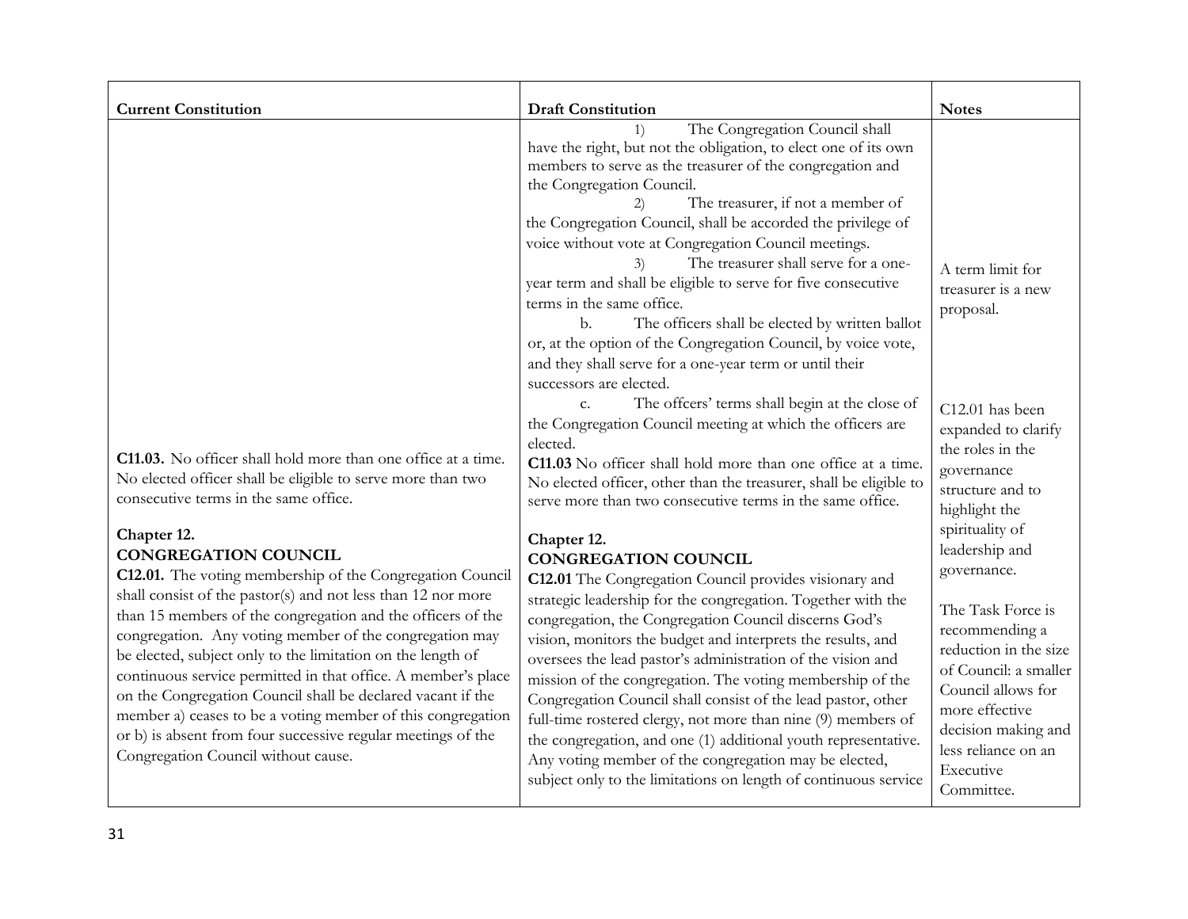| Current Constitution | Draft Constitution | Notes |
|---|---|---|
| | 1) The Congregation Council shall have the right, but not the obligation, to elect one of its own members to serve as the treasurer of the congregation and the Congregation Council.<br>2) The treasurer, if not a member of the Congregation Council, shall be accorded the privilege of voice without vote at Congregation Council meetings.<br>3) The treasurer shall serve for a one-year term and shall be eligible to serve for five consecutive terms in the same office.<br>b. The officers shall be elected by written ballot or, at the option of the Congregation Council, by voice vote, and they shall serve for a one-year term or until their successors are elected.<br>c. The offcers' terms shall begin at the close of the Congregation Council meeting at which the officers are elected. | A term limit for treasurer is a new proposal. |
| **C11.03.** No officer shall hold more than one office at a time. No elected officer shall be eligible to serve more than two consecutive terms in the same office. | **C11.03** No officer shall hold more than one office at a time. No elected officer, other than the treasurer, shall be eligible to serve more than two consecutive terms in the same office. | |
| **Chapter 12.**<br>**CONGREGATION COUNCIL**<br>**C12.01.** The voting membership of the Congregation Council shall consist of the pastor(s) and not less than 12 nor more than 15 members of the congregation and the officers of the congregation. Any voting member of the congregation may be elected, subject only to the limitation on the length of continuous service permitted in that office. A member's place on the Congregation Council shall be declared vacant if the member a) ceases to be a voting member of this congregation or b) is absent from four successive regular meetings of the Congregation Council without cause. | **Chapter 12.**<br>**CONGREGATION COUNCIL**<br>**C12.01** The Congregation Council provides visionary and strategic leadership for the congregation. Together with the congregation, the Congregation Council discerns God's vision, monitors the budget and interprets the results, and oversees the lead pastor's administration of the vision and mission of the congregation. The voting membership of the Congregation Council shall consist of the lead pastor, other full-time rostered clergy, not more than nine (9) members of the congregation, and one (1) additional youth representative. Any voting member of the congregation may be elected, subject only to the limitations on length of continuous service | C12.01 has been expanded to clarify the roles in the governance structure and to highlight the spirituality of leadership and governance.<br><br>The Task Force is recommending a reduction in the size of Council: a smaller Council allows for more effective decision making and less reliance on an Executive Committee. |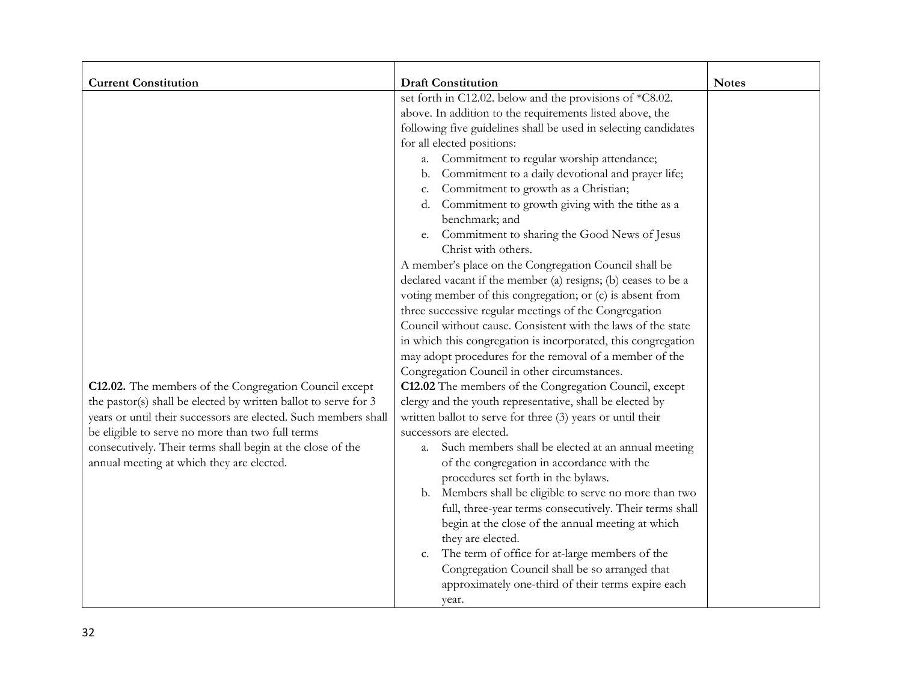| Current Constitution | Draft Constitution | Notes |
|---|---|---|
| | set forth in C12.02. below and the provisions of *C8.02. above. In addition to the requirements listed above, the following five guidelines shall be used in selecting candidates for all elected positions:<br>a. Commitment to regular worship attendance;<br>b. Commitment to a daily devotional and prayer life;<br>c. Commitment to growth as a Christian;<br>d. Commitment to growth giving with the tithe as a benchmark; and<br>e. Commitment to sharing the Good News of Jesus Christ with others.<br>A member's place on the Congregation Council shall be declared vacant if the member (a) resigns; (b) ceases to be a voting member of this congregation; or (c) is absent from three successive regular meetings of the Congregation Council without cause. Consistent with the laws of the state in which this congregation is incorporated, this congregation may adopt procedures for the removal of a member of the Congregation Council in other circumstances. | |
| **C12.02.** The members of the Congregation Council except the pastor(s) shall be elected by written ballot to serve for 3 years or until their successors are elected. Such members shall be eligible to serve no more than two full terms consecutively. Their terms shall begin at the close of the annual meeting at which they are elected. | **C12.02** The members of the Congregation Council, except clergy and the youth representative, shall be elected by written ballot to serve for three (3) years or until their successors are elected.<br>a. Such members shall be elected at an annual meeting of the congregation in accordance with the procedures set forth in the bylaws.<br>b. Members shall be eligible to serve no more than two full, three-year terms consecutively. Their terms shall begin at the close of the annual meeting at which they are elected.<br>c. The term of office for at-large members of the Congregation Council shall be so arranged that approximately one-third of their terms expire each year. | |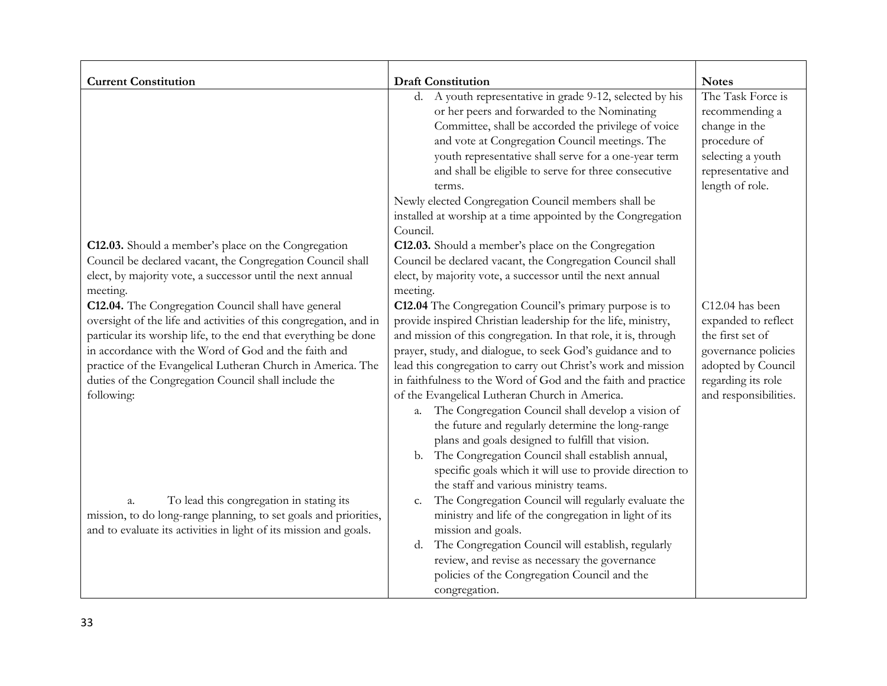| Current Constitution | Draft Constitution | Notes |
|---|---|---|
| | d. A youth representative in grade 9-12, selected by his or her peers and forwarded to the Nominating Committee, shall be accorded the privilege of voice and vote at Congregation Council meetings. The youth representative shall serve for a one-year term and shall be eligible to serve for three consecutive terms.<br>Newly elected Congregation Council members shall be installed at worship at a time appointed by the Congregation Council. | The Task Force is recommending a change in the procedure of selecting a youth representative and length of role. |
| **C12.03.** Should a member's place on the Congregation Council be declared vacant, the Congregation Council shall elect, by majority vote, a successor until the next annual meeting. | **C12.03.** Should a member's place on the Congregation Council be declared vacant, the Congregation Council shall elect, by majority vote, a successor until the next annual meeting. | |
| **C12.04.** The Congregation Council shall have general oversight of the life and activities of this congregation, and in particular its worship life, to the end that everything be done in accordance with the Word of God and the faith and practice of the Evangelical Lutheran Church in America. The duties of the Congregation Council shall include the following: | **C12.04** The Congregation Council's primary purpose is to provide inspired Christian leadership for the life, ministry, and mission of this congregation. In that role, it is, through prayer, study, and dialogue, to seek God's guidance and to lead this congregation to carry out Christ's work and mission in faithfulness to the Word of God and the faith and practice of the Evangelical Lutheran Church in America.<br>a. The Congregation Council shall develop a vision of the future and regularly determine the long-range plans and goals designed to fulfill that vision.<br>b. The Congregation Council shall establish annual, specific goals which it will use to provide direction to the staff and various ministry teams. | C12.04 has been expanded to reflect the first set of governance policies adopted by Council regarding its role and responsibilities. |
| a. To lead this congregation in stating its mission, to do long-range planning, to set goals and priorities, and to evaluate its activities in light of its mission and goals. | c. The Congregation Council will regularly evaluate the ministry and life of the congregation in light of its mission and goals.<br>d. The Congregation Council will establish, regularly review, and revise as necessary the governance policies of the Congregation Council and the congregation. | |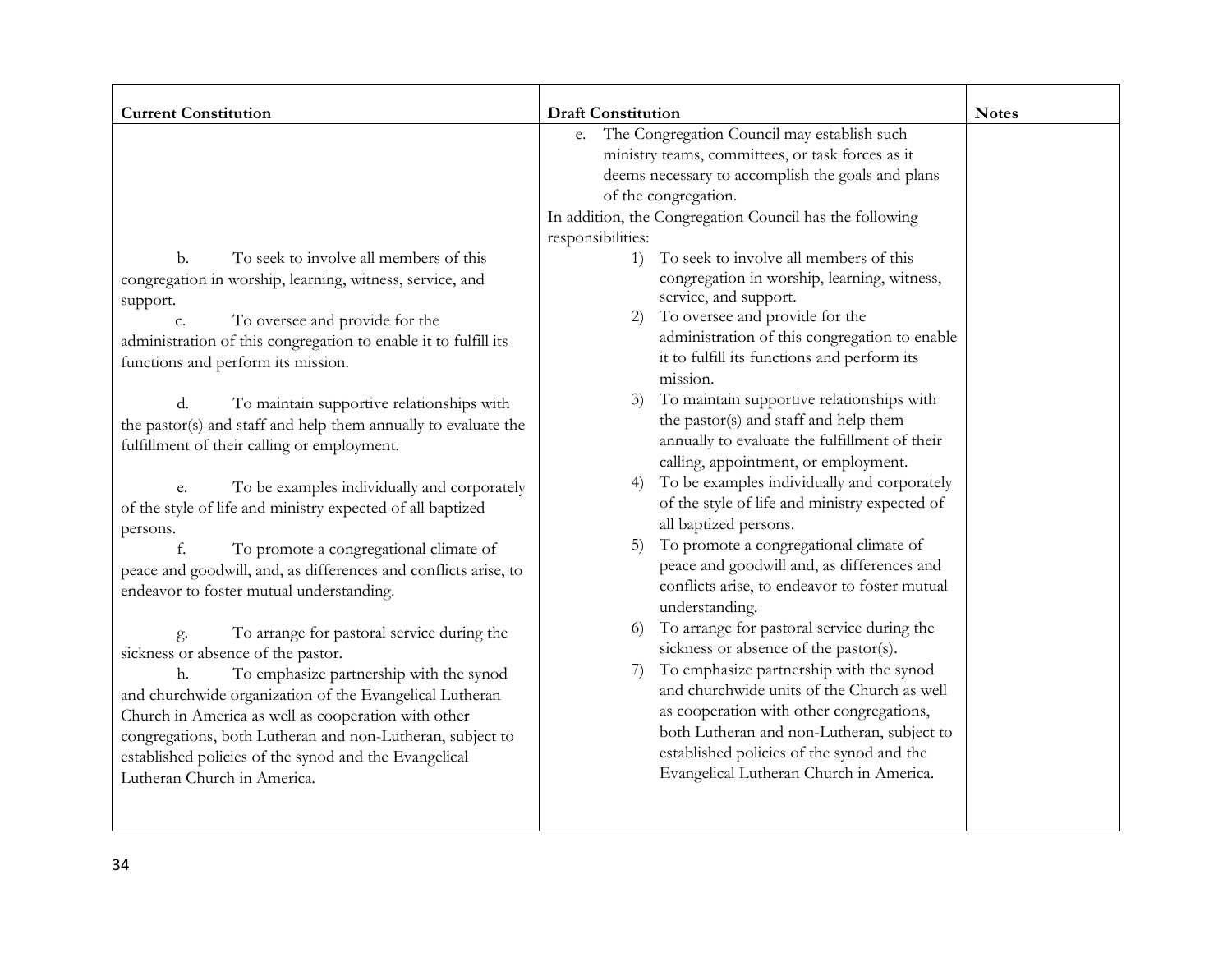| Current Constitution | Draft Constitution | Notes |
| --- | --- | --- |
| | e. The Congregation Council may establish such ministry teams, committees, or task forces as it deems necessary to accomplish the goals and plans of the congregation.<br>In addition, the Congregation Council has the following responsibilities: | |
| b. To seek to involve all members of this congregation in worship, learning, witness, service, and support. | 1) To seek to involve all members of this congregation in worship, learning, witness, service, and support. | |
| c. To oversee and provide for the administration of this congregation to enable it to fulfill its functions and perform its mission. | 2) To oversee and provide for the administration of this congregation to enable it to fulfill its functions and perform its mission. | |
| d. To maintain supportive relationships with the pastor(s) and staff and help them annually to evaluate the fulfillment of their calling or employment. | 3) To maintain supportive relationships with the pastor(s) and staff and help them annually to evaluate the fulfillment of their calling, appointment, or employment. | |
| e. To be examples individually and corporately of the style of life and ministry expected of all baptized persons. | 4) To be examples individually and corporately of the style of life and ministry expected of all baptized persons. | |
| f. To promote a congregational climate of peace and goodwill, and, as differences and conflicts arise, to endeavor to foster mutual understanding. | 5) To promote a congregational climate of peace and goodwill and, as differences and conflicts arise, to endeavor to foster mutual understanding. | |
| g. To arrange for pastoral service during the sickness or absence of the pastor. | 6) To arrange for pastoral service during the sickness or absence of the pastor(s). | |
| h. To emphasize partnership with the synod and churchwide organization of the Evangelical Lutheran Church in America as well as cooperation with other congregations, both Lutheran and non-Lutheran, subject to established policies of the synod and the Evangelical Lutheran Church in America. | 7) To emphasize partnership with the synod and churchwide units of the Church as well as cooperation with other congregations, both Lutheran and non-Lutheran, subject to established policies of the synod and the Evangelical Lutheran Church in America. | |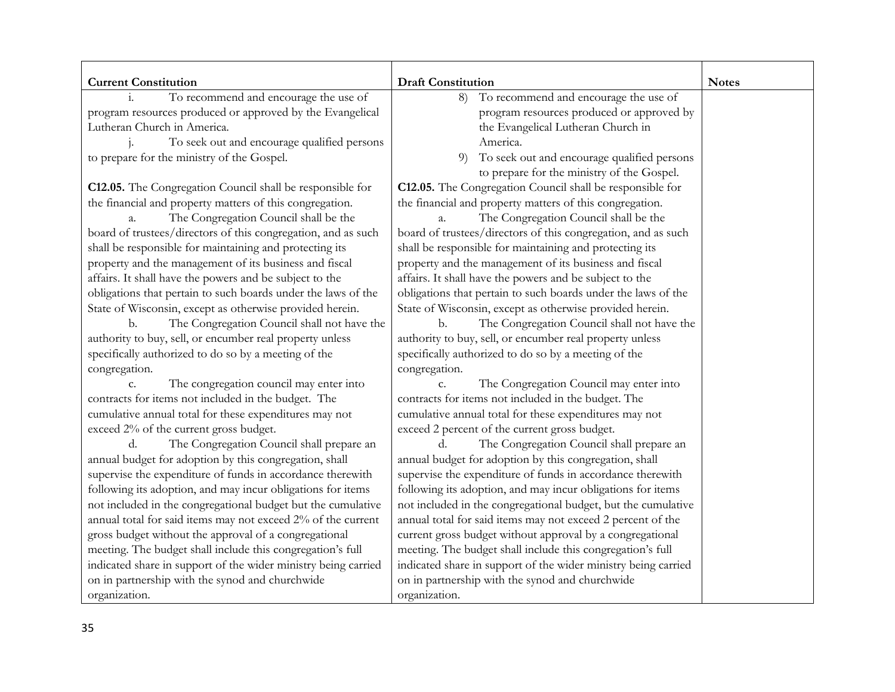| Current Constitution | Draft Constitution | Notes |
|---|---|---|
| i. To recommend and encourage the use of program resources produced or approved by the Evangelical Lutheran Church in America.<br>j. To seek out and encourage qualified persons to prepare for the ministry of the Gospel. | 8) To recommend and encourage the use of program resources produced or approved by the Evangelical Lutheran Church in America.<br>9) To seek out and encourage qualified persons to prepare for the ministry of the Gospel. | |
| **C12.05.** The Congregation Council shall be responsible for the financial and property matters of this congregation.<br>a. The Congregation Council shall be the board of trustees/directors of this congregation, and as such shall be responsible for maintaining and protecting its property and the management of its business and fiscal affairs. It shall have the powers and be subject to the obligations that pertain to such boards under the laws of the State of Wisconsin, except as otherwise provided herein.<br>b. The Congregation Council shall not have the authority to buy, sell, or encumber real property unless specifically authorized to do so by a meeting of the congregation.<br>c. The congregation council may enter into contracts for items not included in the budget. The cumulative annual total for these expenditures may not exceed 2% of the current gross budget.<br>d. The Congregation Council shall prepare an annual budget for adoption by this congregation, shall supervise the expenditure of funds in accordance therewith following its adoption, and may incur obligations for items not included in the congregational budget but the cumulative annual total for said items may not exceed 2% of the current gross budget without the approval of a congregational meeting. The budget shall include this congregation's full indicated share in support of the wider ministry being carried on in partnership with the synod and churchwide organization. | **C12.05.** The Congregation Council shall be responsible for the financial and property matters of this congregation.<br>a. The Congregation Council shall be the board of trustees/directors of this congregation, and as such shall be responsible for maintaining and protecting its property and the management of its business and fiscal affairs. It shall have the powers and be subject to the obligations that pertain to such boards under the laws of the State of Wisconsin, except as otherwise provided herein.<br>b. The Congregation Council shall not have the authority to buy, sell, or encumber real property unless specifically authorized to do so by a meeting of the congregation.<br>c. The Congregation Council may enter into contracts for items not included in the budget. The cumulative annual total for these expenditures may not exceed 2 percent of the current gross budget.<br>d. The Congregation Council shall prepare an annual budget for adoption by this congregation, shall supervise the expenditure of funds in accordance therewith following its adoption, and may incur obligations for items not included in the congregational budget, but the cumulative annual total for said items may not exceed 2 percent of the current gross budget without approval by a congregational meeting. The budget shall include this congregation's full indicated share in support of the wider ministry being carried on in partnership with the synod and churchwide organization. | |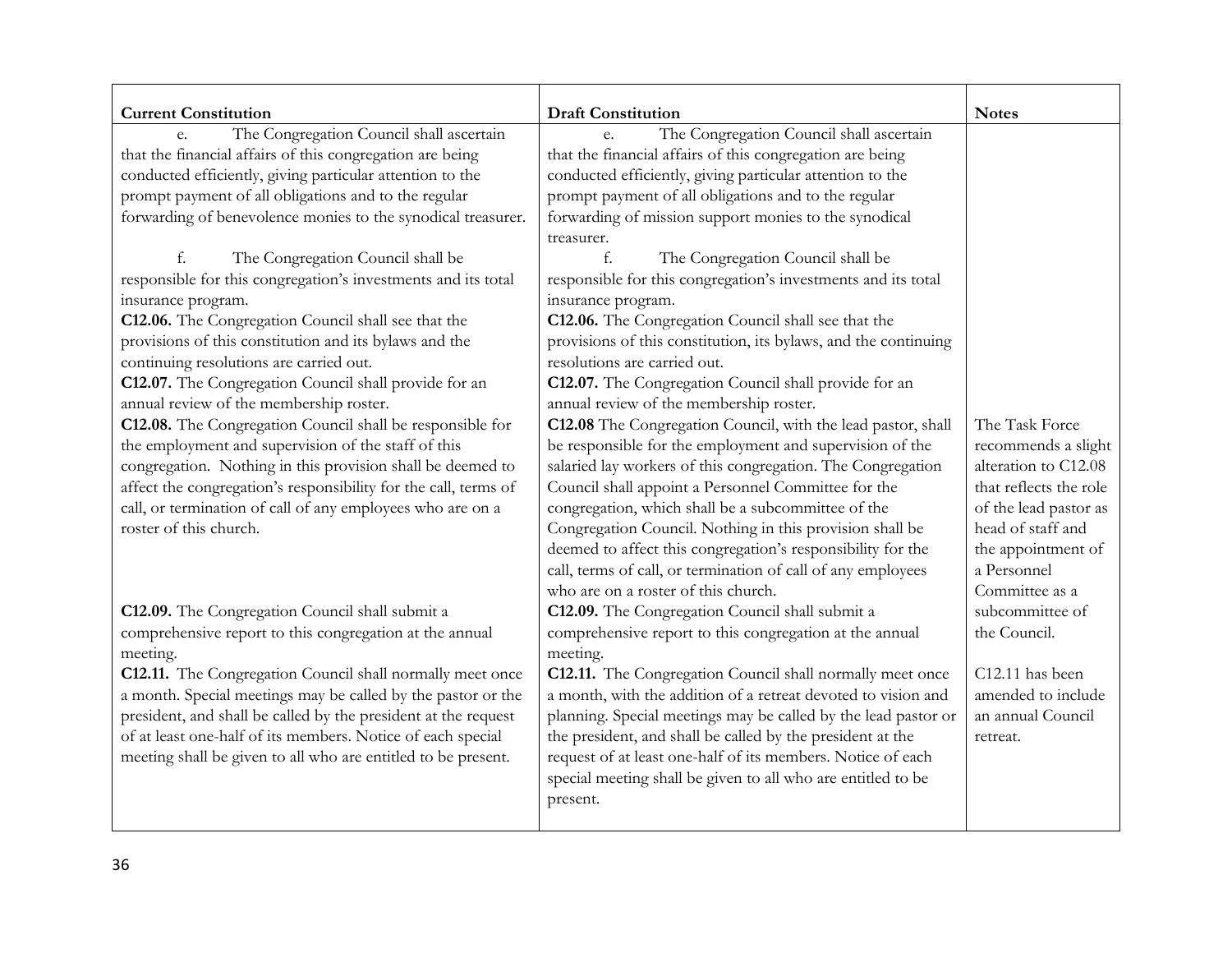| Current Constitution | Draft Constitution | Notes |
|---|---|---|
| e. The Congregation Council shall ascertain that the financial affairs of this congregation are being conducted efficiently, giving particular attention to the prompt payment of all obligations and to the regular forwarding of benevolence monies to the synodical treasurer. | e. The Congregation Council shall ascertain that the financial affairs of this congregation are being conducted efficiently, giving particular attention to the prompt payment of all obligations and to the regular forwarding of mission support monies to the synodical treasurer. | |
| f. The Congregation Council shall be responsible for this congregation's investments and its total insurance program. | f. The Congregation Council shall be responsible for this congregation's investments and its total insurance program. | |
| **C12.06.** The Congregation Council shall see that the provisions of this constitution and its bylaws and the continuing resolutions are carried out. | **C12.06.** The Congregation Council shall see that the provisions of this constitution, its bylaws, and the continuing resolutions are carried out. | |
| **C12.07.** The Congregation Council shall provide for an annual review of the membership roster. | **C12.07.** The Congregation Council shall provide for an annual review of the membership roster. | |
| **C12.08.** The Congregation Council shall be responsible for the employment and supervision of the staff of this congregation. Nothing in this provision shall be deemed to affect the congregation's responsibility for the call, terms of call, or termination of call of any employees who are on a roster of this church. | **C12.08** The Congregation Council, with the lead pastor, shall be responsible for the employment and supervision of the salaried lay workers of this congregation. The Congregation Council shall appoint a Personnel Committee for the congregation, which shall be a subcommittee of the Congregation Council. Nothing in this provision shall be deemed to affect this congregation's responsibility for the call, terms of call, or termination of call of any employees who are on a roster of this church. | The Task Force recommends a slight alteration to C12.08 that reflects the role of the lead pastor as head of staff and the appointment of a Personnel Committee as a subcommittee of the Council. |
| **C12.09.** The Congregation Council shall submit a comprehensive report to this congregation at the annual meeting. | **C12.09.** The Congregation Council shall submit a comprehensive report to this congregation at the annual meeting. | |
| **C12.11.** The Congregation Council shall normally meet once a month. Special meetings may be called by the pastor or the president, and shall be called by the president at the request of at least one-half of its members. Notice of each special meeting shall be given to all who are entitled to be present. | **C12.11.** The Congregation Council shall normally meet once a month, with the addition of a retreat devoted to vision and planning. Special meetings may be called by the lead pastor or the president, and shall be called by the president at the request of at least one-half of its members. Notice of each special meeting shall be given to all who are entitled to be present. | C12.11 has been amended to include an annual Council retreat. |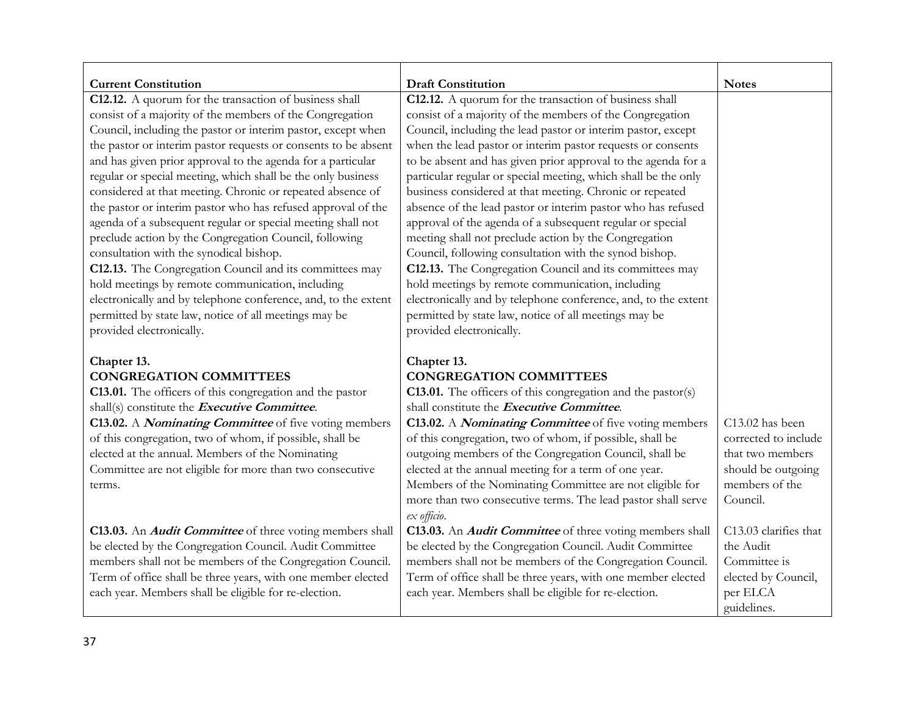| Current Constitution | Draft Constitution | Notes |
|---|---|---|
| **C12.12.** A quorum for the transaction of business shall consist of a majority of the members of the Congregation Council, including the pastor or interim pastor, except when the pastor or interim pastor requests or consents to be absent and has given prior approval to the agenda for a particular regular or special meeting, which shall be the only business considered at that meeting. Chronic or repeated absence of the pastor or interim pastor who has refused approval of the agenda of a subsequent regular or special meeting shall not preclude action by the Congregation Council, following consultation with the synodical bishop.<br>**C12.13.** The Congregation Council and its committees may hold meetings by remote communication, including electronically and by telephone conference, and, to the extent permitted by state law, notice of all meetings may be provided electronically. | **C12.12.** A quorum for the transaction of business shall consist of a majority of the members of the Congregation Council, including the lead pastor or interim pastor, except when the lead pastor or interim pastor requests or consents to be absent and has given prior approval to the agenda for a particular regular or special meeting, which shall be the only business considered at that meeting. Chronic or repeated absence of the lead pastor or interim pastor who has refused approval of the agenda of a subsequent regular or special meeting shall not preclude action by the Congregation Council, following consultation with the synod bishop.<br>**C12.13.** The Congregation Council and its committees may hold meetings by remote communication, including electronically and by telephone conference, and, to the extent permitted by state law, notice of all meetings may be provided electronically. | |
| **Chapter 13.**<br>**CONGREGATION COMMITTEES**<br>**C13.01.** The officers of this congregation and the pastor shall(s) constitute the ***Executive Committee***.<br>**C13.02.** A ***Nominating Committee*** of five voting members of this congregation, two of whom, if possible, shall be elected at the annual. Members of the Nominating Committee are not eligible for more than two consecutive terms. | **Chapter 13.**<br>**CONGREGATION COMMITTEES**<br>**C13.01.** The officers of this congregation and the pastor(s) shall constitute the ***Executive Committee***.<br>**C13.02.** A ***Nominating Committee*** of five voting members of this congregation, two of whom, if possible, shall be outgoing members of the Congregation Council, shall be elected at the annual meeting for a term of one year. Members of the Nominating Committee are not eligible for more than two consecutive terms. The lead pastor shall serve *ex officio*. | C13.02 has been corrected to include that two members should be outgoing members of the Council. |
| **C13.03.** An ***Audit Committee*** of three voting members shall be elected by the Congregation Council. Audit Committee members shall not be members of the Congregation Council. Term of office shall be three years, with one member elected each year. Members shall be eligible for re-election. | **C13.03.** An ***Audit Committee*** of three voting members shall be elected by the Congregation Council. Audit Committee members shall not be members of the Congregation Council. Term of office shall be three years, with one member elected each year. Members shall be eligible for re-election. | C13.03 clarifies that the Audit Committee is elected by Council, per ELCA guidelines. |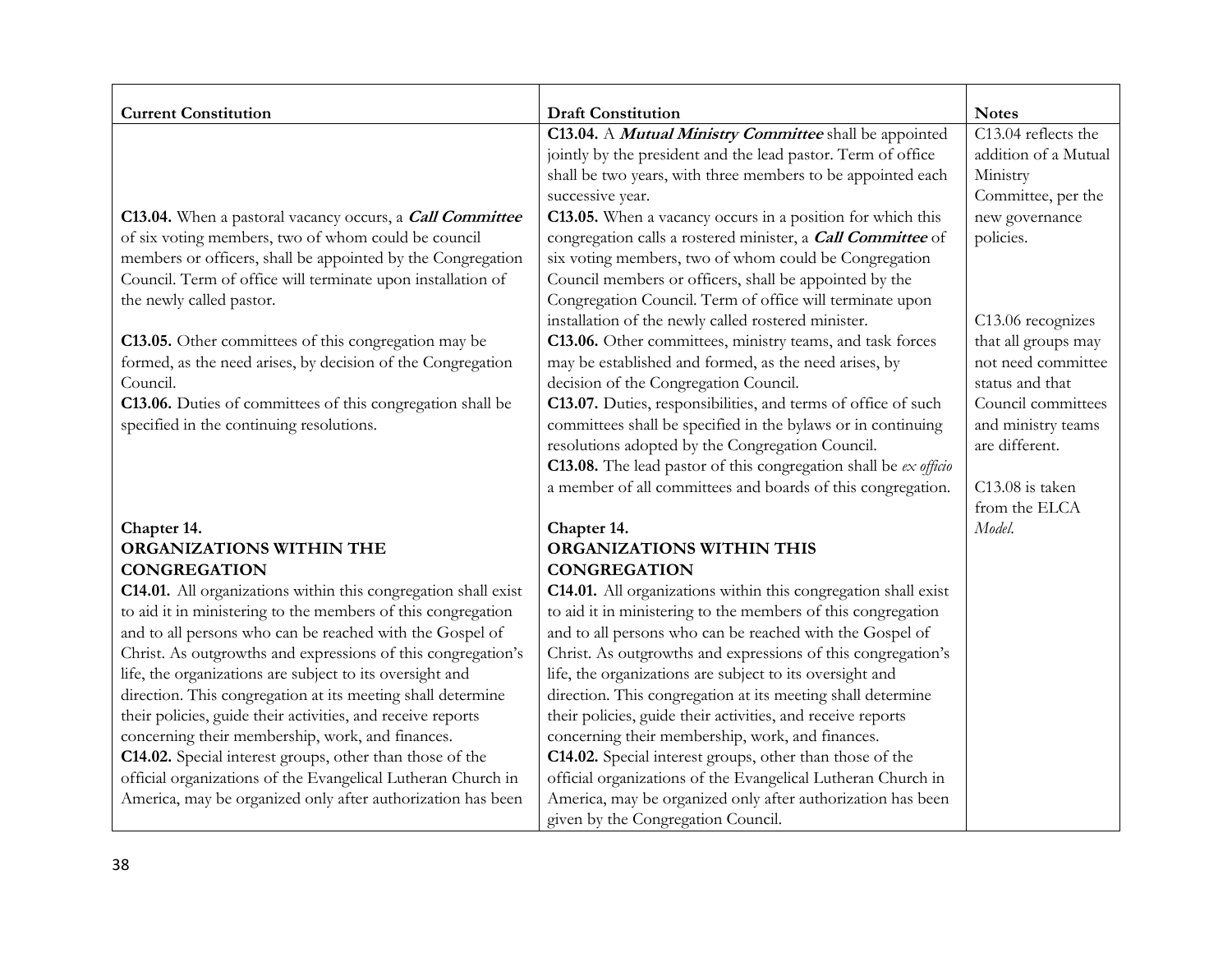| Current Constitution | Draft Constitution | Notes |
|---|---|---|
| | **C13.04.** A ***Mutual Ministry Committee*** shall be appointed jointly by the president and the lead pastor. Term of office shall be two years, with three members to be appointed each successive year. | C13.04 reflects the addition of a Mutual Ministry Committee, per the new governance policies. |
| **C13.04.** When a pastoral vacancy occurs, a ***Call Committee*** of six voting members, two of whom could be council members or officers, shall be appointed by the Congregation Council. Term of office will terminate upon installation of the newly called pastor. | **C13.05.** When a vacancy occurs in a position for which this congregation calls a rostered minister, a ***Call Committee*** of six voting members, two of whom could be Congregation Council members or officers, shall be appointed by the Congregation Council. Term of office will terminate upon installation of the newly called rostered minister. | |
| **C13.05.** Other committees of this congregation may be formed, as the need arises, by decision of the Congregation Council. | **C13.06.** Other committees, ministry teams, and task forces may be established and formed, as the need arises, by decision of the Congregation Council. | C13.06 recognizes that all groups may not need committee status and that Council committees and ministry teams are different. |
| **C13.06.** Duties of committees of this congregation shall be specified in the continuing resolutions. | **C13.07.** Duties, responsibilities, and terms of office of such committees shall be specified in the bylaws or in continuing resolutions adopted by the Congregation Council. | |
| | **C13.08.** The lead pastor of this congregation shall be *ex officio* a member of all committees and boards of this congregation. | C13.08 is taken from the ELCA *Model*. |
| **Chapter 14.**<br>**ORGANIZATIONS WITHIN THE CONGREGATION** | **Chapter 14.**<br>**ORGANIZATIONS WITHIN THIS CONGREGATION** | |
| **C14.01.** All organizations within this congregation shall exist to aid it in ministering to the members of this congregation and to all persons who can be reached with the Gospel of Christ. As outgrowths and expressions of this congregation's life, the organizations are subject to its oversight and direction. This congregation at its meeting shall determine their policies, guide their activities, and receive reports concerning their membership, work, and finances. | **C14.01.** All organizations within this congregation shall exist to aid it in ministering to the members of this congregation and to all persons who can be reached with the Gospel of Christ. As outgrowths and expressions of this congregation's life, the organizations are subject to its oversight and direction. This congregation at its meeting shall determine their policies, guide their activities, and receive reports concerning their membership, work, and finances. | |
| **C14.02.** Special interest groups, other than those of the official organizations of the Evangelical Lutheran Church in America, may be organized only after authorization has been | **C14.02.** Special interest groups, other than those of the official organizations of the Evangelical Lutheran Church in America, may be organized only after authorization has been given by the Congregation Council. | |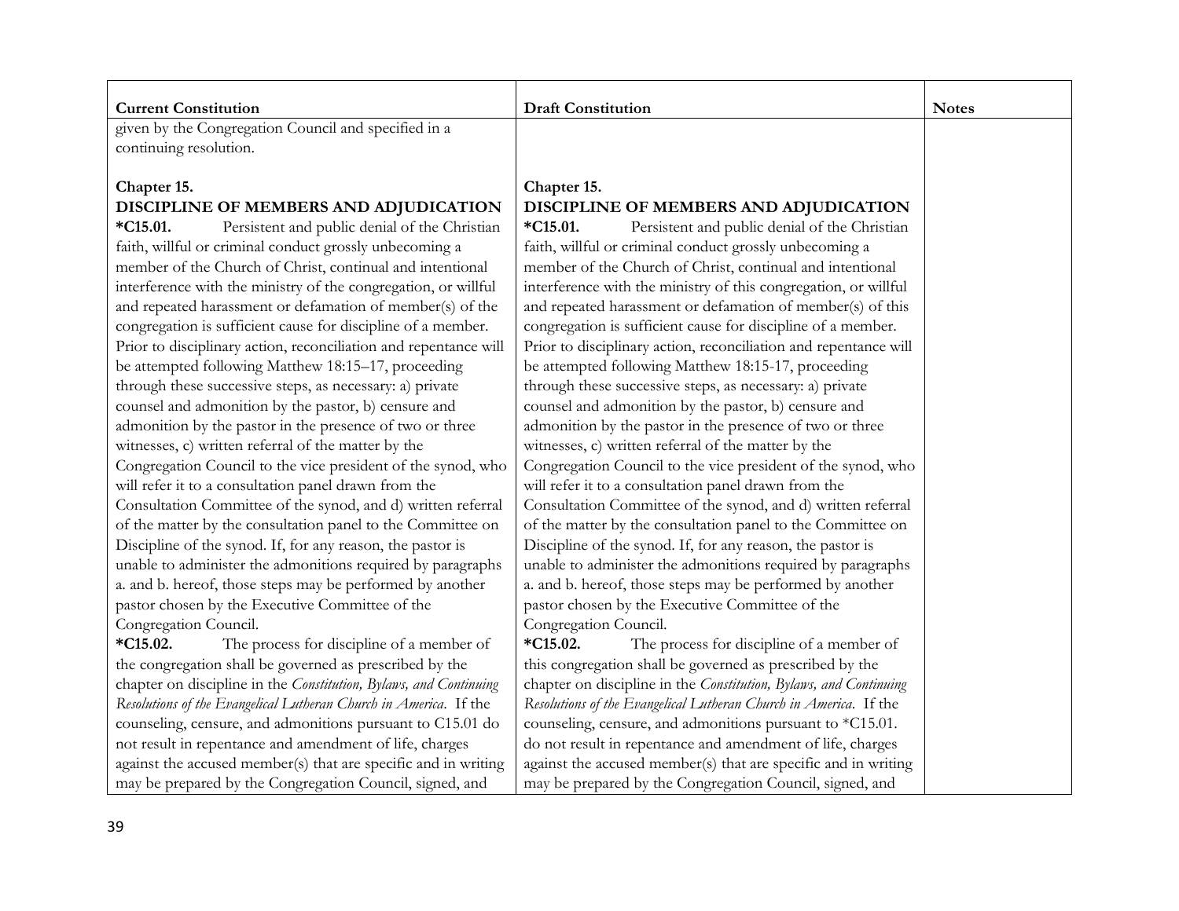| Current Constitution | Draft Constitution | Notes |
|---|---|---|
| given by the Congregation Council and specified in a continuing resolution. | | |
| **Chapter 15.**<br>**DISCIPLINE OF MEMBERS AND ADJUDICATION** | **Chapter 15.**<br>**DISCIPLINE OF MEMBERS AND ADJUDICATION** | |
| **\*C15.01.** Persistent and public denial of the Christian faith, willful or criminal conduct grossly unbecoming a member of the Church of Christ, continual and intentional interference with the ministry of the congregation, or willful and repeated harassment or defamation of member(s) of the congregation is sufficient cause for discipline of a member. Prior to disciplinary action, reconciliation and repentance will be attempted following Matthew 18:15–17, proceeding through these successive steps, as necessary: a) private counsel and admonition by the pastor, b) censure and admonition by the pastor in the presence of two or three witnesses, c) written referral of the matter by the Congregation Council to the vice president of the synod, who will refer it to a consultation panel drawn from the Consultation Committee of the synod, and d) written referral of the matter by the consultation panel to the Committee on Discipline of the synod. If, for any reason, the pastor is unable to administer the admonitions required by paragraphs a. and b. hereof, those steps may be performed by another pastor chosen by the Executive Committee of the Congregation Council. | **\*C15.01.** Persistent and public denial of the Christian faith, willful or criminal conduct grossly unbecoming a member of the Church of Christ, continual and intentional interference with the ministry of this congregation, or willful and repeated harassment or defamation of member(s) of this congregation is sufficient cause for discipline of a member. Prior to disciplinary action, reconciliation and repentance will be attempted following Matthew 18:15-17, proceeding through these successive steps, as necessary: a) private counsel and admonition by the pastor, b) censure and admonition by the pastor in the presence of two or three witnesses, c) written referral of the matter by the Congregation Council to the vice president of the synod, who will refer it to a consultation panel drawn from the Consultation Committee of the synod, and d) written referral of the matter by the consultation panel to the Committee on Discipline of the synod. If, for any reason, the pastor is unable to administer the admonitions required by paragraphs a. and b. hereof, those steps may be performed by another pastor chosen by the Executive Committee of the Congregation Council. | |
| **\*C15.02.** The process for discipline of a member of the congregation shall be governed as prescribed by the chapter on discipline in the *Constitution, Bylaws, and Continuing Resolutions of the Evangelical Lutheran Church in America*. If the counseling, censure, and admonitions pursuant to C15.01 do not result in repentance and amendment of life, charges against the accused member(s) that are specific and in writing may be prepared by the Congregation Council, signed, and | **\*C15.02.** The process for discipline of a member of this congregation shall be governed as prescribed by the chapter on discipline in the *Constitution, Bylaws, and Continuing Resolutions of the Evangelical Lutheran Church in America*. If the counseling, censure, and admonitions pursuant to \*C15.01. do not result in repentance and amendment of life, charges against the accused member(s) that are specific and in writing may be prepared by the Congregation Council, signed, and | |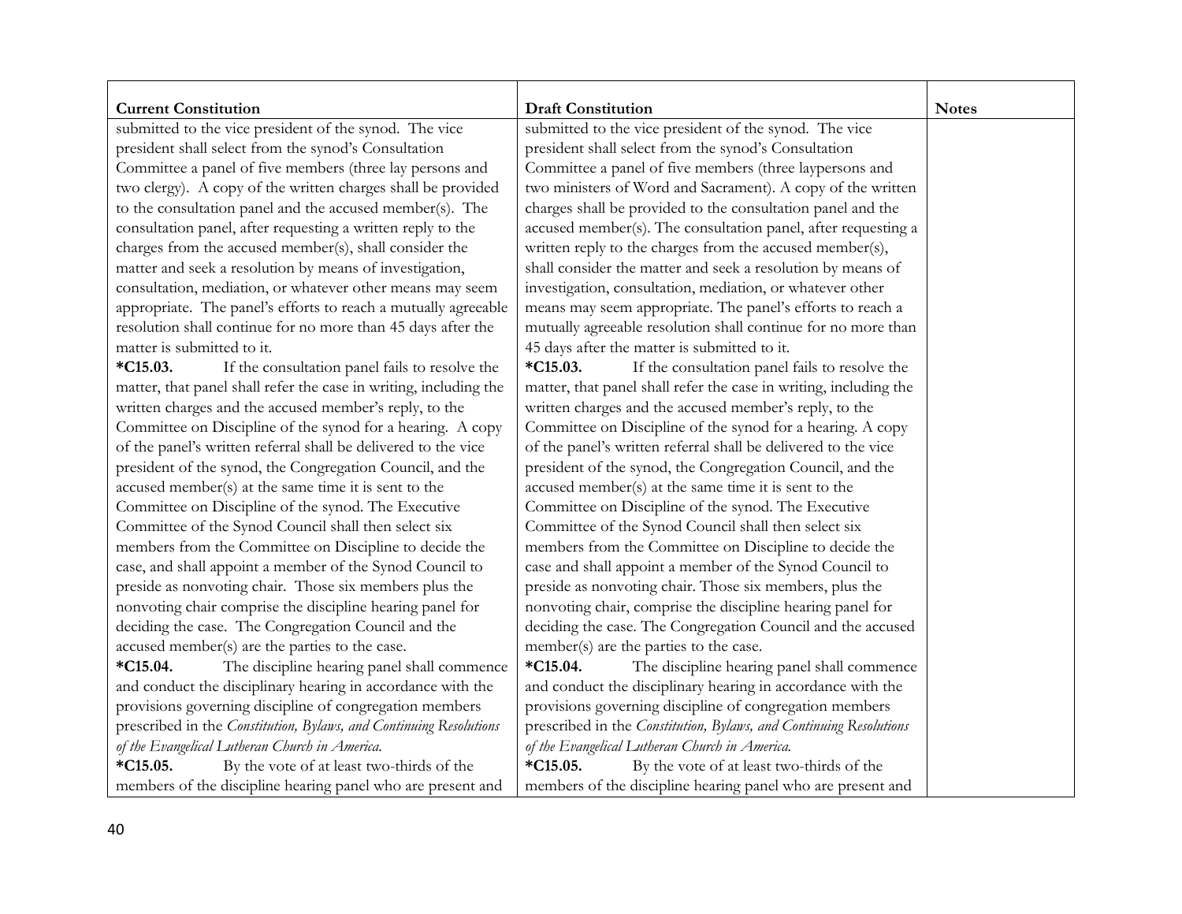| Current Constitution | Draft Constitution | Notes |
| --- | --- | --- |
| submitted to the vice president of the synod. The vice president shall select from the synod's Consultation Committee a panel of five members (three lay persons and two clergy). A copy of the written charges shall be provided to the consultation panel and the accused member(s). The consultation panel, after requesting a written reply to the charges from the accused member(s), shall consider the matter and seek a resolution by means of investigation, consultation, mediation, or whatever other means may seem appropriate. The panel's efforts to reach a mutually agreeable resolution shall continue for no more than 45 days after the matter is submitted to it.<br>**\*C15.03.** If the consultation panel fails to resolve the matter, that panel shall refer the case in writing, including the written charges and the accused member's reply, to the Committee on Discipline of the synod for a hearing. A copy of the panel's written referral shall be delivered to the vice president of the synod, the Congregation Council, and the accused member(s) at the same time it is sent to the Committee on Discipline of the synod. The Executive Committee of the Synod Council shall then select six members from the Committee on Discipline to decide the case, and shall appoint a member of the Synod Council to preside as nonvoting chair. Those six members plus the nonvoting chair comprise the discipline hearing panel for deciding the case. The Congregation Council and the accused member(s) are the parties to the case.<br>**\*C15.04.** The discipline hearing panel shall commence and conduct the disciplinary hearing in accordance with the provisions governing discipline of congregation members prescribed in the *Constitution, Bylaws, and Continuing Resolutions of the Evangelical Lutheran Church in America.*<br>**\*C15.05.** By the vote of at least two-thirds of the members of the discipline hearing panel who are present and | submitted to the vice president of the synod. The vice president shall select from the synod's Consultation Committee a panel of five members (three laypersons and two ministers of Word and Sacrament). A copy of the written charges shall be provided to the consultation panel and the accused member(s). The consultation panel, after requesting a written reply to the charges from the accused member(s), shall consider the matter and seek a resolution by means of investigation, consultation, mediation, or whatever other means may seem appropriate. The panel's efforts to reach a mutually agreeable resolution shall continue for no more than 45 days after the matter is submitted to it.<br>**\*C15.03.** If the consultation panel fails to resolve the matter, that panel shall refer the case in writing, including the written charges and the accused member's reply, to the Committee on Discipline of the synod for a hearing. A copy of the panel's written referral shall be delivered to the vice president of the synod, the Congregation Council, and the accused member(s) at the same time it is sent to the Committee on Discipline of the synod. The Executive Committee of the Synod Council shall then select six members from the Committee on Discipline to decide the case and shall appoint a member of the Synod Council to preside as nonvoting chair. Those six members, plus the nonvoting chair, comprise the discipline hearing panel for deciding the case. The Congregation Council and the accused member(s) are the parties to the case.<br>**\*C15.04.** The discipline hearing panel shall commence and conduct the disciplinary hearing in accordance with the provisions governing discipline of congregation members prescribed in the *Constitution, Bylaws, and Continuing Resolutions of the Evangelical Lutheran Church in America.*<br>**\*C15.05.** By the vote of at least two-thirds of the members of the discipline hearing panel who are present and | |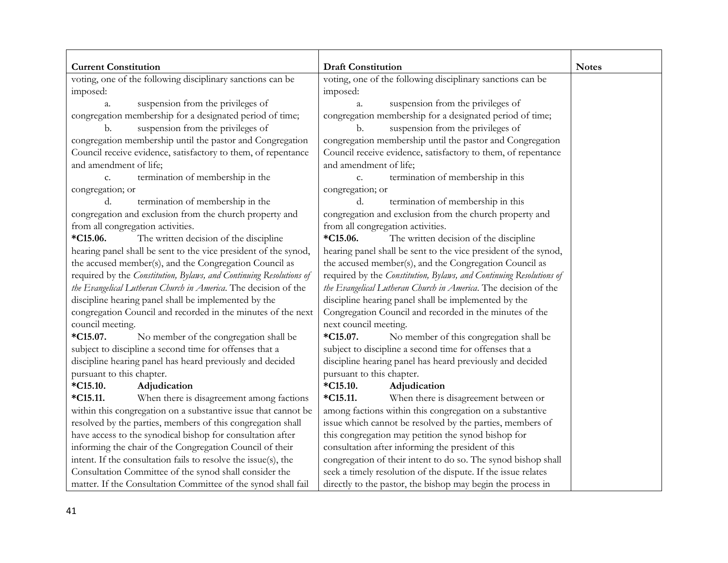| Current Constitution | Draft Constitution | Notes |
|---|---|---|
| voting, one of the following disciplinary sanctions can be imposed:<br>a. suspension from the privileges of congregation membership for a designated period of time;<br>b. suspension from the privileges of congregation membership until the pastor and Congregation Council receive evidence, satisfactory to them, of repentance and amendment of life;<br>c. termination of membership in the congregation; or<br>d. termination of membership in the congregation and exclusion from the church property and from all congregation activities. | voting, one of the following disciplinary sanctions can be imposed:<br>a. suspension from the privileges of congregation membership for a designated period of time;<br>b. suspension from the privileges of congregation membership until the pastor and Congregation Council receive evidence, satisfactory to them, of repentance and amendment of life;<br>c. termination of membership in this congregation; or<br>d. termination of membership in this congregation and exclusion from the church property and from all congregation activities. | |
| **\*C15.06.** The written decision of the discipline hearing panel shall be sent to the vice president of the synod, the accused member(s), and the Congregation Council as required by the *Constitution, Bylaws, and Continuing Resolutions of the Evangelical Lutheran Church in America*. The decision of the discipline hearing panel shall be implemented by the congregation Council and recorded in the minutes of the next council meeting. | **\*C15.06.** The written decision of the discipline hearing panel shall be sent to the vice president of the synod, the accused member(s), and the Congregation Council as required by the *Constitution, Bylaws, and Continuing Resolutions of the Evangelical Lutheran Church in America*. The decision of the discipline hearing panel shall be implemented by the Congregation Council and recorded in the minutes of the next council meeting. | |
| **\*C15.07.** No member of the congregation shall be subject to discipline a second time for offenses that a discipline hearing panel has heard previously and decided pursuant to this chapter. | **\*C15.07.** No member of this congregation shall be subject to discipline a second time for offenses that a discipline hearing panel has heard previously and decided pursuant to this chapter. | |
| **\*C15.10. Adjudication** | **\*C15.10. Adjudication** | |
| **\*C15.11.** When there is disagreement among factions within this congregation on a substantive issue that cannot be resolved by the parties, members of this congregation shall have access to the synodical bishop for consultation after informing the chair of the Congregation Council of their intent. If the consultation fails to resolve the issue(s), the Consultation Committee of the synod shall consider the matter. If the Consultation Committee of the synod shall fail | **\*C15.11.** When there is disagreement between or among factions within this congregation on a substantive issue which cannot be resolved by the parties, members of this congregation may petition the synod bishop for consultation after informing the president of this congregation of their intent to do so. The synod bishop shall seek a timely resolution of the dispute. If the issue relates directly to the pastor, the bishop may begin the process in | |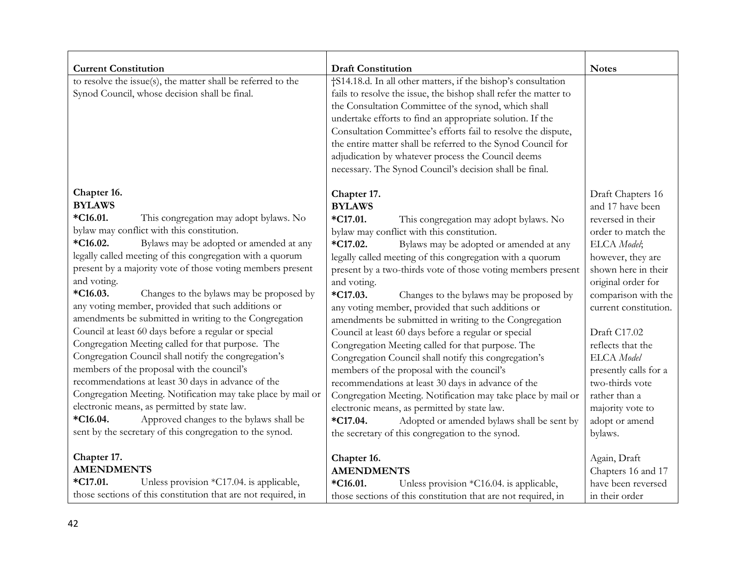| Current Constitution | Draft Constitution | Notes |
|---|---|---|
| to resolve the issue(s), the matter shall be referred to the Synod Council, whose decision shall be final. | †S14.18.d. In all other matters, if the bishop's consultation fails to resolve the issue, the bishop shall refer the matter to the Consultation Committee of the synod, which shall undertake efforts to find an appropriate solution. If the Consultation Committee's efforts fail to resolve the dispute, the entire matter shall be referred to the Synod Council for adjudication by whatever process the Council deems necessary. The Synod Council's decision shall be final. | |
| **Chapter 16.**<br>**BYLAWS**<br>**\*C16.01.** This congregation may adopt bylaws. No bylaw may conflict with this constitution.<br>**\*C16.02.** Bylaws may be adopted or amended at any legally called meeting of this congregation with a quorum present by a majority vote of those voting members present and voting.<br>**\*C16.03.** Changes to the bylaws may be proposed by any voting member, provided that such additions or amendments be submitted in writing to the Congregation Council at least 60 days before a regular or special Congregation Meeting called for that purpose. The Congregation Council shall notify the congregation's members of the proposal with the council's recommendations at least 30 days in advance of the Congregation Meeting. Notification may take place by mail or electronic means, as permitted by state law.<br>**\*C16.04.** Approved changes to the bylaws shall be sent by the secretary of this congregation to the synod. | **Chapter 17.**<br>**BYLAWS**<br>**\*C17.01.** This congregation may adopt bylaws. No bylaw may conflict with this constitution.<br>**\*C17.02.** Bylaws may be adopted or amended at any legally called meeting of this congregation with a quorum present by a two-thirds vote of those voting members present and voting.<br>**\*C17.03.** Changes to the bylaws may be proposed by any voting member, provided that such additions or amendments be submitted in writing to the Congregation Council at least 60 days before a regular or special Congregation Meeting called for that purpose. The Congregation Council shall notify this congregation's members of the proposal with the council's recommendations at least 30 days in advance of the Congregation Meeting. Notification may take place by mail or electronic means, as permitted by state law.<br>**\*C17.04.** Adopted or amended bylaws shall be sent by the secretary of this congregation to the synod. | Draft Chapters 16 and 17 have been reversed in their order to match the ELCA *Model*; however, they are shown here in their original order for comparison with the current constitution.<br><br>Draft C17.02 reflects that the ELCA *Model* presently calls for a two-thirds vote rather than a majority vote to adopt or amend bylaws. |
| **Chapter 17.**<br>**AMENDMENTS**<br>**\*C17.01.** Unless provision \*C17.04. is applicable, those sections of this constitution that are not required, in | **Chapter 16.**<br>**AMENDMENTS**<br>**\*C16.01.** Unless provision \*C16.04. is applicable, those sections of this constitution that are not required, in | Again, Draft Chapters 16 and 17 have been reversed in their order |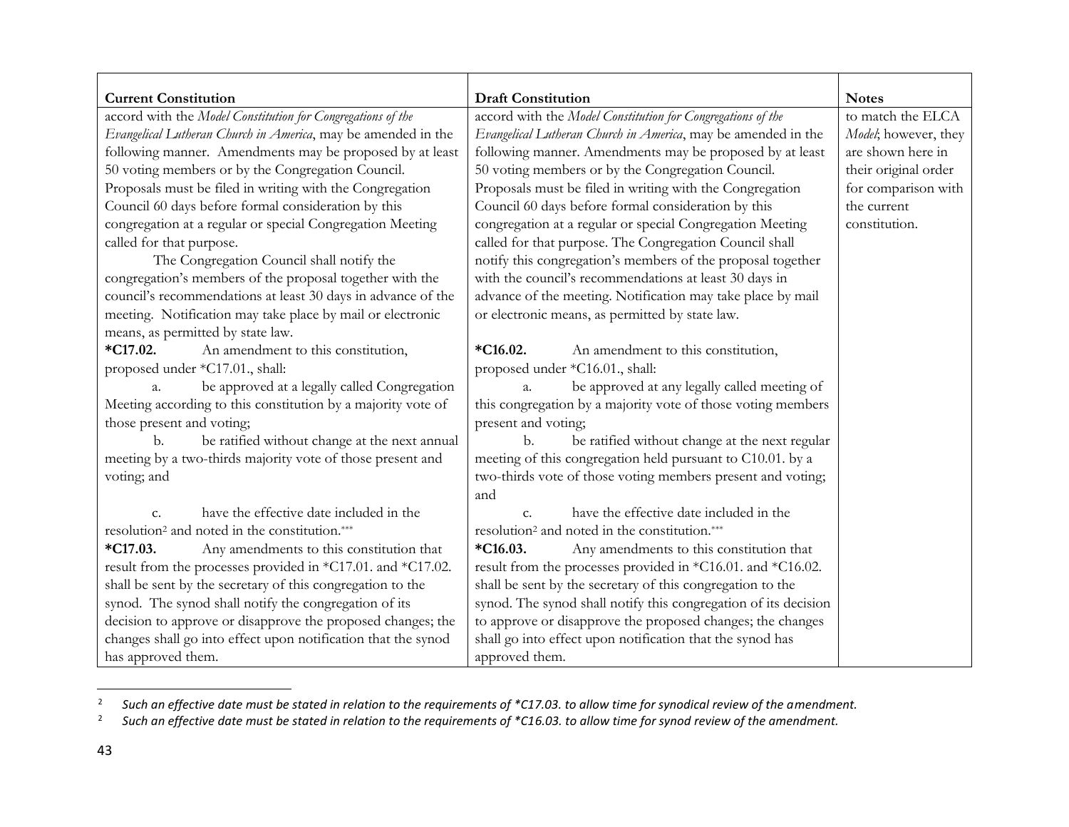| **Current Constitution** | **Draft Constitution** | **Notes** |
|---|---|---|
| accord with the *Model Constitution for Congregations of the Evangelical Lutheran Church in America*, may be amended in the following manner. Amendments may be proposed by at least 50 voting members or by the Congregation Council. Proposals must be filed in writing with the Congregation Council 60 days before formal consideration by this congregation at a regular or special Congregation Meeting called for that purpose.<br>The Congregation Council shall notify the congregation's members of the proposal together with the council's recommendations at least 30 days in advance of the meeting. Notification may take place by mail or electronic means, as permitted by state law. | accord with the *Model Constitution for Congregations of the Evangelical Lutheran Church in America*, may be amended in the following manner. Amendments may be proposed by at least 50 voting members or by the Congregation Council. Proposals must be filed in writing with the Congregation Council 60 days before formal consideration by this congregation at a regular or special Congregation Meeting called for that purpose. The Congregation Council shall notify this congregation's members of the proposal together with the council's recommendations at least 30 days in advance of the meeting. Notification may take place by mail or electronic means, as permitted by state law. | to match the ELCA *Model*; however, they are shown here in their original order for comparison with the current constitution. |
| **\*C17.02.** An amendment to this constitution, proposed under \*C17.01., shall:<br>a. be approved at a legally called Congregation Meeting according to this constitution by a majority vote of those present and voting;<br>b. be ratified without change at the next annual meeting by a two-thirds majority vote of those present and voting; and<br>c. have the effective date included in the resolution[2] and noted in the constitution.\*\*\* | **\*C16.02.** An amendment to this constitution, proposed under \*C16.01., shall:<br>a. be approved at any legally called meeting of this congregation by a majority vote of those voting members present and voting;<br>b. be ratified without change at the next regular meeting of this congregation held pursuant to C10.01. by a two-thirds vote of those voting members present and voting; and<br>c. have the effective date included in the resolution[2] and noted in the constitution.\*\*\* | |
| **\*C17.03.** Any amendments to this constitution that result from the processes provided in \*C17.01. and \*C17.02. shall be sent by the secretary of this congregation to the synod. The synod shall notify the congregation of its decision to approve or disapprove the proposed changes; the changes shall go into effect upon notification that the synod has approved them. | **\*C16.03.** Any amendments to this constitution that result from the processes provided in \*C16.01. and \*C16.02. shall be sent by the secretary of this congregation to the synod. The synod shall notify this congregation of its decision to approve or disapprove the proposed changes; the changes shall go into effect upon notification that the synod has approved them. | |

[2] *Such an effective date must be stated in relation to the requirements of \*C17.03. to allow time for synodical review of the amendment.*

[2] *Such an effective date must be stated in relation to the requirements of \*C16.03. to allow time for synod review of the amendment.*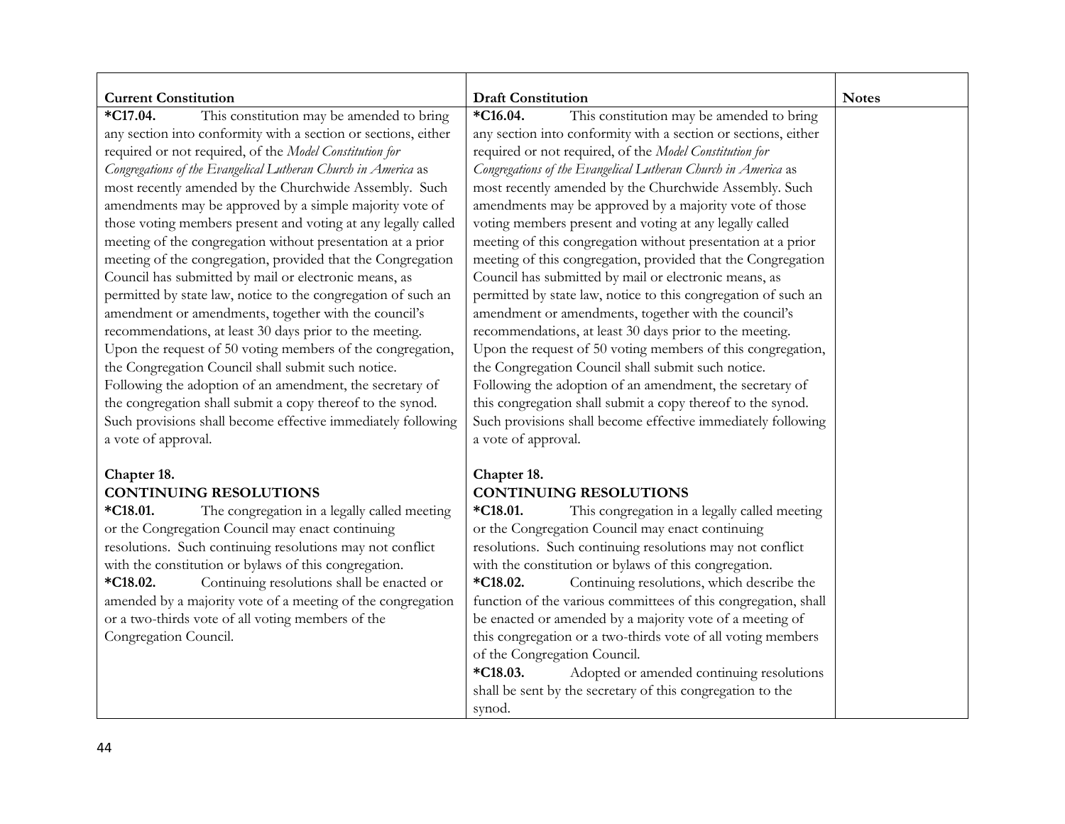| Current Constitution | Draft Constitution | Notes |
|---|---|---|
| ***C17.04.** This constitution may be amended to bring any section into conformity with a section or sections, either required or not required, of the *Model Constitution for Congregations of the Evangelical Lutheran Church in America* as most recently amended by the Churchwide Assembly. Such amendments may be approved by a simple majority vote of those voting members present and voting at any legally called meeting of the congregation without presentation at a prior meeting of the congregation, provided that the Congregation Council has submitted by mail or electronic means, as permitted by state law, notice to the congregation of such an amendment or amendments, together with the council's recommendations, at least 30 days prior to the meeting. Upon the request of 50 voting members of the congregation, the Congregation Council shall submit such notice. Following the adoption of an amendment, the secretary of the congregation shall submit a copy thereof to the synod. Such provisions shall become effective immediately following a vote of approval. | ***C16.04.** This constitution may be amended to bring any section into conformity with a section or sections, either required or not required, of the *Model Constitution for Congregations of the Evangelical Lutheran Church in America* as most recently amended by the Churchwide Assembly. Such amendments may be approved by a majority vote of those voting members present and voting at any legally called meeting of this congregation without presentation at a prior meeting of this congregation, provided that the Congregation Council has submitted by mail or electronic means, as permitted by state law, notice to this congregation of such an amendment or amendments, together with the council's recommendations, at least 30 days prior to the meeting. Upon the request of 50 voting members of this congregation, the Congregation Council shall submit such notice. Following the adoption of an amendment, the secretary of this congregation shall submit a copy thereof to the synod. Such provisions shall become effective immediately following a vote of approval. | |
| **Chapter 18.**<br>**CONTINUING RESOLUTIONS**<br>***C18.01.** The congregation in a legally called meeting or the Congregation Council may enact continuing resolutions. Such continuing resolutions may not conflict with the constitution or bylaws of this congregation.<br>***C18.02.** Continuing resolutions shall be enacted or amended by a majority vote of a meeting of the congregation or a two-thirds vote of all voting members of the Congregation Council. | **Chapter 18.**<br>**CONTINUING RESOLUTIONS**<br>***C18.01.** This congregation in a legally called meeting or the Congregation Council may enact continuing resolutions. Such continuing resolutions may not conflict with the constitution or bylaws of this congregation.<br>***C18.02.** Continuing resolutions, which describe the function of the various committees of this congregation, shall be enacted or amended by a majority vote of a meeting of this congregation or a two-thirds vote of all voting members of the Congregation Council.<br>***C18.03.** Adopted or amended continuing resolutions shall be sent by the secretary of this congregation to the synod. | |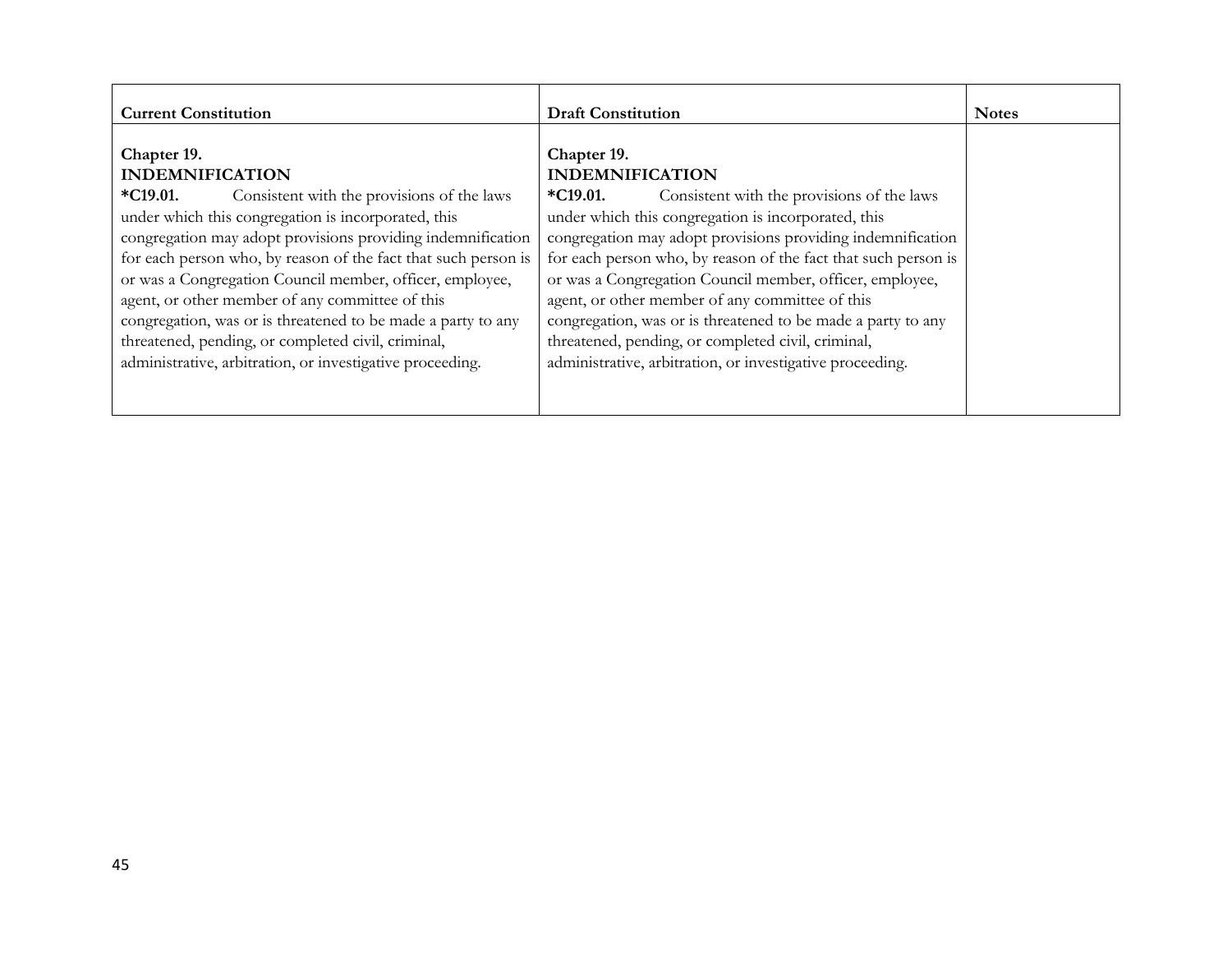| Current Constitution | Draft Constitution | Notes |
| --- | --- | --- |
| **Chapter 19.** <br> **INDEMNIFICATION** <br> ***C19.01.** Consistent with the provisions of the laws under which this congregation is incorporated, this congregation may adopt provisions providing indemnification for each person who, by reason of the fact that such person is or was a Congregation Council member, officer, employee, agent, or other member of any committee of this congregation, was or is threatened to be made a party to any threatened, pending, or completed civil, criminal, administrative, arbitration, or investigative proceeding. | **Chapter 19.** <br> **INDEMNIFICATION** <br> ***C19.01.** Consistent with the provisions of the laws under which this congregation is incorporated, this congregation may adopt provisions providing indemnification for each person who, by reason of the fact that such person is or was a Congregation Council member, officer, employee, agent, or other member of any committee of this congregation, was or is threatened to be made a party to any threatened, pending, or completed civil, criminal, administrative, arbitration, or investigative proceeding. | |